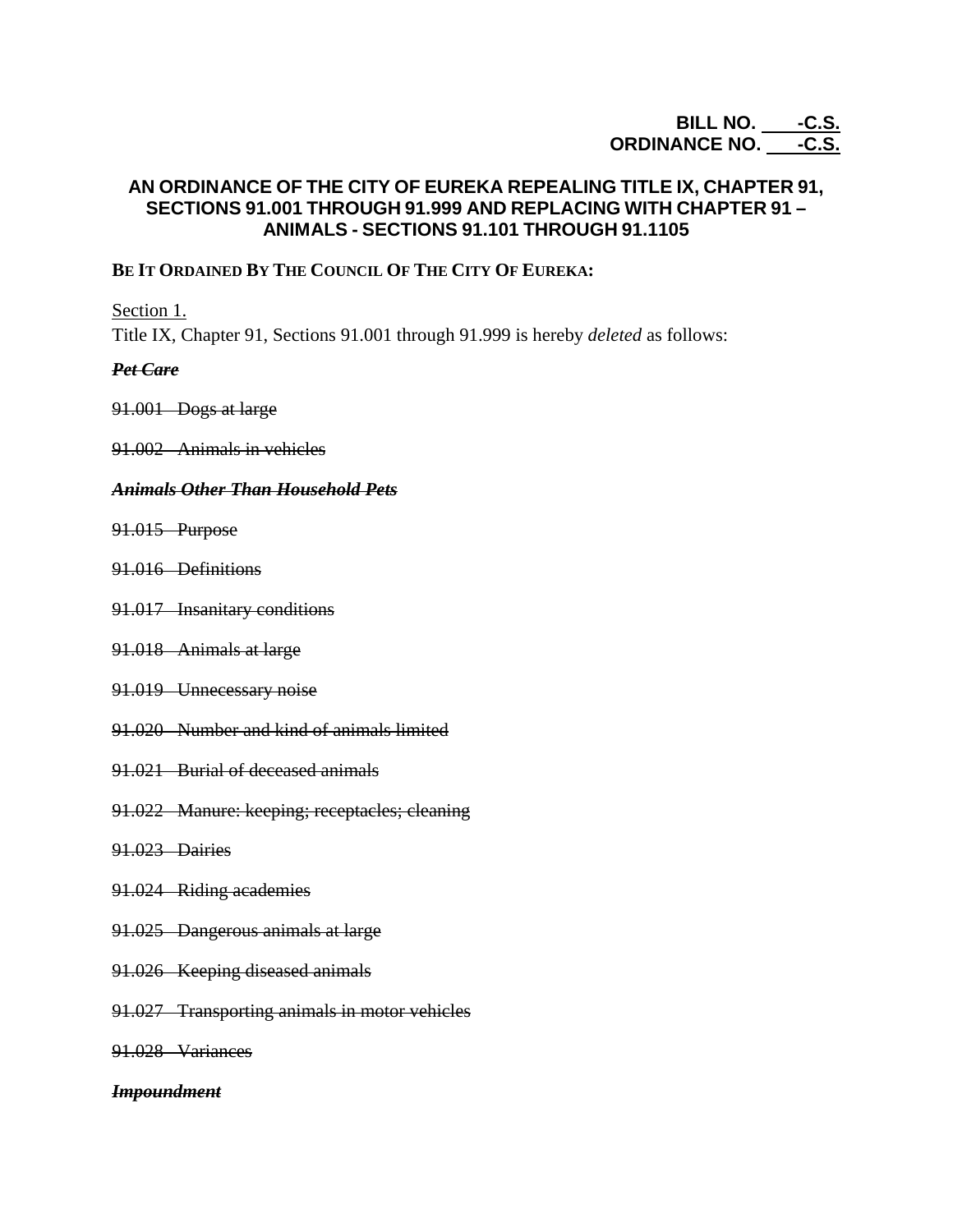**BILL NO. \_\_\_\_-C.S.**
**ORDINANCE NO. \_\_\_\_-C.S.**

# AN ORDINANCE OF THE CITY OF EUREKA REPEALING TITLE IX, CHAPTER 91, SECTIONS 91.001 THROUGH 91.999 AND REPLACING WITH CHAPTER 91 – ANIMALS - SECTIONS 91.101 THROUGH 91.1105

**BE IT ORDAINED BY THE COUNCIL OF THE CITY OF EUREKA:**

Section 1.

Title IX, Chapter 91, Sections 91.001 through 91.999 is hereby *deleted* as follows:

~~***Pet Care***~~

~~91.001 Dogs at large~~

~~91.002 Animals in vehicles~~

~~***Animals Other Than Household Pets***~~

~~91.015 Purpose~~

~~91.016 Definitions~~

~~91.017 Insanitary conditions~~

~~91.018 Animals at large~~

~~91.019 Unnecessary noise~~

~~91.020 Number and kind of animals limited~~

~~91.021 Burial of deceased animals~~

~~91.022 Manure: keeping; receptacles; cleaning~~

~~91.023 Dairies~~

~~91.024 Riding academies~~

~~91.025 Dangerous animals at large~~

~~91.026 Keeping diseased animals~~

~~91.027 Transporting animals in motor vehicles~~

~~91.028 Variances~~

~~***Impoundment***~~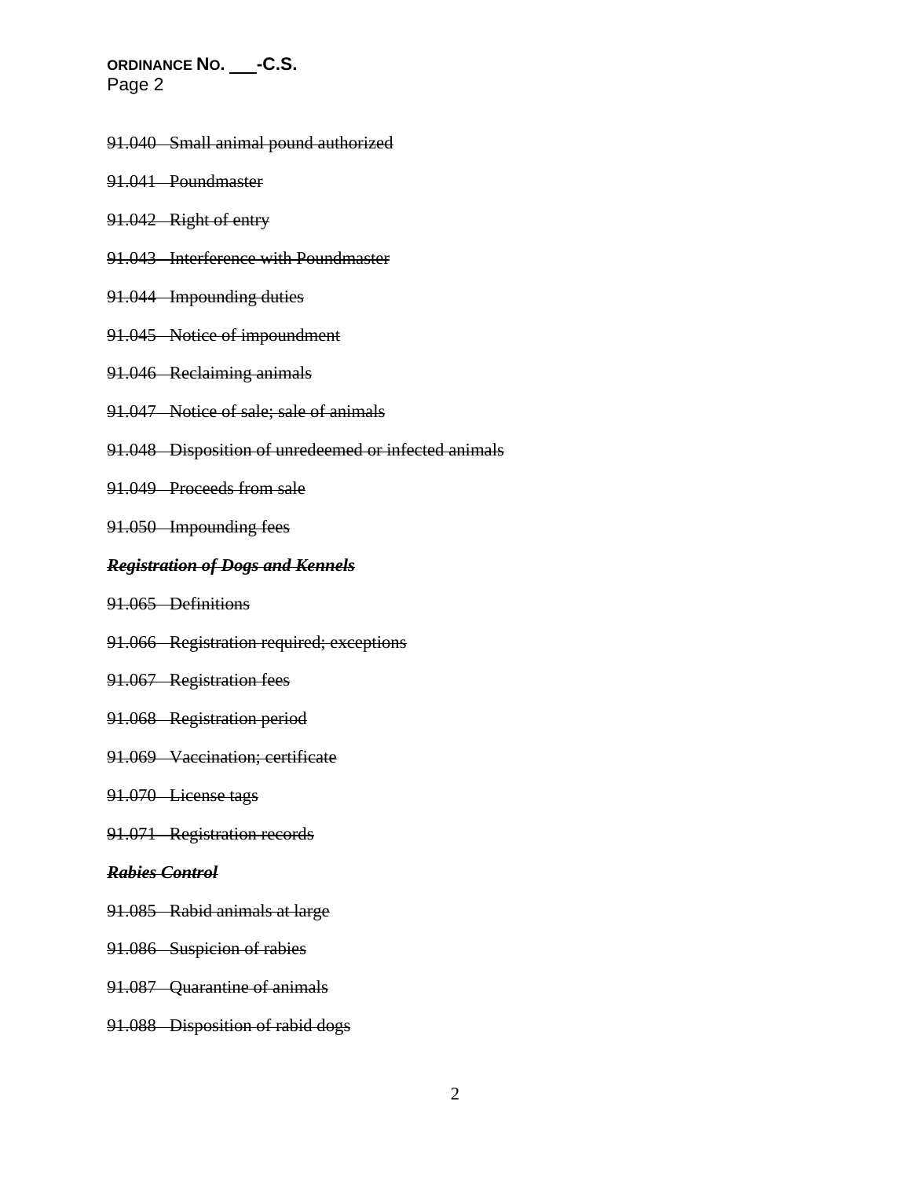~~91.040 Small animal pound authorized~~

~~91.041 Poundmaster~~

~~91.042 Right of entry~~

~~91.043 Interference with Poundmaster~~

~~91.044 Impounding duties~~

~~91.045 Notice of impoundment~~

~~91.046 Reclaiming animals~~

~~91.047 Notice of sale; sale of animals~~

~~91.048 Disposition of unredeemed or infected animals~~

~~91.049 Proceeds from sale~~

~~91.050 Impounding fees~~

***~~Registration of Dogs and Kennels~~***

~~91.065 Definitions~~

~~91.066 Registration required; exceptions~~

~~91.067 Registration fees~~

~~91.068 Registration period~~

~~91.069 Vaccination; certificate~~

~~91.070 License tags~~

~~91.071 Registration records~~

***~~Rabies Control~~***

~~91.085 Rabid animals at large~~

~~91.086 Suspicion of rabies~~

~~91.087 Quarantine of animals~~

~~91.088 Disposition of rabid dogs~~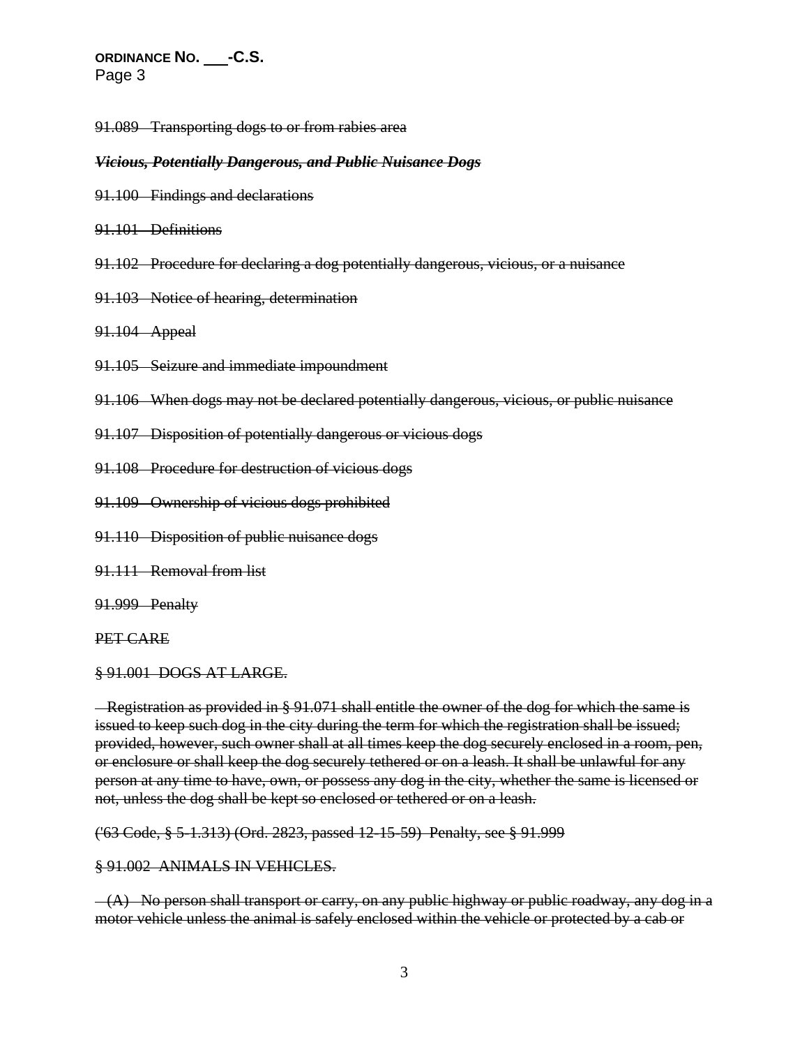~~91.089 Transporting dogs to or from rabies area~~

***~~Vicious, Potentially Dangerous, and Public Nuisance Dogs~~***

~~91.100 Findings and declarations~~

~~91.101 Definitions~~

~~91.102 Procedure for declaring a dog potentially dangerous, vicious, or a nuisance~~

~~91.103 Notice of hearing, determination~~

~~91.104 Appeal~~

~~91.105 Seizure and immediate impoundment~~

~~91.106 When dogs may not be declared potentially dangerous, vicious, or public nuisance~~

~~91.107 Disposition of potentially dangerous or vicious dogs~~

~~91.108 Procedure for destruction of vicious dogs~~

~~91.109 Ownership of vicious dogs prohibited~~

~~91.110 Disposition of public nuisance dogs~~

~~91.111 Removal from list~~

~~91.999 Penalty~~

~~PET CARE~~

~~§ 91.001 DOGS AT LARGE.~~

~~Registration as provided in § 91.071 shall entitle the owner of the dog for which the same is issued to keep such dog in the city during the term for which the registration shall be issued; provided, however, such owner shall at all times keep the dog securely enclosed in a room, pen, or enclosure or shall keep the dog securely tethered or on a leash. It shall be unlawful for any person at any time to have, own, or possess any dog in the city, whether the same is licensed or not, unless the dog shall be kept so enclosed or tethered or on a leash.~~

~~('63 Code, § 5-1.313) (Ord. 2823, passed 12-15-59) Penalty, see § 91.999~~

~~§ 91.002 ANIMALS IN VEHICLES.~~

~~(A) No person shall transport or carry, on any public highway or public roadway, any dog in a motor vehicle unless the animal is safely enclosed within the vehicle or protected by a cab or~~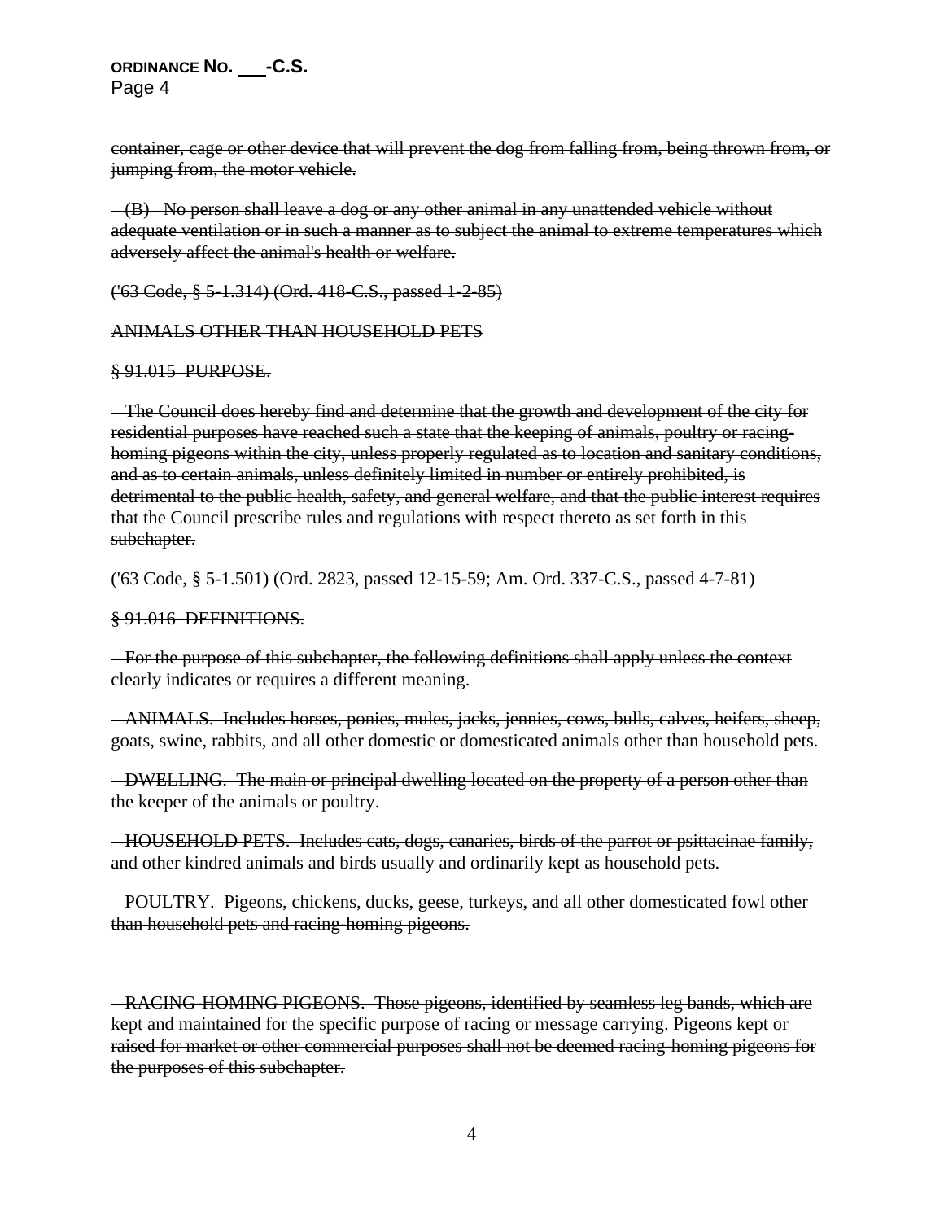~~container, cage or other device that will prevent the dog from falling from, being thrown from, or jumping from, the motor vehicle.~~

~~(B) No person shall leave a dog or any other animal in any unattended vehicle without adequate ventilation or in such a manner as to subject the animal to extreme temperatures which adversely affect the animal's health or welfare.~~

~~('63 Code, § 5-1.314) (Ord. 418-C.S., passed 1-2-85)~~

~~ANIMALS OTHER THAN HOUSEHOLD PETS~~

~~§ 91.015 PURPOSE.~~

~~The Council does hereby find and determine that the growth and development of the city for residential purposes have reached such a state that the keeping of animals, poultry or racing-homing pigeons within the city, unless properly regulated as to location and sanitary conditions, and as to certain animals, unless definitely limited in number or entirely prohibited, is detrimental to the public health, safety, and general welfare, and that the public interest requires that the Council prescribe rules and regulations with respect thereto as set forth in this subchapter.~~

~~('63 Code, § 5-1.501) (Ord. 2823, passed 12-15-59; Am. Ord. 337-C.S., passed 4-7-81)~~

~~§ 91.016 DEFINITIONS.~~

~~For the purpose of this subchapter, the following definitions shall apply unless the context clearly indicates or requires a different meaning.~~

~~ANIMALS. Includes horses, ponies, mules, jacks, jennies, cows, bulls, calves, heifers, sheep, goats, swine, rabbits, and all other domestic or domesticated animals other than household pets.~~

~~DWELLING. The main or principal dwelling located on the property of a person other than the keeper of the animals or poultry.~~

~~HOUSEHOLD PETS. Includes cats, dogs, canaries, birds of the parrot or psittacinae family, and other kindred animals and birds usually and ordinarily kept as household pets.~~

~~POULTRY. Pigeons, chickens, ducks, geese, turkeys, and all other domesticated fowl other than household pets and racing-homing pigeons.~~

~~RACING-HOMING PIGEONS. Those pigeons, identified by seamless leg bands, which are kept and maintained for the specific purpose of racing or message carrying. Pigeons kept or raised for market or other commercial purposes shall not be deemed racing-homing pigeons for the purposes of this subchapter.~~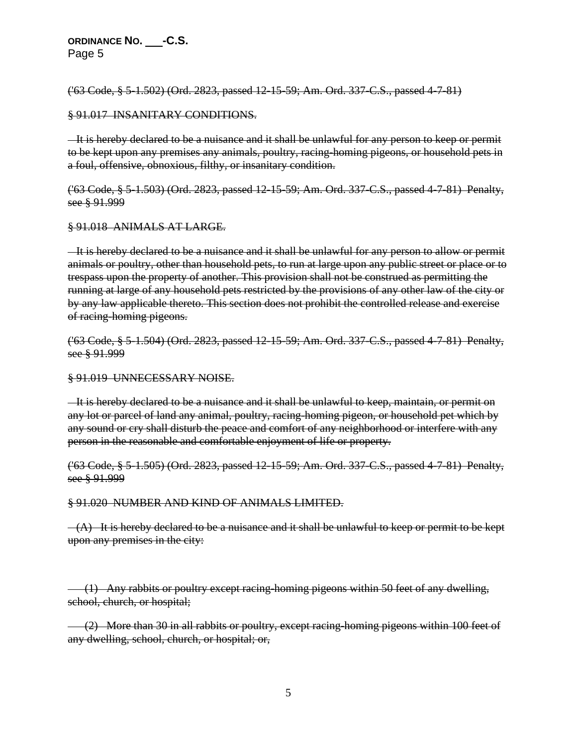~~('63 Code, § 5-1.502) (Ord. 2823, passed 12-15-59; Am. Ord. 337-C.S., passed 4-7-81)~~

~~§ 91.017 INSANITARY CONDITIONS.~~

~~It is hereby declared to be a nuisance and it shall be unlawful for any person to keep or permit to be kept upon any premises any animals, poultry, racing-homing pigeons, or household pets in a foul, offensive, obnoxious, filthy, or insanitary condition.~~

~~('63 Code, § 5-1.503) (Ord. 2823, passed 12-15-59; Am. Ord. 337-C.S., passed 4-7-81) Penalty, see § 91.999~~

~~§ 91.018 ANIMALS AT LARGE.~~

~~It is hereby declared to be a nuisance and it shall be unlawful for any person to allow or permit animals or poultry, other than household pets, to run at large upon any public street or place or to trespass upon the property of another. This provision shall not be construed as permitting the running at large of any household pets restricted by the provisions of any other law of the city or by any law applicable thereto. This section does not prohibit the controlled release and exercise of racing-homing pigeons.~~

~~('63 Code, § 5-1.504) (Ord. 2823, passed 12-15-59; Am. Ord. 337-C.S., passed 4-7-81) Penalty, see § 91.999~~

~~§ 91.019 UNNECESSARY NOISE.~~

~~It is hereby declared to be a nuisance and it shall be unlawful to keep, maintain, or permit on any lot or parcel of land any animal, poultry, racing-homing pigeon, or household pet which by any sound or cry shall disturb the peace and comfort of any neighborhood or interfere with any person in the reasonable and comfortable enjoyment of life or property.~~

~~('63 Code, § 5-1.505) (Ord. 2823, passed 12-15-59; Am. Ord. 337-C.S., passed 4-7-81) Penalty, see § 91.999~~

~~§ 91.020 NUMBER AND KIND OF ANIMALS LIMITED.~~

~~(A) It is hereby declared to be a nuisance and it shall be unlawful to keep or permit to be kept upon any premises in the city:~~

~~(1) Any rabbits or poultry except racing-homing pigeons within 50 feet of any dwelling, school, church, or hospital;~~

~~(2) More than 30 in all rabbits or poultry, except racing-homing pigeons within 100 feet of any dwelling, school, church, or hospital; or,~~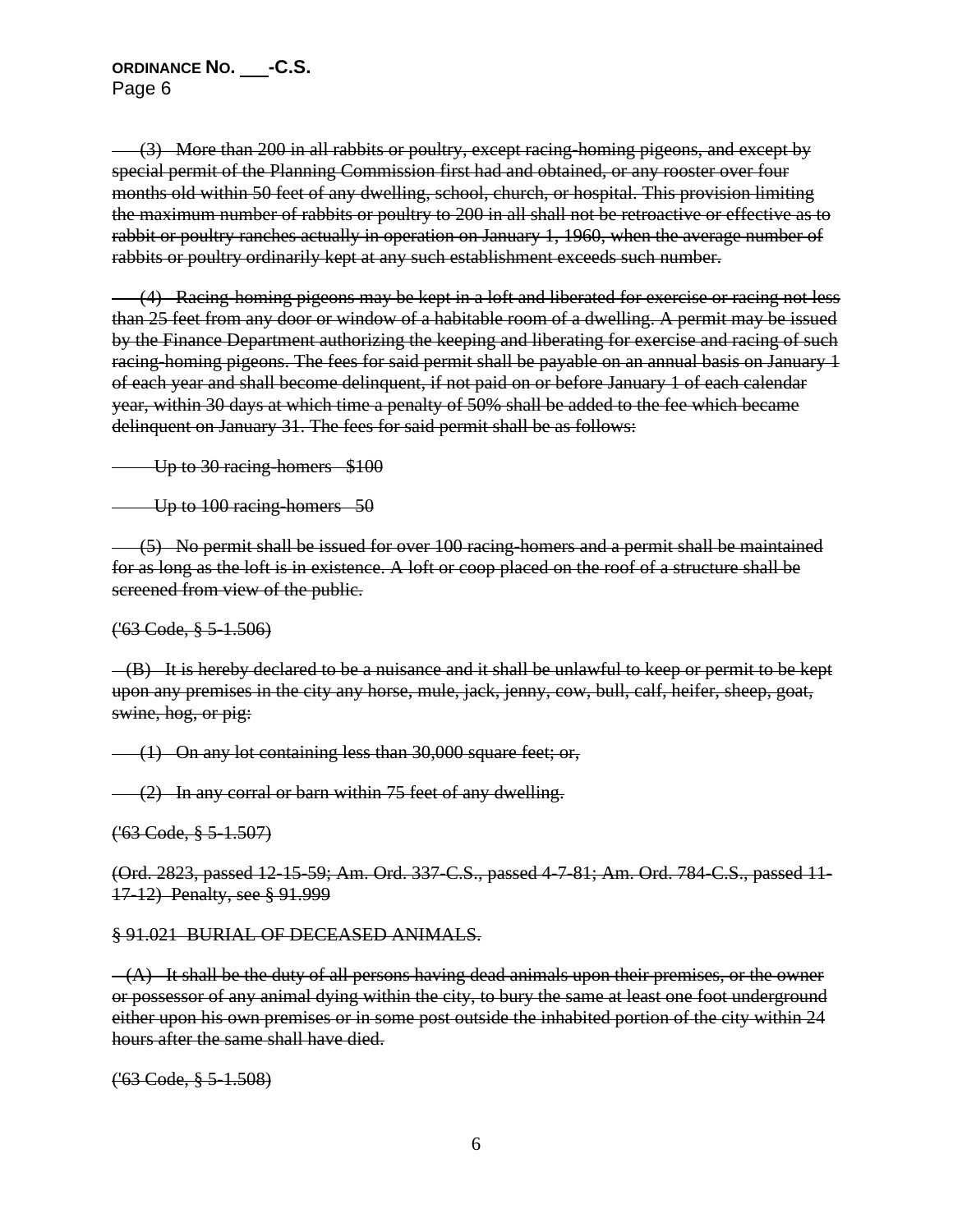~~(3) More than 200 in all rabbits or poultry, except racing-homing pigeons, and except by special permit of the Planning Commission first had and obtained, or any rooster over four months old within 50 feet of any dwelling, school, church, or hospital. This provision limiting the maximum number of rabbits or poultry to 200 in all shall not be retroactive or effective as to rabbit or poultry ranches actually in operation on January 1, 1960, when the average number of rabbits or poultry ordinarily kept at any such establishment exceeds such number.~~

~~(4) Racing-homing pigeons may be kept in a loft and liberated for exercise or racing not less than 25 feet from any door or window of a habitable room of a dwelling. A permit may be issued by the Finance Department authorizing the keeping and liberating for exercise and racing of such racing-homing pigeons. The fees for said permit shall be payable on an annual basis on January 1 of each year and shall become delinquent, if not paid on or before January 1 of each calendar year, within 30 days at which time a penalty of 50% shall be added to the fee which became delinquent on January 31. The fees for said permit shall be as follows:~~

~~Up to 30 racing-homers $100~~

~~Up to 100 racing-homers 50~~

~~(5) No permit shall be issued for over 100 racing-homers and a permit shall be maintained for as long as the loft is in existence. A loft or coop placed on the roof of a structure shall be screened from view of the public.~~

~~('63 Code, § 5-1.506)~~

~~(B) It is hereby declared to be a nuisance and it shall be unlawful to keep or permit to be kept upon any premises in the city any horse, mule, jack, jenny, cow, bull, calf, heifer, sheep, goat, swine, hog, or pig:~~

~~(1) On any lot containing less than 30,000 square feet; or,~~

~~(2) In any corral or barn within 75 feet of any dwelling.~~

~~('63 Code, § 5-1.507)~~

~~(Ord. 2823, passed 12-15-59; Am. Ord. 337-C.S., passed 4-7-81; Am. Ord. 784-C.S., passed 11-17-12) Penalty, see § 91.999~~

~~§ 91.021 BURIAL OF DECEASED ANIMALS.~~

~~(A) It shall be the duty of all persons having dead animals upon their premises, or the owner or possessor of any animal dying within the city, to bury the same at least one foot underground either upon his own premises or in some post outside the inhabited portion of the city within 24 hours after the same shall have died.~~

~~('63 Code, § 5-1.508)~~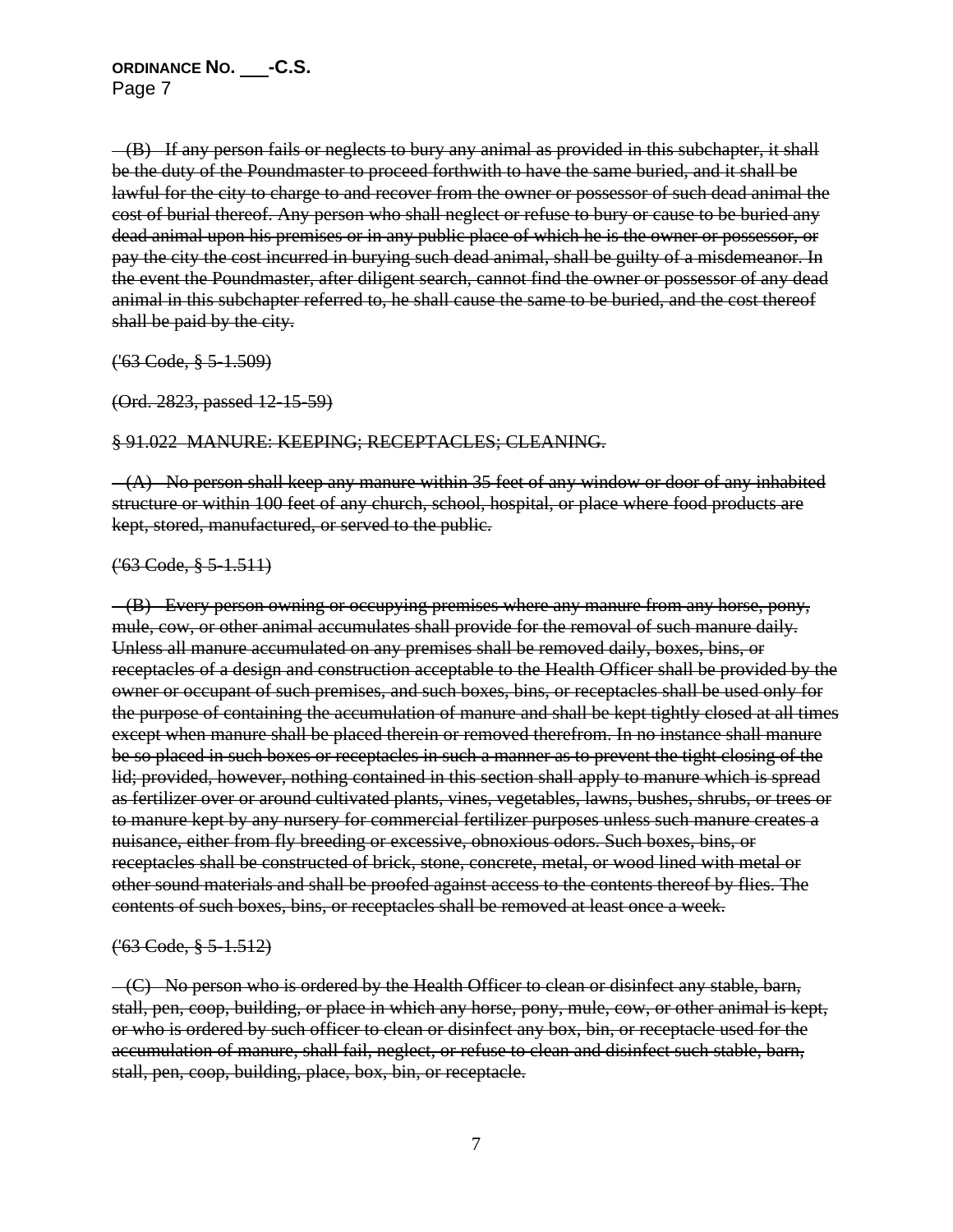~~(B) If any person fails or neglects to bury any animal as provided in this subchapter, it shall be the duty of the Poundmaster to proceed forthwith to have the same buried, and it shall be lawful for the city to charge to and recover from the owner or possessor of such dead animal the cost of burial thereof. Any person who shall neglect or refuse to bury or cause to be buried any dead animal upon his premises or in any public place of which he is the owner or possessor, or pay the city the cost incurred in burying such dead animal, shall be guilty of a misdemeanor. In the event the Poundmaster, after diligent search, cannot find the owner or possessor of any dead animal in this subchapter referred to, he shall cause the same to be buried, and the cost thereof shall be paid by the city.~~

~~('63 Code, § 5-1.509)~~

~~(Ord. 2823, passed 12-15-59)~~

~~§ 91.022 MANURE: KEEPING; RECEPTACLES; CLEANING.~~

~~(A) No person shall keep any manure within 35 feet of any window or door of any inhabited structure or within 100 feet of any church, school, hospital, or place where food products are kept, stored, manufactured, or served to the public.~~

~~('63 Code, § 5-1.511)~~

~~(B) Every person owning or occupying premises where any manure from any horse, pony, mule, cow, or other animal accumulates shall provide for the removal of such manure daily. Unless all manure accumulated on any premises shall be removed daily, boxes, bins, or receptacles of a design and construction acceptable to the Health Officer shall be provided by the owner or occupant of such premises, and such boxes, bins, or receptacles shall be used only for the purpose of containing the accumulation of manure and shall be kept tightly closed at all times except when manure shall be placed therein or removed therefrom. In no instance shall manure be so placed in such boxes or receptacles in such a manner as to prevent the tight closing of the lid; provided, however, nothing contained in this section shall apply to manure which is spread as fertilizer over or around cultivated plants, vines, vegetables, lawns, bushes, shrubs, or trees or to manure kept by any nursery for commercial fertilizer purposes unless such manure creates a nuisance, either from fly breeding or excessive, obnoxious odors. Such boxes, bins, or receptacles shall be constructed of brick, stone, concrete, metal, or wood lined with metal or other sound materials and shall be proofed against access to the contents thereof by flies. The contents of such boxes, bins, or receptacles shall be removed at least once a week.~~

~~('63 Code, § 5-1.512)~~

~~(C) No person who is ordered by the Health Officer to clean or disinfect any stable, barn, stall, pen, coop, building, or place in which any horse, pony, mule, cow, or other animal is kept, or who is ordered by such officer to clean or disinfect any box, bin, or receptacle used for the accumulation of manure, shall fail, neglect, or refuse to clean and disinfect such stable, barn, stall, pen, coop, building, place, box, bin, or receptacle.~~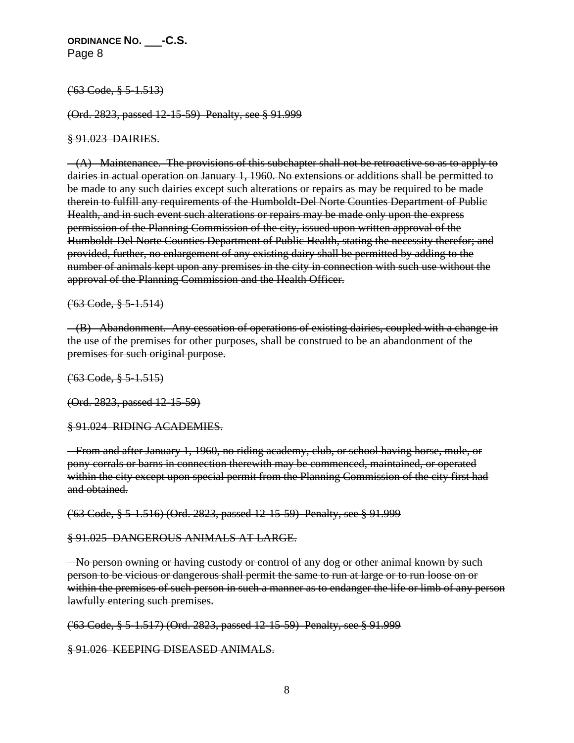ORDINANCE No. ___-C.S.
Page 8

~~('63 Code, § 5-1.513)~~

~~(Ord. 2823, passed 12-15-59) Penalty, see § 91.999~~

~~§ 91.023 DAIRIES.~~

~~(A) Maintenance. The provisions of this subchapter shall not be retroactive so as to apply to dairies in actual operation on January 1, 1960. No extensions or additions shall be permitted to be made to any such dairies except such alterations or repairs as may be required to be made therein to fulfill any requirements of the Humboldt-Del Norte Counties Department of Public Health, and in such event such alterations or repairs may be made only upon the express permission of the Planning Commission of the city, issued upon written approval of the Humboldt-Del Norte Counties Department of Public Health, stating the necessity therefor; and provided, further, no enlargement of any existing dairy shall be permitted by adding to the number of animals kept upon any premises in the city in connection with such use without the approval of the Planning Commission and the Health Officer.~~

~~('63 Code, § 5-1.514)~~

~~(B) Abandonment. Any cessation of operations of existing dairies, coupled with a change in the use of the premises for other purposes, shall be construed to be an abandonment of the premises for such original purpose.~~

~~('63 Code, § 5-1.515)~~

~~(Ord. 2823, passed 12-15-59)~~

~~§ 91.024 RIDING ACADEMIES.~~

~~From and after January 1, 1960, no riding academy, club, or school having horse, mule, or pony corrals or barns in connection therewith may be commenced, maintained, or operated within the city except upon special permit from the Planning Commission of the city first had and obtained.~~

~~('63 Code, § 5-1.516) (Ord. 2823, passed 12-15-59) Penalty, see § 91.999~~

~~§ 91.025 DANGEROUS ANIMALS AT LARGE.~~

~~No person owning or having custody or control of any dog or other animal known by such person to be vicious or dangerous shall permit the same to run at large or to run loose on or within the premises of such person in such a manner as to endanger the life or limb of any person lawfully entering such premises.~~

~~('63 Code, § 5-1.517) (Ord. 2823, passed 12-15-59) Penalty, see § 91.999~~

~~§ 91.026 KEEPING DISEASED ANIMALS.~~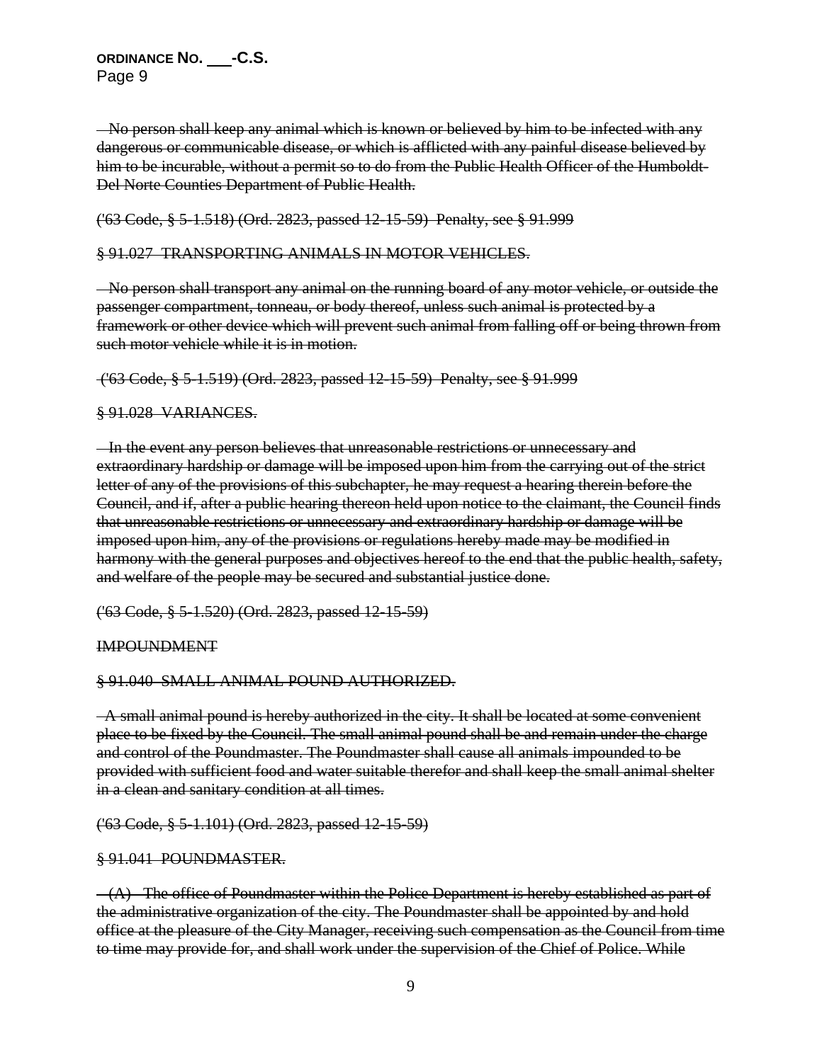No person shall keep any animal which is known or believed by him to be infected with any dangerous or communicable disease, or which is afflicted with any painful disease believed by him to be incurable, without a permit so to do from the Public Health Officer of the Humboldt-Del Norte Counties Department of Public Health.

('63 Code, § 5-1.518) (Ord. 2823, passed 12-15-59) Penalty, see § 91.999

§ 91.027 TRANSPORTING ANIMALS IN MOTOR VEHICLES.

No person shall transport any animal on the running board of any motor vehicle, or outside the passenger compartment, tonneau, or body thereof, unless such animal is protected by a framework or other device which will prevent such animal from falling off or being thrown from such motor vehicle while it is in motion.

('63 Code, § 5-1.519) (Ord. 2823, passed 12-15-59) Penalty, see § 91.999

§ 91.028 VARIANCES.

In the event any person believes that unreasonable restrictions or unnecessary and extraordinary hardship or damage will be imposed upon him from the carrying out of the strict letter of any of the provisions of this subchapter, he may request a hearing therein before the Council, and if, after a public hearing thereon held upon notice to the claimant, the Council finds that unreasonable restrictions or unnecessary and extraordinary hardship or damage will be imposed upon him, any of the provisions or regulations hereby made may be modified in harmony with the general purposes and objectives hereof to the end that the public health, safety, and welfare of the people may be secured and substantial justice done.

('63 Code, § 5-1.520) (Ord. 2823, passed 12-15-59)

IMPOUNDMENT

§ 91.040 SMALL ANIMAL POUND AUTHORIZED.

A small animal pound is hereby authorized in the city. It shall be located at some convenient place to be fixed by the Council. The small animal pound shall be and remain under the charge and control of the Poundmaster. The Poundmaster shall cause all animals impounded to be provided with sufficient food and water suitable therefor and shall keep the small animal shelter in a clean and sanitary condition at all times.

('63 Code, § 5-1.101) (Ord. 2823, passed 12-15-59)

§ 91.041 POUNDMASTER.

(A) The office of Poundmaster within the Police Department is hereby established as part of the administrative organization of the city. The Poundmaster shall be appointed by and hold office at the pleasure of the City Manager, receiving such compensation as the Council from time to time may provide for, and shall work under the supervision of the Chief of Police. While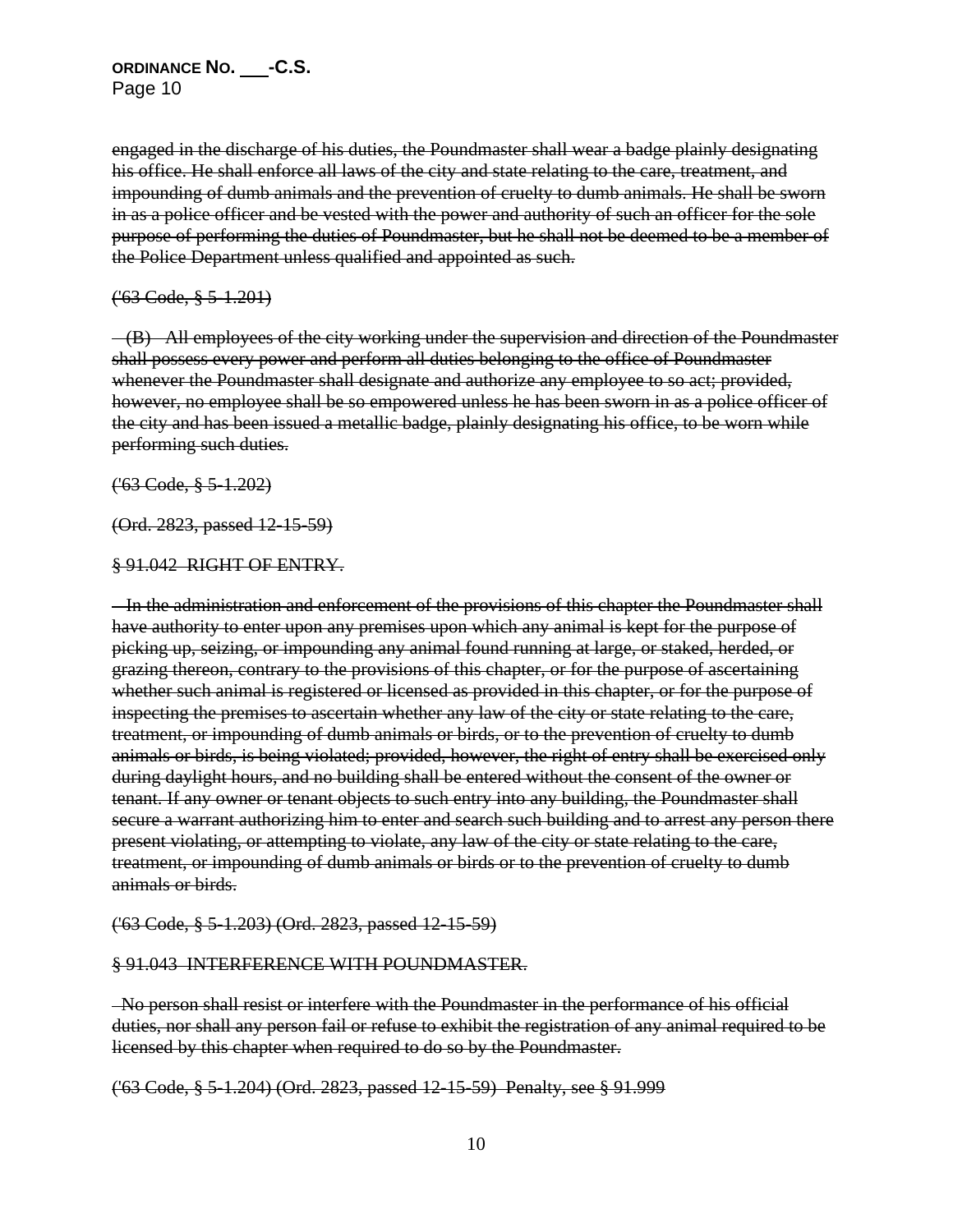~~engaged in the discharge of his duties, the Poundmaster shall wear a badge plainly designating his office. He shall enforce all laws of the city and state relating to the care, treatment, and impounding of dumb animals and the prevention of cruelty to dumb animals. He shall be sworn in as a police officer and be vested with the power and authority of such an officer for the sole purpose of performing the duties of Poundmaster, but he shall not be deemed to be a member of the Police Department unless qualified and appointed as such.~~

~~('63 Code, § 5-1.201)~~

~~(B) All employees of the city working under the supervision and direction of the Poundmaster shall possess every power and perform all duties belonging to the office of Poundmaster whenever the Poundmaster shall designate and authorize any employee to so act; provided, however, no employee shall be so empowered unless he has been sworn in as a police officer of the city and has been issued a metallic badge, plainly designating his office, to be worn while performing such duties.~~

~~('63 Code, § 5-1.202)~~

~~(Ord. 2823, passed 12-15-59)~~

~~§ 91.042 RIGHT OF ENTRY.~~

~~In the administration and enforcement of the provisions of this chapter the Poundmaster shall have authority to enter upon any premises upon which any animal is kept for the purpose of picking up, seizing, or impounding any animal found running at large, or staked, herded, or grazing thereon, contrary to the provisions of this chapter, or for the purpose of ascertaining whether such animal is registered or licensed as provided in this chapter, or for the purpose of inspecting the premises to ascertain whether any law of the city or state relating to the care, treatment, or impounding of dumb animals or birds, or to the prevention of cruelty to dumb animals or birds, is being violated; provided, however, the right of entry shall be exercised only during daylight hours, and no building shall be entered without the consent of the owner or tenant. If any owner or tenant objects to such entry into any building, the Poundmaster shall secure a warrant authorizing him to enter and search such building and to arrest any person there present violating, or attempting to violate, any law of the city or state relating to the care, treatment, or impounding of dumb animals or birds or to the prevention of cruelty to dumb animals or birds.~~

~~('63 Code, § 5-1.203) (Ord. 2823, passed 12-15-59)~~

~~§ 91.043 INTERFERENCE WITH POUNDMASTER.~~

~~No person shall resist or interfere with the Poundmaster in the performance of his official duties, nor shall any person fail or refuse to exhibit the registration of any animal required to be licensed by this chapter when required to do so by the Poundmaster.~~

~~('63 Code, § 5-1.204) (Ord. 2823, passed 12-15-59) Penalty, see § 91.999~~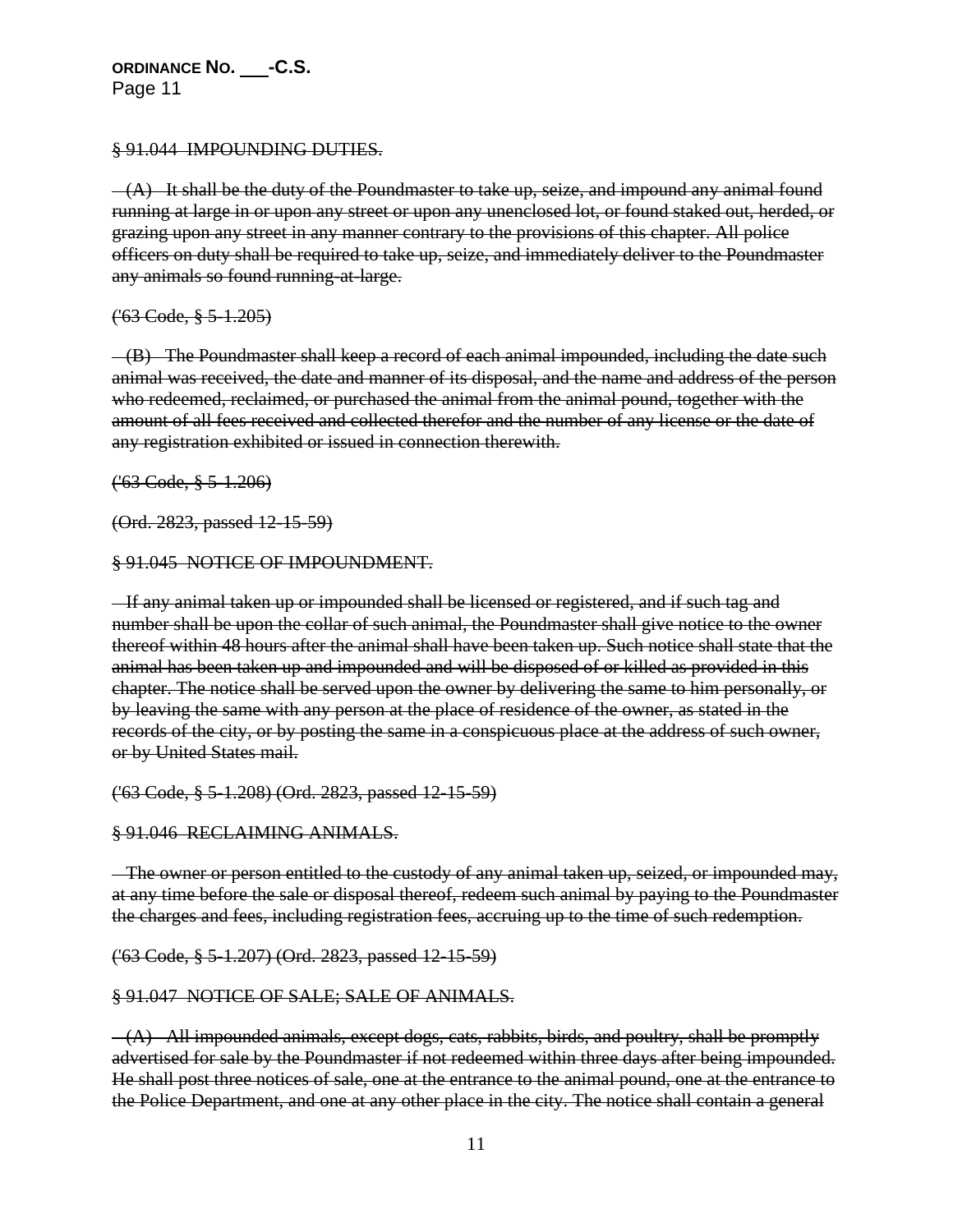~~§ 91.044 IMPOUNDING DUTIES.~~

~~(A) It shall be the duty of the Poundmaster to take up, seize, and impound any animal found running at large in or upon any street or upon any unenclosed lot, or found staked out, herded, or grazing upon any street in any manner contrary to the provisions of this chapter. All police officers on duty shall be required to take up, seize, and immediately deliver to the Poundmaster any animals so found running-at-large.~~

~~('63 Code, § 5-1.205)~~

~~(B) The Poundmaster shall keep a record of each animal impounded, including the date such animal was received, the date and manner of its disposal, and the name and address of the person who redeemed, reclaimed, or purchased the animal from the animal pound, together with the amount of all fees received and collected therefor and the number of any license or the date of any registration exhibited or issued in connection therewith.~~

~~('63 Code, § 5-1.206)~~

~~(Ord. 2823, passed 12-15-59)~~

~~§ 91.045 NOTICE OF IMPOUNDMENT.~~

~~If any animal taken up or impounded shall be licensed or registered, and if such tag and number shall be upon the collar of such animal, the Poundmaster shall give notice to the owner thereof within 48 hours after the animal shall have been taken up. Such notice shall state that the animal has been taken up and impounded and will be disposed of or killed as provided in this chapter. The notice shall be served upon the owner by delivering the same to him personally, or by leaving the same with any person at the place of residence of the owner, as stated in the records of the city, or by posting the same in a conspicuous place at the address of such owner, or by United States mail.~~

~~('63 Code, § 5-1.208) (Ord. 2823, passed 12-15-59)~~

~~§ 91.046 RECLAIMING ANIMALS.~~

~~The owner or person entitled to the custody of any animal taken up, seized, or impounded may, at any time before the sale or disposal thereof, redeem such animal by paying to the Poundmaster the charges and fees, including registration fees, accruing up to the time of such redemption.~~

~~('63 Code, § 5-1.207) (Ord. 2823, passed 12-15-59)~~

~~§ 91.047 NOTICE OF SALE; SALE OF ANIMALS.~~

~~(A) All impounded animals, except dogs, cats, rabbits, birds, and poultry, shall be promptly advertised for sale by the Poundmaster if not redeemed within three days after being impounded. He shall post three notices of sale, one at the entrance to the animal pound, one at the entrance to the Police Department, and one at any other place in the city. The notice shall contain a general~~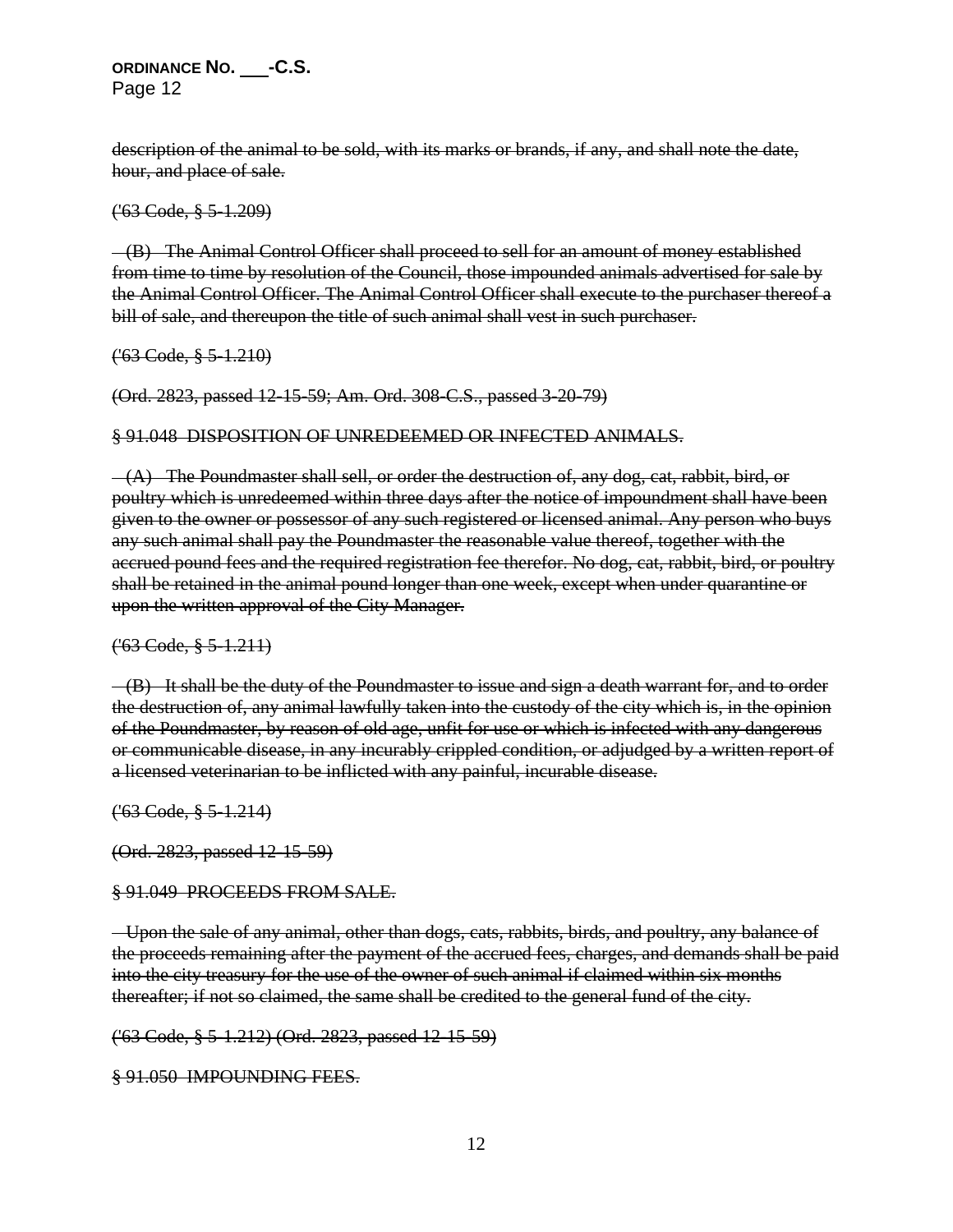description of the animal to be sold, with its marks or brands, if any, and shall note the date, hour, and place of sale.

('63 Code, § 5-1.209)

(B) The Animal Control Officer shall proceed to sell for an amount of money established from time to time by resolution of the Council, those impounded animals advertised for sale by the Animal Control Officer. The Animal Control Officer shall execute to the purchaser thereof a bill of sale, and thereupon the title of such animal shall vest in such purchaser.

('63 Code, § 5-1.210)

(Ord. 2823, passed 12-15-59; Am. Ord. 308-C.S., passed 3-20-79)

§ 91.048 DISPOSITION OF UNREDEEMED OR INFECTED ANIMALS.

(A) The Poundmaster shall sell, or order the destruction of, any dog, cat, rabbit, bird, or poultry which is unredeemed within three days after the notice of impoundment shall have been given to the owner or possessor of any such registered or licensed animal. Any person who buys any such animal shall pay the Poundmaster the reasonable value thereof, together with the accrued pound fees and the required registration fee therefor. No dog, cat, rabbit, bird, or poultry shall be retained in the animal pound longer than one week, except when under quarantine or upon the written approval of the City Manager.

('63 Code, § 5-1.211)

(B) It shall be the duty of the Poundmaster to issue and sign a death warrant for, and to order the destruction of, any animal lawfully taken into the custody of the city which is, in the opinion of the Poundmaster, by reason of old age, unfit for use or which is infected with any dangerous or communicable disease, in any incurably crippled condition, or adjudged by a written report of a licensed veterinarian to be inflicted with any painful, incurable disease.

('63 Code, § 5-1.214)

(Ord. 2823, passed 12-15-59)

§ 91.049 PROCEEDS FROM SALE.

Upon the sale of any animal, other than dogs, cats, rabbits, birds, and poultry, any balance of the proceeds remaining after the payment of the accrued fees, charges, and demands shall be paid into the city treasury for the use of the owner of such animal if claimed within six months thereafter; if not so claimed, the same shall be credited to the general fund of the city.

('63 Code, § 5-1.212) (Ord. 2823, passed 12-15-59)

§ 91.050 IMPOUNDING FEES.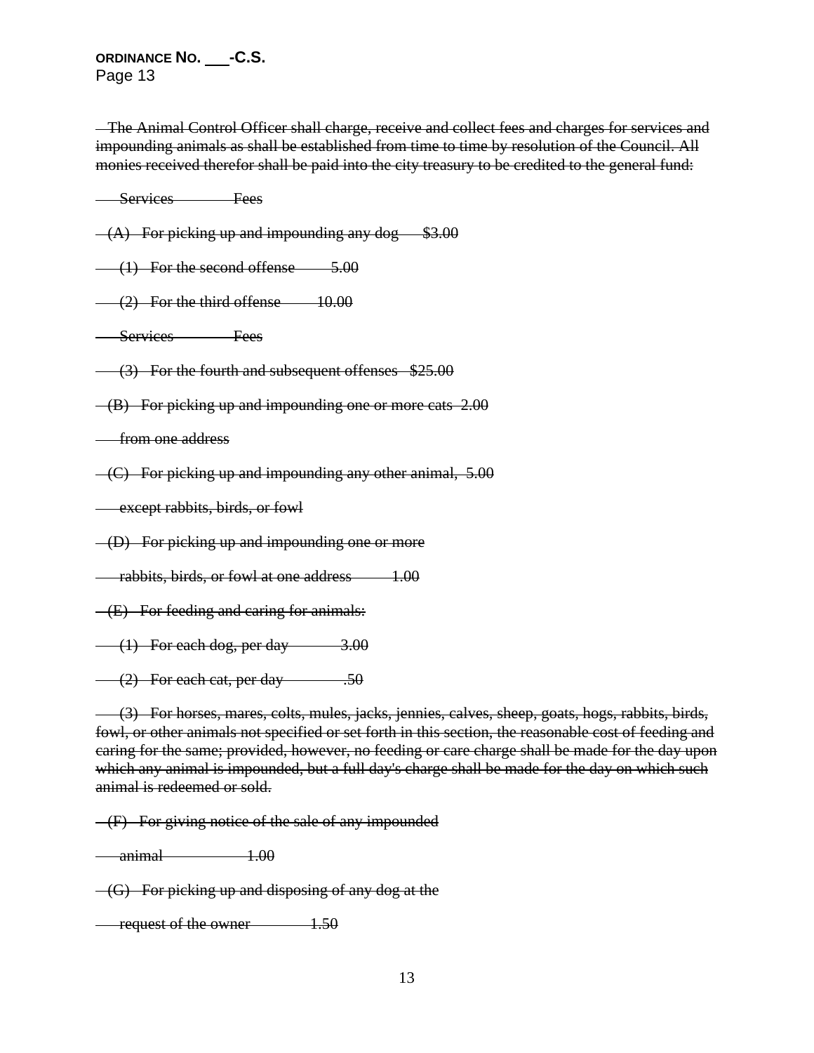~~The Animal Control Officer shall charge, receive and collect fees and charges for services and impounding animals as shall be established from time to time by resolution of the Council. All monies received therefor shall be paid into the city treasury to be credited to the general fund:~~

~~Services Fees~~

~~(A) For picking up and impounding any dog $3.00~~

~~(1) For the second offense 5.00~~

~~(2) For the third offense 10.00~~

~~Services Fees~~

~~(3) For the fourth and subsequent offenses $25.00~~

~~(B) For picking up and impounding one or more cats 2.00~~

~~from one address~~

~~(C) For picking up and impounding any other animal, 5.00~~

~~except rabbits, birds, or fowl~~

~~(D) For picking up and impounding one or more~~

~~rabbits, birds, or fowl at one address 1.00~~

~~(E) For feeding and caring for animals:~~

~~(1) For each dog, per day 3.00~~

~~(2) For each cat, per day .50~~

~~(3) For horses, mares, colts, mules, jacks, jennies, calves, sheep, goats, hogs, rabbits, birds, fowl, or other animals not specified or set forth in this section, the reasonable cost of feeding and caring for the same; provided, however, no feeding or care charge shall be made for the day upon which any animal is impounded, but a full day's charge shall be made for the day on which such animal is redeemed or sold.~~

~~(F) For giving notice of the sale of any impounded~~

~~animal 1.00~~

~~(G) For picking up and disposing of any dog at the~~

~~request of the owner 1.50~~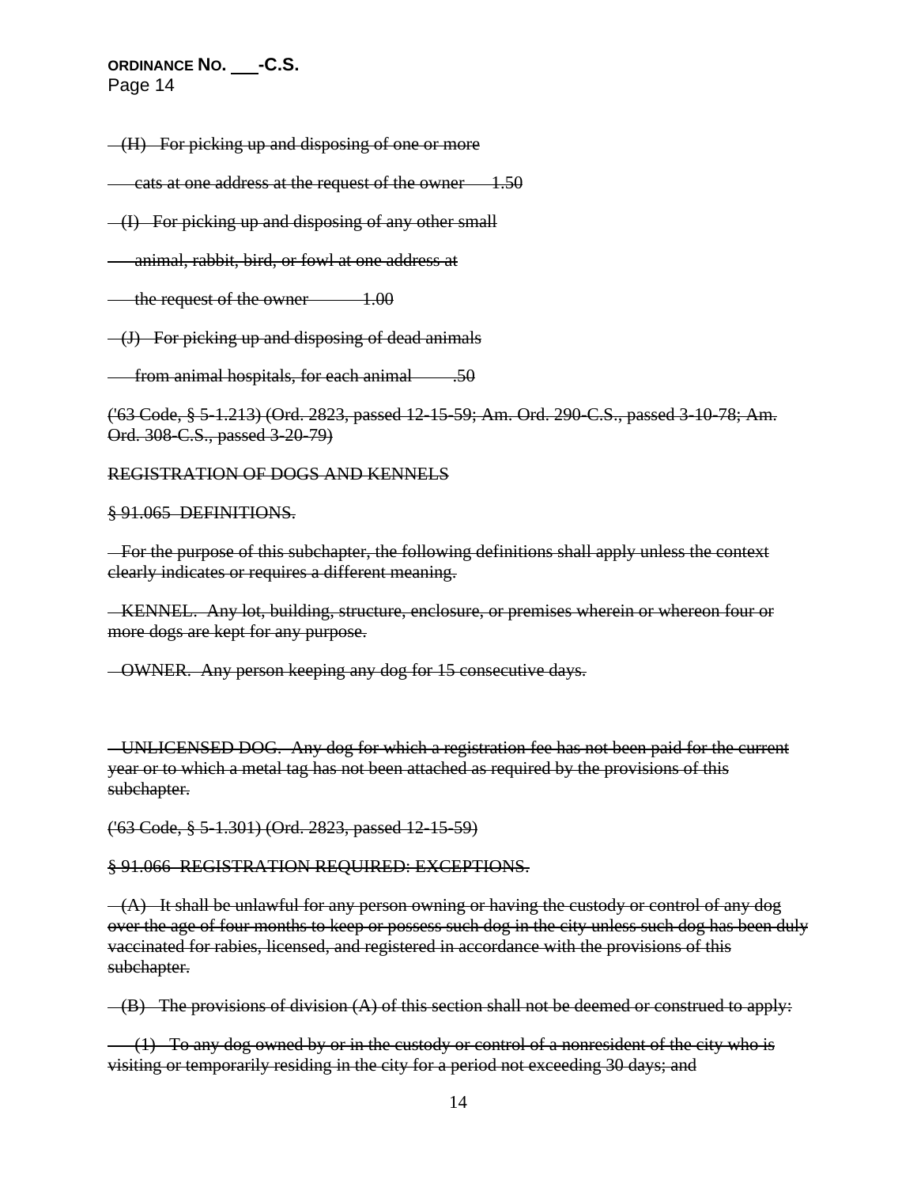~~(H) For picking up and disposing of one or more cats at one address at the request of the owner 1.50~~

~~(I) For picking up and disposing of any other small animal, rabbit, bird, or fowl at one address at the request of the owner 1.00~~

~~(J) For picking up and disposing of dead animals from animal hospitals, for each animal .50~~

~~('63 Code, § 5-1.213) (Ord. 2823, passed 12-15-59; Am. Ord. 290-C.S., passed 3-10-78; Am. Ord. 308-C.S., passed 3-20-79)~~

~~REGISTRATION OF DOGS AND KENNELS~~

~~§ 91.065 DEFINITIONS.~~

~~For the purpose of this subchapter, the following definitions shall apply unless the context clearly indicates or requires a different meaning.~~

~~KENNEL. Any lot, building, structure, enclosure, or premises wherein or whereon four or more dogs are kept for any purpose.~~

~~OWNER. Any person keeping any dog for 15 consecutive days.~~

~~UNLICENSED DOG. Any dog for which a registration fee has not been paid for the current year or to which a metal tag has not been attached as required by the provisions of this subchapter.~~

~~('63 Code, § 5-1.301) (Ord. 2823, passed 12-15-59)~~

~~§ 91.066 REGISTRATION REQUIRED: EXCEPTIONS.~~

~~(A) It shall be unlawful for any person owning or having the custody or control of any dog over the age of four months to keep or possess such dog in the city unless such dog has been duly vaccinated for rabies, licensed, and registered in accordance with the provisions of this subchapter.~~

~~(B) The provisions of division (A) of this section shall not be deemed or construed to apply:~~

~~(1) To any dog owned by or in the custody or control of a nonresident of the city who is visiting or temporarily residing in the city for a period not exceeding 30 days; and~~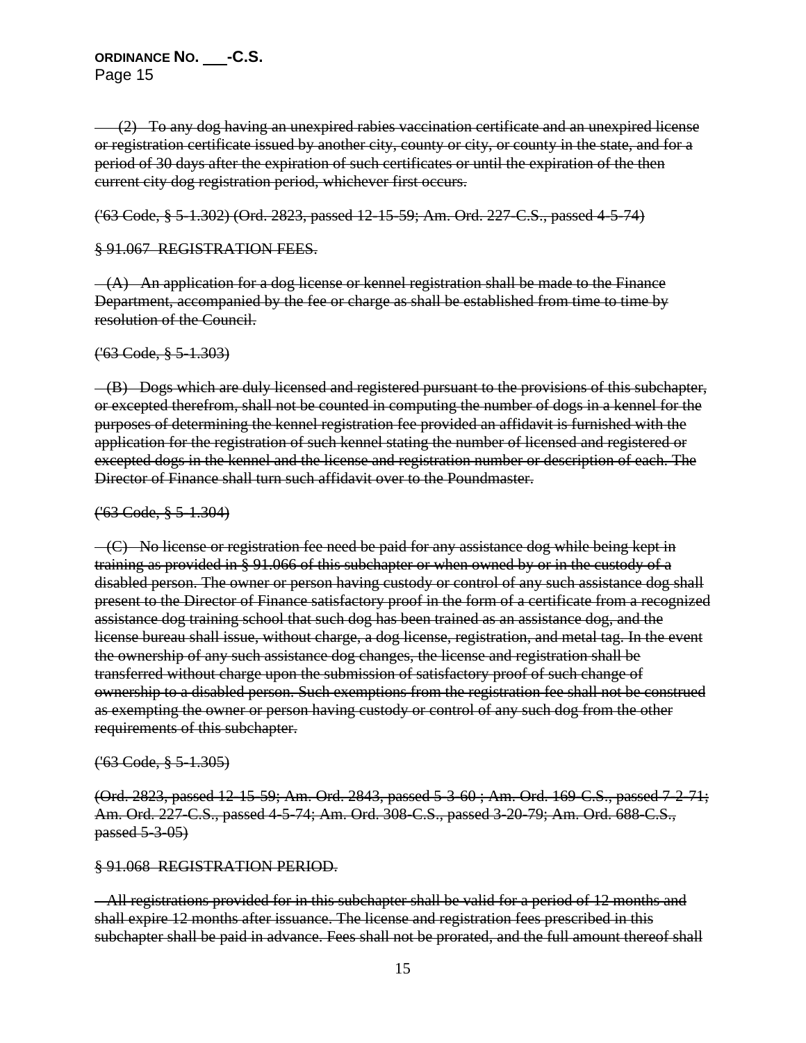~~(2) To any dog having an unexpired rabies vaccination certificate and an unexpired license or registration certificate issued by another city, county or city, or county in the state, and for a period of 30 days after the expiration of such certificates or until the expiration of the then current city dog registration period, whichever first occurs.~~

~~('63 Code, § 5-1.302) (Ord. 2823, passed 12-15-59; Am. Ord. 227-C.S., passed 4-5-74)~~

~~§ 91.067 REGISTRATION FEES.~~

~~(A) An application for a dog license or kennel registration shall be made to the Finance Department, accompanied by the fee or charge as shall be established from time to time by resolution of the Council.~~

~~('63 Code, § 5-1.303)~~

~~(B) Dogs which are duly licensed and registered pursuant to the provisions of this subchapter, or excepted therefrom, shall not be counted in computing the number of dogs in a kennel for the purposes of determining the kennel registration fee provided an affidavit is furnished with the application for the registration of such kennel stating the number of licensed and registered or excepted dogs in the kennel and the license and registration number or description of each. The Director of Finance shall turn such affidavit over to the Poundmaster.~~

~~('63 Code, § 5-1.304)~~

~~(C) No license or registration fee need be paid for any assistance dog while being kept in training as provided in § 91.066 of this subchapter or when owned by or in the custody of a disabled person. The owner or person having custody or control of any such assistance dog shall present to the Director of Finance satisfactory proof in the form of a certificate from a recognized assistance dog training school that such dog has been trained as an assistance dog, and the license bureau shall issue, without charge, a dog license, registration, and metal tag. In the event the ownership of any such assistance dog changes, the license and registration shall be transferred without charge upon the submission of satisfactory proof of such change of ownership to a disabled person. Such exemptions from the registration fee shall not be construed as exempting the owner or person having custody or control of any such dog from the other requirements of this subchapter.~~

~~('63 Code, § 5-1.305)~~

~~(Ord. 2823, passed 12-15-59; Am. Ord. 2843, passed 5-3-60 ; Am. Ord. 169-C.S., passed 7-2-71; Am. Ord. 227-C.S., passed 4-5-74; Am. Ord. 308-C.S., passed 3-20-79; Am. Ord. 688-C.S., passed 5-3-05)~~

~~§ 91.068 REGISTRATION PERIOD.~~

~~All registrations provided for in this subchapter shall be valid for a period of 12 months and shall expire 12 months after issuance. The license and registration fees prescribed in this subchapter shall be paid in advance. Fees shall not be prorated, and the full amount thereof shall~~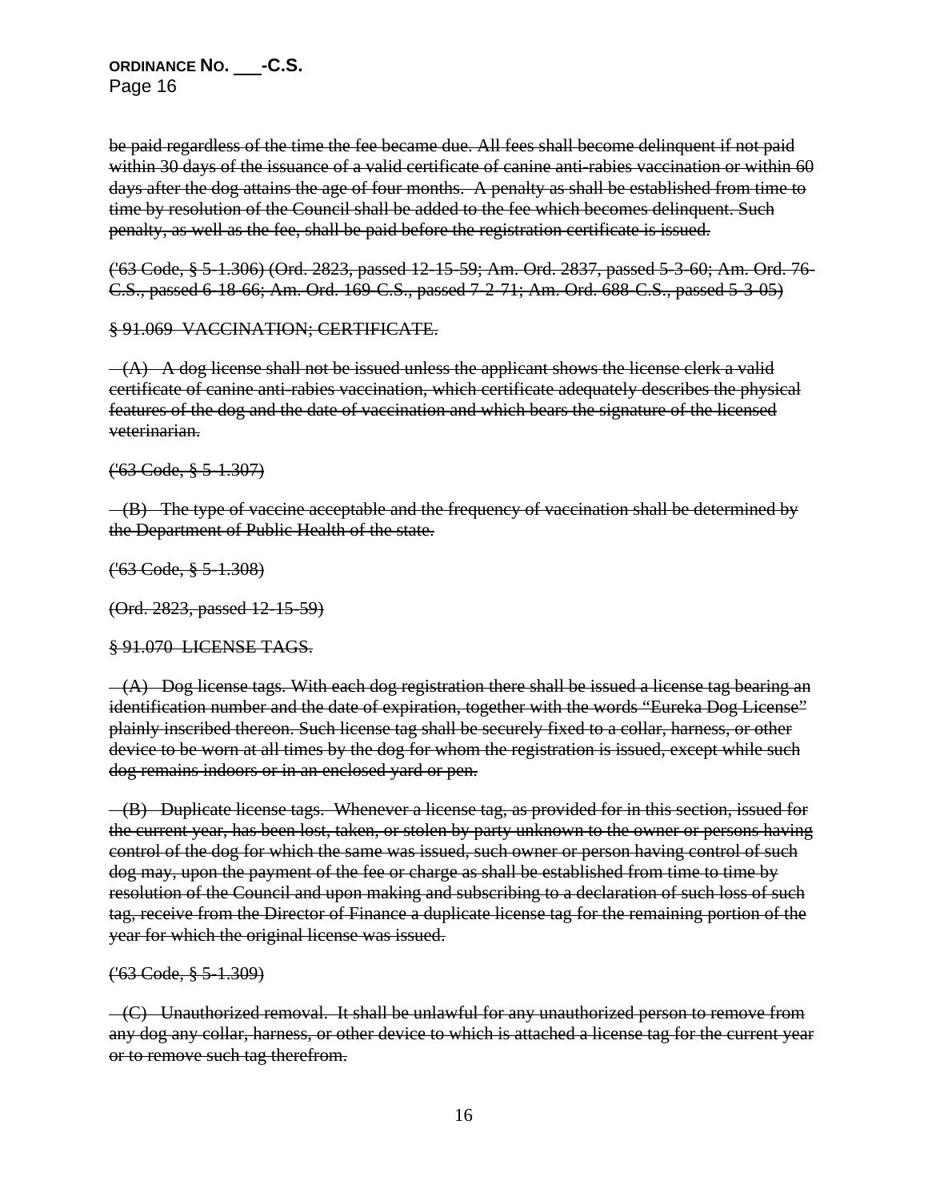~~be paid regardless of the time the fee became due. All fees shall become delinquent if not paid within 30 days of the issuance of a valid certificate of canine anti-rabies vaccination or within 60 days after the dog attains the age of four months. A penalty as shall be established from time to time by resolution of the Council shall be added to the fee which becomes delinquent. Such penalty, as well as the fee, shall be paid before the registration certificate is issued.~~

~~('63 Code, § 5-1.306) (Ord. 2823, passed 12-15-59; Am. Ord. 2837, passed 5-3-60; Am. Ord. 76-C.S., passed 6-18-66; Am. Ord. 169-C.S., passed 7-2-71; Am. Ord. 688-C.S., passed 5-3-05)~~

~~§ 91.069 VACCINATION; CERTIFICATE.~~

~~(A) A dog license shall not be issued unless the applicant shows the license clerk a valid certificate of canine anti-rabies vaccination, which certificate adequately describes the physical features of the dog and the date of vaccination and which bears the signature of the licensed veterinarian.~~

~~('63 Code, § 5-1.307)~~

~~(B) The type of vaccine acceptable and the frequency of vaccination shall be determined by the Department of Public Health of the state.~~

~~('63 Code, § 5-1.308)~~

~~(Ord. 2823, passed 12-15-59)~~

~~§ 91.070 LICENSE TAGS.~~

~~(A) Dog license tags. With each dog registration there shall be issued a license tag bearing an identification number and the date of expiration, together with the words "Eureka Dog License" plainly inscribed thereon. Such license tag shall be securely fixed to a collar, harness, or other device to be worn at all times by the dog for whom the registration is issued, except while such dog remains indoors or in an enclosed yard or pen.~~

~~(B) Duplicate license tags. Whenever a license tag, as provided for in this section, issued for the current year, has been lost, taken, or stolen by party unknown to the owner or persons having control of the dog for which the same was issued, such owner or person having control of such dog may, upon the payment of the fee or charge as shall be established from time to time by resolution of the Council and upon making and subscribing to a declaration of such loss of such tag, receive from the Director of Finance a duplicate license tag for the remaining portion of the year for which the original license was issued.~~

~~('63 Code, § 5-1.309)~~

~~(C) Unauthorized removal. It shall be unlawful for any unauthorized person to remove from any dog any collar, harness, or other device to which is attached a license tag for the current year or to remove such tag therefrom.~~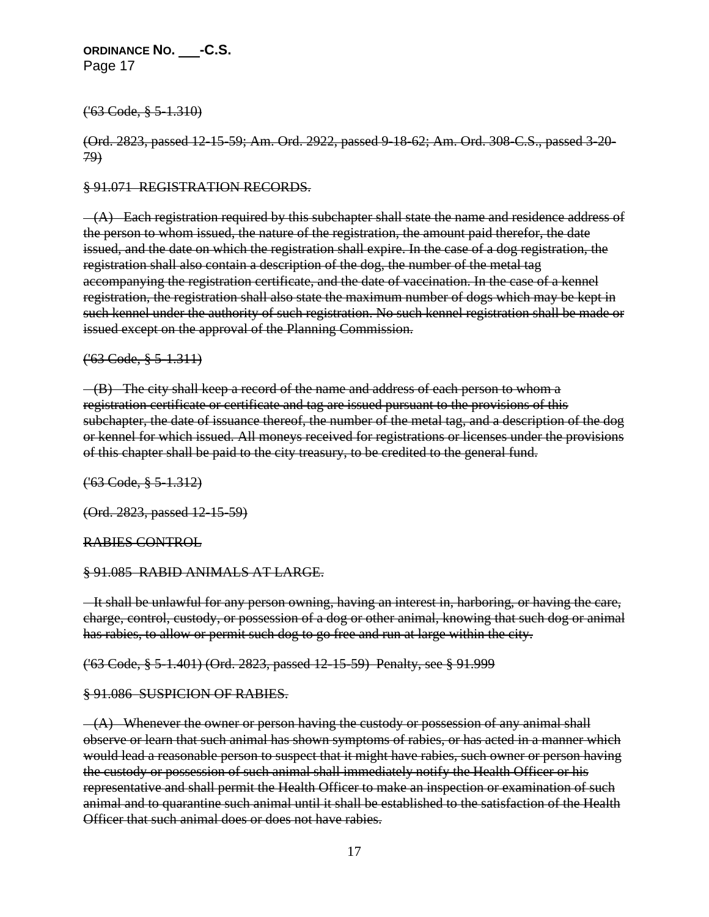~~('63 Code, § 5-1.310)~~

~~(Ord. 2823, passed 12-15-59; Am. Ord. 2922, passed 9-18-62; Am. Ord. 308-C.S., passed 3-20-79)~~

~~§ 91.071 REGISTRATION RECORDS.~~

~~(A) Each registration required by this subchapter shall state the name and residence address of the person to whom issued, the nature of the registration, the amount paid therefor, the date issued, and the date on which the registration shall expire. In the case of a dog registration, the registration shall also contain a description of the dog, the number of the metal tag accompanying the registration certificate, and the date of vaccination. In the case of a kennel registration, the registration shall also state the maximum number of dogs which may be kept in such kennel under the authority of such registration. No such kennel registration shall be made or issued except on the approval of the Planning Commission.~~

~~('63 Code, § 5-1.311)~~

~~(B) The city shall keep a record of the name and address of each person to whom a registration certificate or certificate and tag are issued pursuant to the provisions of this subchapter, the date of issuance thereof, the number of the metal tag, and a description of the dog or kennel for which issued. All moneys received for registrations or licenses under the provisions of this chapter shall be paid to the city treasury, to be credited to the general fund.~~

~~('63 Code, § 5-1.312)~~

~~(Ord. 2823, passed 12-15-59)~~

~~RABIES CONTROL~~

~~§ 91.085 RABID ANIMALS AT LARGE.~~

~~It shall be unlawful for any person owning, having an interest in, harboring, or having the care, charge, control, custody, or possession of a dog or other animal, knowing that such dog or animal has rabies, to allow or permit such dog to go free and run at large within the city.~~

~~('63 Code, § 5-1.401) (Ord. 2823, passed 12-15-59) Penalty, see § 91.999~~

~~§ 91.086 SUSPICION OF RABIES.~~

~~(A) Whenever the owner or person having the custody or possession of any animal shall observe or learn that such animal has shown symptoms of rabies, or has acted in a manner which would lead a reasonable person to suspect that it might have rabies, such owner or person having the custody or possession of such animal shall immediately notify the Health Officer or his representative and shall permit the Health Officer to make an inspection or examination of such animal and to quarantine such animal until it shall be established to the satisfaction of the Health Officer that such animal does or does not have rabies.~~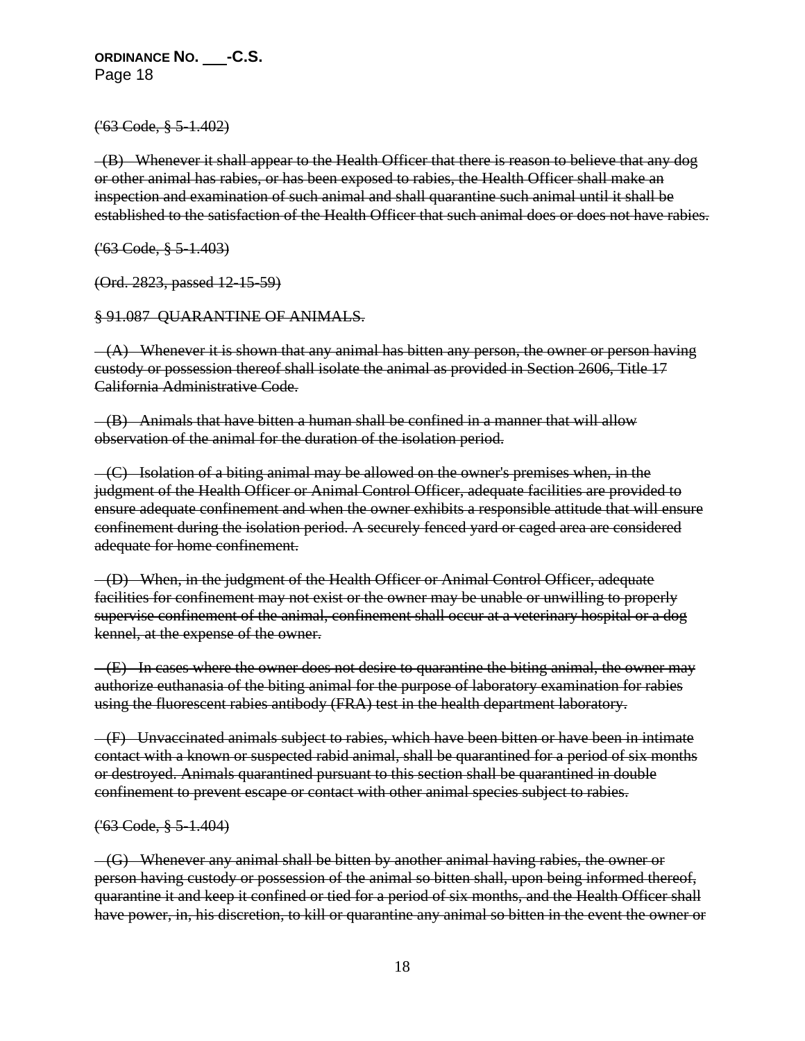~~('63 Code, § 5-1.402)~~

~~(B) Whenever it shall appear to the Health Officer that there is reason to believe that any dog or other animal has rabies, or has been exposed to rabies, the Health Officer shall make an inspection and examination of such animal and shall quarantine such animal until it shall be established to the satisfaction of the Health Officer that such animal does or does not have rabies.~~

~~('63 Code, § 5-1.403)~~

~~(Ord. 2823, passed 12-15-59)~~

~~§ 91.087 QUARANTINE OF ANIMALS.~~

~~(A) Whenever it is shown that any animal has bitten any person, the owner or person having custody or possession thereof shall isolate the animal as provided in Section 2606, Title 17 California Administrative Code.~~

~~(B) Animals that have bitten a human shall be confined in a manner that will allow observation of the animal for the duration of the isolation period.~~

~~(C) Isolation of a biting animal may be allowed on the owner's premises when, in the judgment of the Health Officer or Animal Control Officer, adequate facilities are provided to ensure adequate confinement and when the owner exhibits a responsible attitude that will ensure confinement during the isolation period. A securely fenced yard or caged area are considered adequate for home confinement.~~

~~(D) When, in the judgment of the Health Officer or Animal Control Officer, adequate facilities for confinement may not exist or the owner may be unable or unwilling to properly supervise confinement of the animal, confinement shall occur at a veterinary hospital or a dog kennel, at the expense of the owner.~~

~~(E) In cases where the owner does not desire to quarantine the biting animal, the owner may authorize euthanasia of the biting animal for the purpose of laboratory examination for rabies using the fluorescent rabies antibody (FRA) test in the health department laboratory.~~

~~(F) Unvaccinated animals subject to rabies, which have been bitten or have been in intimate contact with a known or suspected rabid animal, shall be quarantined for a period of six months or destroyed. Animals quarantined pursuant to this section shall be quarantined in double confinement to prevent escape or contact with other animal species subject to rabies.~~

~~('63 Code, § 5-1.404)~~

~~(G) Whenever any animal shall be bitten by another animal having rabies, the owner or person having custody or possession of the animal so bitten shall, upon being informed thereof, quarantine it and keep it confined or tied for a period of six months, and the Health Officer shall have power, in, his discretion, to kill or quarantine any animal so bitten in the event the owner or~~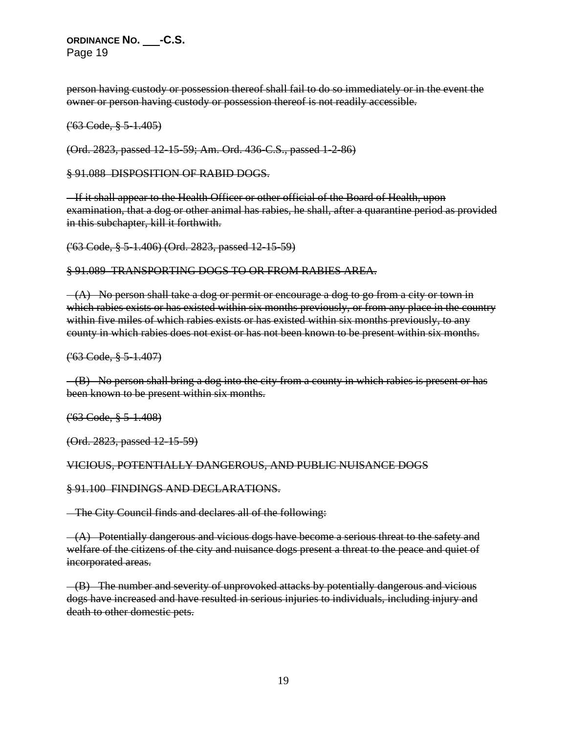~~person having custody or possession thereof shall fail to do so immediately or in the event the owner or person having custody or possession thereof is not readily accessible.~~

~~('63 Code, § 5-1.405)~~

~~(Ord. 2823, passed 12-15-59; Am. Ord. 436-C.S., passed 1-2-86)~~

~~§ 91.088 DISPOSITION OF RABID DOGS.~~

~~If it shall appear to the Health Officer or other official of the Board of Health, upon examination, that a dog or other animal has rabies, he shall, after a quarantine period as provided in this subchapter, kill it forthwith.~~

~~('63 Code, § 5-1.406) (Ord. 2823, passed 12-15-59)~~

~~§ 91.089 TRANSPORTING DOGS TO OR FROM RABIES AREA.~~

~~(A) No person shall take a dog or permit or encourage a dog to go from a city or town in which rabies exists or has existed within six months previously, or from any place in the country within five miles of which rabies exists or has existed within six months previously, to any county in which rabies does not exist or has not been known to be present within six months.~~

~~('63 Code, § 5-1.407)~~

~~(B) No person shall bring a dog into the city from a county in which rabies is present or has been known to be present within six months.~~

~~('63 Code, § 5-1.408)~~

~~(Ord. 2823, passed 12-15-59)~~

~~VICIOUS, POTENTIALLY DANGEROUS, AND PUBLIC NUISANCE DOGS~~

~~§ 91.100 FINDINGS AND DECLARATIONS.~~

~~The City Council finds and declares all of the following:~~

~~(A) Potentially dangerous and vicious dogs have become a serious threat to the safety and welfare of the citizens of the city and nuisance dogs present a threat to the peace and quiet of incorporated areas.~~

~~(B) The number and severity of unprovoked attacks by potentially dangerous and vicious dogs have increased and have resulted in serious injuries to individuals, including injury and death to other domestic pets.~~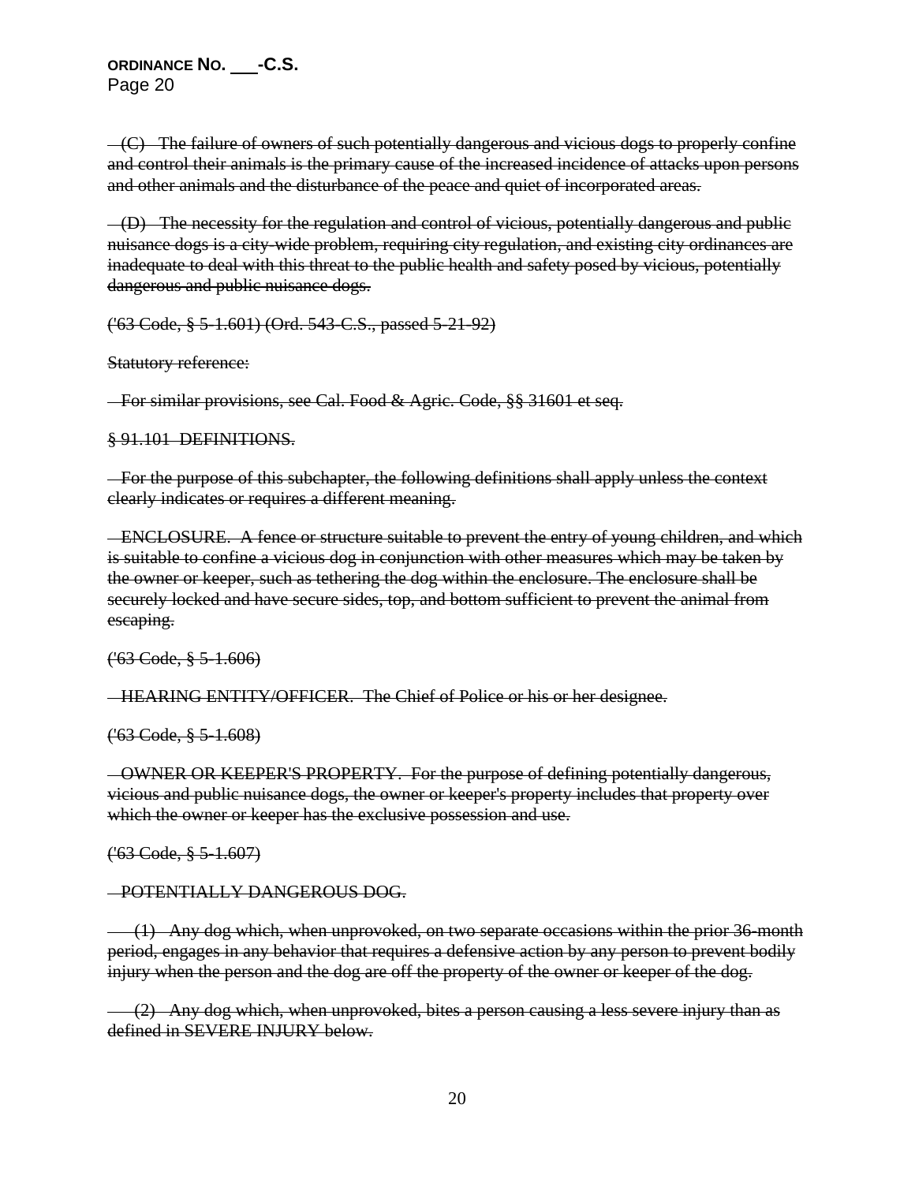~~(C) The failure of owners of such potentially dangerous and vicious dogs to properly confine and control their animals is the primary cause of the increased incidence of attacks upon persons and other animals and the disturbance of the peace and quiet of incorporated areas.~~

~~(D) The necessity for the regulation and control of vicious, potentially dangerous and public nuisance dogs is a city-wide problem, requiring city regulation, and existing city ordinances are inadequate to deal with this threat to the public health and safety posed by vicious, potentially dangerous and public nuisance dogs.~~

~~('63 Code, § 5-1.601) (Ord. 543-C.S., passed 5-21-92)~~

~~Statutory reference:~~

~~For similar provisions, see Cal. Food & Agric. Code, §§ 31601 et seq.~~

~~§ 91.101 DEFINITIONS.~~

~~For the purpose of this subchapter, the following definitions shall apply unless the context clearly indicates or requires a different meaning.~~

~~ENCLOSURE. A fence or structure suitable to prevent the entry of young children, and which is suitable to confine a vicious dog in conjunction with other measures which may be taken by the owner or keeper, such as tethering the dog within the enclosure. The enclosure shall be securely locked and have secure sides, top, and bottom sufficient to prevent the animal from escaping.~~

~~('63 Code, § 5-1.606)~~

~~HEARING ENTITY/OFFICER. The Chief of Police or his or her designee.~~

~~('63 Code, § 5-1.608)~~

~~OWNER OR KEEPER'S PROPERTY. For the purpose of defining potentially dangerous, vicious and public nuisance dogs, the owner or keeper's property includes that property over which the owner or keeper has the exclusive possession and use.~~

~~('63 Code, § 5-1.607)~~

~~POTENTIALLY DANGEROUS DOG.~~

~~(1) Any dog which, when unprovoked, on two separate occasions within the prior 36-month period, engages in any behavior that requires a defensive action by any person to prevent bodily injury when the person and the dog are off the property of the owner or keeper of the dog.~~

~~(2) Any dog which, when unprovoked, bites a person causing a less severe injury than as defined in SEVERE INJURY below.~~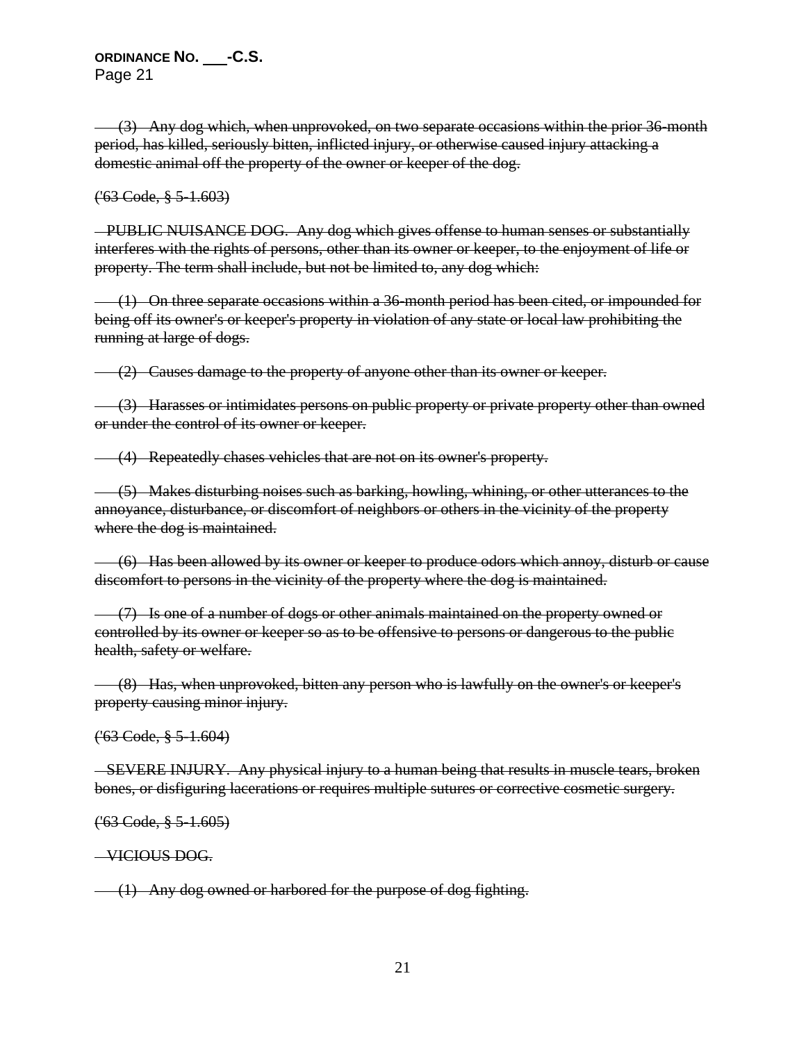~~(3) Any dog which, when unprovoked, on two separate occasions within the prior 36-month period, has killed, seriously bitten, inflicted injury, or otherwise caused injury attacking a domestic animal off the property of the owner or keeper of the dog.~~

~~('63 Code, § 5-1.603)~~

~~PUBLIC NUISANCE DOG. Any dog which gives offense to human senses or substantially interferes with the rights of persons, other than its owner or keeper, to the enjoyment of life or property. The term shall include, but not be limited to, any dog which:~~

~~(1) On three separate occasions within a 36-month period has been cited, or impounded for being off its owner's or keeper's property in violation of any state or local law prohibiting the running at large of dogs.~~

~~(2) Causes damage to the property of anyone other than its owner or keeper.~~

~~(3) Harasses or intimidates persons on public property or private property other than owned or under the control of its owner or keeper.~~

~~(4) Repeatedly chases vehicles that are not on its owner's property.~~

~~(5) Makes disturbing noises such as barking, howling, whining, or other utterances to the annoyance, disturbance, or discomfort of neighbors or others in the vicinity of the property where the dog is maintained.~~

~~(6) Has been allowed by its owner or keeper to produce odors which annoy, disturb or cause discomfort to persons in the vicinity of the property where the dog is maintained.~~

~~(7) Is one of a number of dogs or other animals maintained on the property owned or controlled by its owner or keeper so as to be offensive to persons or dangerous to the public health, safety or welfare.~~

~~(8) Has, when unprovoked, bitten any person who is lawfully on the owner's or keeper's property causing minor injury.~~

~~('63 Code, § 5-1.604)~~

~~SEVERE INJURY. Any physical injury to a human being that results in muscle tears, broken bones, or disfiguring lacerations or requires multiple sutures or corrective cosmetic surgery.~~

~~('63 Code, § 5-1.605)~~

~~VICIOUS DOG.~~

~~(1) Any dog owned or harbored for the purpose of dog fighting.~~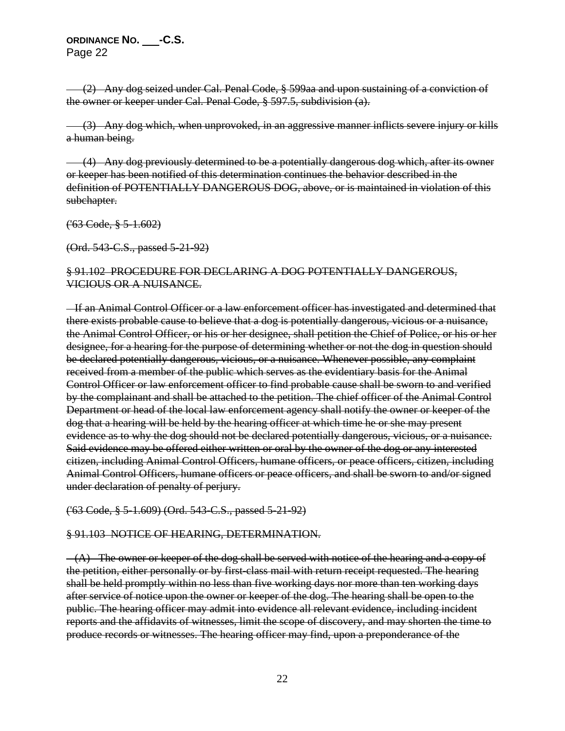~~(2) Any dog seized under Cal. Penal Code, § 599aa and upon sustaining of a conviction of the owner or keeper under Cal. Penal Code, § 597.5, subdivision (a).~~

~~(3) Any dog which, when unprovoked, in an aggressive manner inflicts severe injury or kills a human being.~~

~~(4) Any dog previously determined to be a potentially dangerous dog which, after its owner or keeper has been notified of this determination continues the behavior described in the definition of POTENTIALLY DANGEROUS DOG, above, or is maintained in violation of this subchapter.~~

~~('63 Code, § 5-1.602)~~

~~(Ord. 543-C.S., passed 5-21-92)~~

~~§ 91.102 PROCEDURE FOR DECLARING A DOG POTENTIALLY DANGEROUS, VICIOUS OR A NUISANCE.~~

~~If an Animal Control Officer or a law enforcement officer has investigated and determined that there exists probable cause to believe that a dog is potentially dangerous, vicious or a nuisance, the Animal Control Officer, or his or her designee, shall petition the Chief of Police, or his or her designee, for a hearing for the purpose of determining whether or not the dog in question should be declared potentially dangerous, vicious, or a nuisance. Whenever possible, any complaint received from a member of the public which serves as the evidentiary basis for the Animal Control Officer or law enforcement officer to find probable cause shall be sworn to and verified by the complainant and shall be attached to the petition. The chief officer of the Animal Control Department or head of the local law enforcement agency shall notify the owner or keeper of the dog that a hearing will be held by the hearing officer at which time he or she may present evidence as to why the dog should not be declared potentially dangerous, vicious, or a nuisance. Said evidence may be offered either written or oral by the owner of the dog or any interested citizen, including Animal Control Officers, humane officers, or peace officers, citizen, including Animal Control Officers, humane officers or peace officers, and shall be sworn to and/or signed under declaration of penalty of perjury.~~

~~('63 Code, § 5-1.609) (Ord. 543-C.S., passed 5-21-92)~~

~~§ 91.103 NOTICE OF HEARING, DETERMINATION.~~

~~(A) The owner or keeper of the dog shall be served with notice of the hearing and a copy of the petition, either personally or by first-class mail with return receipt requested. The hearing shall be held promptly within no less than five working days nor more than ten working days after service of notice upon the owner or keeper of the dog. The hearing shall be open to the public. The hearing officer may admit into evidence all relevant evidence, including incident reports and the affidavits of witnesses, limit the scope of discovery, and may shorten the time to produce records or witnesses. The hearing officer may find, upon a preponderance of the~~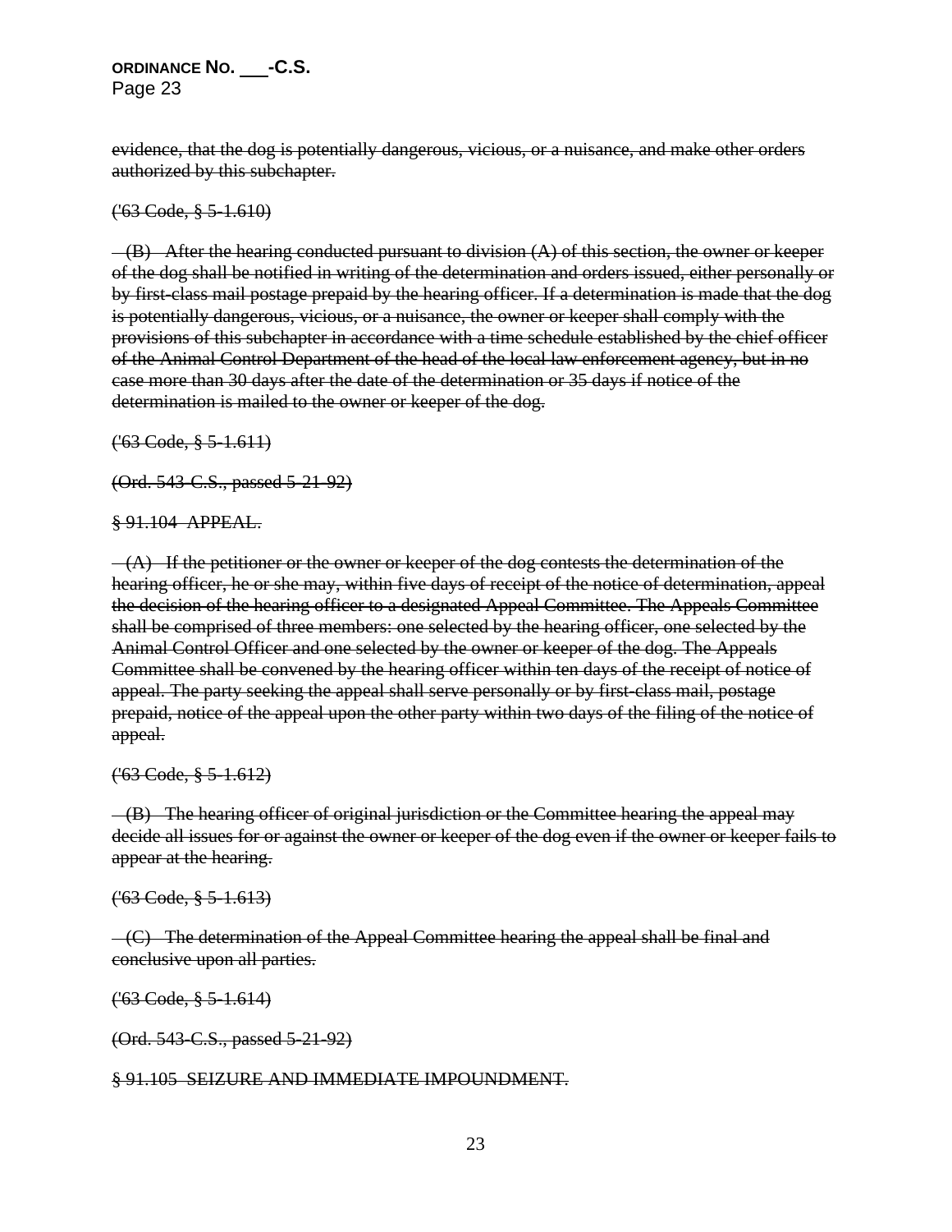~~evidence, that the dog is potentially dangerous, vicious, or a nuisance, and make other orders authorized by this subchapter.~~

~~('63 Code, § 5-1.610)~~

~~(B) After the hearing conducted pursuant to division (A) of this section, the owner or keeper of the dog shall be notified in writing of the determination and orders issued, either personally or by first-class mail postage prepaid by the hearing officer. If a determination is made that the dog is potentially dangerous, vicious, or a nuisance, the owner or keeper shall comply with the provisions of this subchapter in accordance with a time schedule established by the chief officer of the Animal Control Department of the head of the local law enforcement agency, but in no case more than 30 days after the date of the determination or 35 days if notice of the determination is mailed to the owner or keeper of the dog.~~

~~('63 Code, § 5-1.611)~~

~~(Ord. 543-C.S., passed 5-21-92)~~

~~§ 91.104 APPEAL.~~

~~(A) If the petitioner or the owner or keeper of the dog contests the determination of the hearing officer, he or she may, within five days of receipt of the notice of determination, appeal the decision of the hearing officer to a designated Appeal Committee. The Appeals Committee shall be comprised of three members: one selected by the hearing officer, one selected by the Animal Control Officer and one selected by the owner or keeper of the dog. The Appeals Committee shall be convened by the hearing officer within ten days of the receipt of notice of appeal. The party seeking the appeal shall serve personally or by first-class mail, postage prepaid, notice of the appeal upon the other party within two days of the filing of the notice of appeal.~~

~~('63 Code, § 5-1.612)~~

~~(B) The hearing officer of original jurisdiction or the Committee hearing the appeal may decide all issues for or against the owner or keeper of the dog even if the owner or keeper fails to appear at the hearing.~~

~~('63 Code, § 5-1.613)~~

~~(C) The determination of the Appeal Committee hearing the appeal shall be final and conclusive upon all parties.~~

~~('63 Code, § 5-1.614)~~

~~(Ord. 543-C.S., passed 5-21-92)~~

~~§ 91.105 SEIZURE AND IMMEDIATE IMPOUNDMENT.~~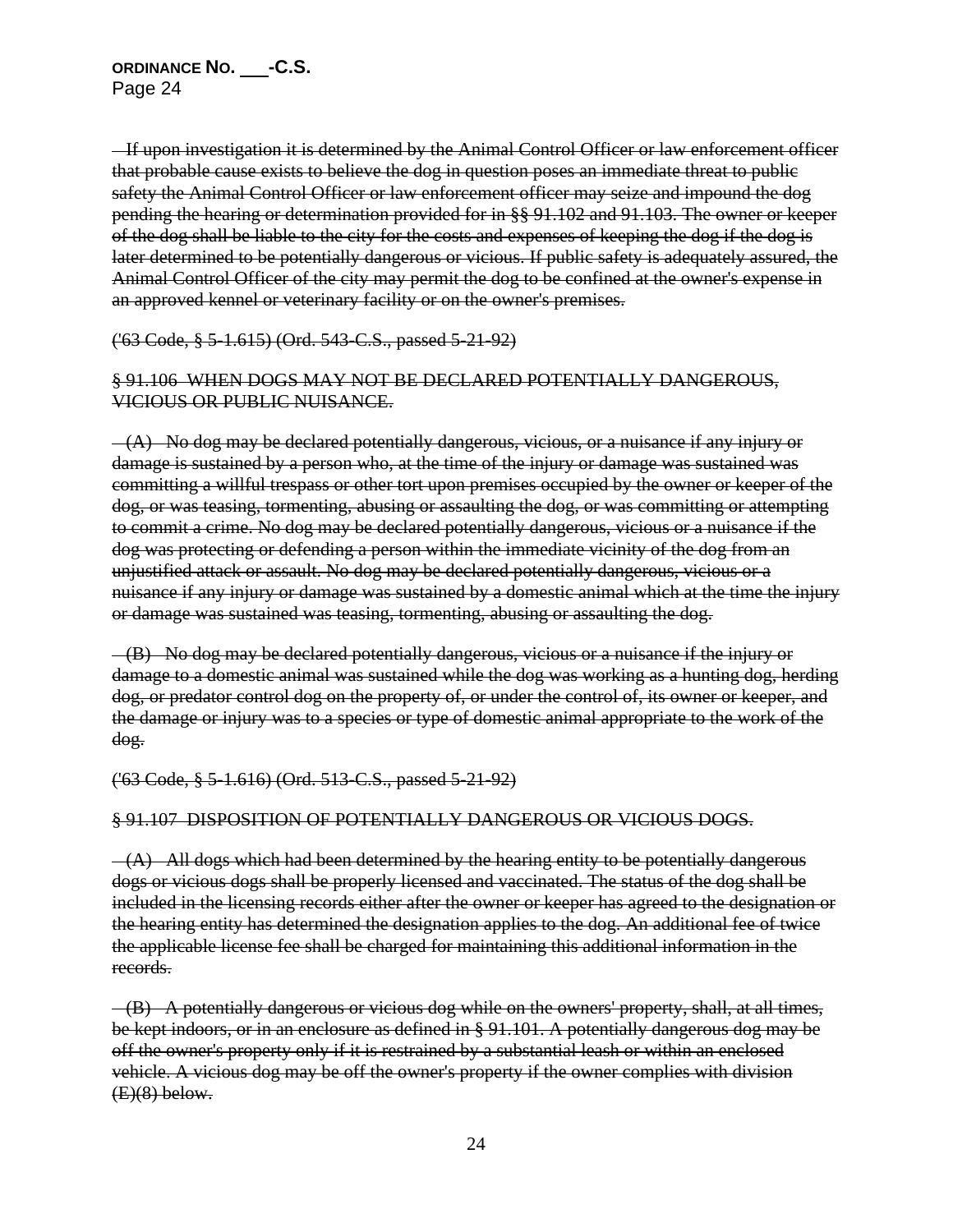~~If upon investigation it is determined by the Animal Control Officer or law enforcement officer that probable cause exists to believe the dog in question poses an immediate threat to public safety the Animal Control Officer or law enforcement officer may seize and impound the dog pending the hearing or determination provided for in §§ 91.102 and 91.103. The owner or keeper of the dog shall be liable to the city for the costs and expenses of keeping the dog if the dog is later determined to be potentially dangerous or vicious. If public safety is adequately assured, the Animal Control Officer of the city may permit the dog to be confined at the owner's expense in an approved kennel or veterinary facility or on the owner's premises.~~

~~('63 Code, § 5-1.615) (Ord. 543-C.S., passed 5-21-92)~~

~~§ 91.106 WHEN DOGS MAY NOT BE DECLARED POTENTIALLY DANGEROUS, VICIOUS OR PUBLIC NUISANCE.~~

~~(A) No dog may be declared potentially dangerous, vicious, or a nuisance if any injury or damage is sustained by a person who, at the time of the injury or damage was sustained was committing a willful trespass or other tort upon premises occupied by the owner or keeper of the dog, or was teasing, tormenting, abusing or assaulting the dog, or was committing or attempting to commit a crime. No dog may be declared potentially dangerous, vicious or a nuisance if the dog was protecting or defending a person within the immediate vicinity of the dog from an unjustified attack or assault. No dog may be declared potentially dangerous, vicious or a nuisance if any injury or damage was sustained by a domestic animal which at the time the injury or damage was sustained was teasing, tormenting, abusing or assaulting the dog.~~

~~(B) No dog may be declared potentially dangerous, vicious or a nuisance if the injury or damage to a domestic animal was sustained while the dog was working as a hunting dog, herding dog, or predator control dog on the property of, or under the control of, its owner or keeper, and the damage or injury was to a species or type of domestic animal appropriate to the work of the dog.~~

~~('63 Code, § 5-1.616) (Ord. 513-C.S., passed 5-21-92)~~

~~§ 91.107 DISPOSITION OF POTENTIALLY DANGEROUS OR VICIOUS DOGS.~~

~~(A) All dogs which had been determined by the hearing entity to be potentially dangerous dogs or vicious dogs shall be properly licensed and vaccinated. The status of the dog shall be included in the licensing records either after the owner or keeper has agreed to the designation or the hearing entity has determined the designation applies to the dog. An additional fee of twice the applicable license fee shall be charged for maintaining this additional information in the records.~~

~~(B) A potentially dangerous or vicious dog while on the owners' property, shall, at all times, be kept indoors, or in an enclosure as defined in § 91.101. A potentially dangerous dog may be off the owner's property only if it is restrained by a substantial leash or within an enclosed vehicle. A vicious dog may be off the owner's property if the owner complies with division (E)(8) below.~~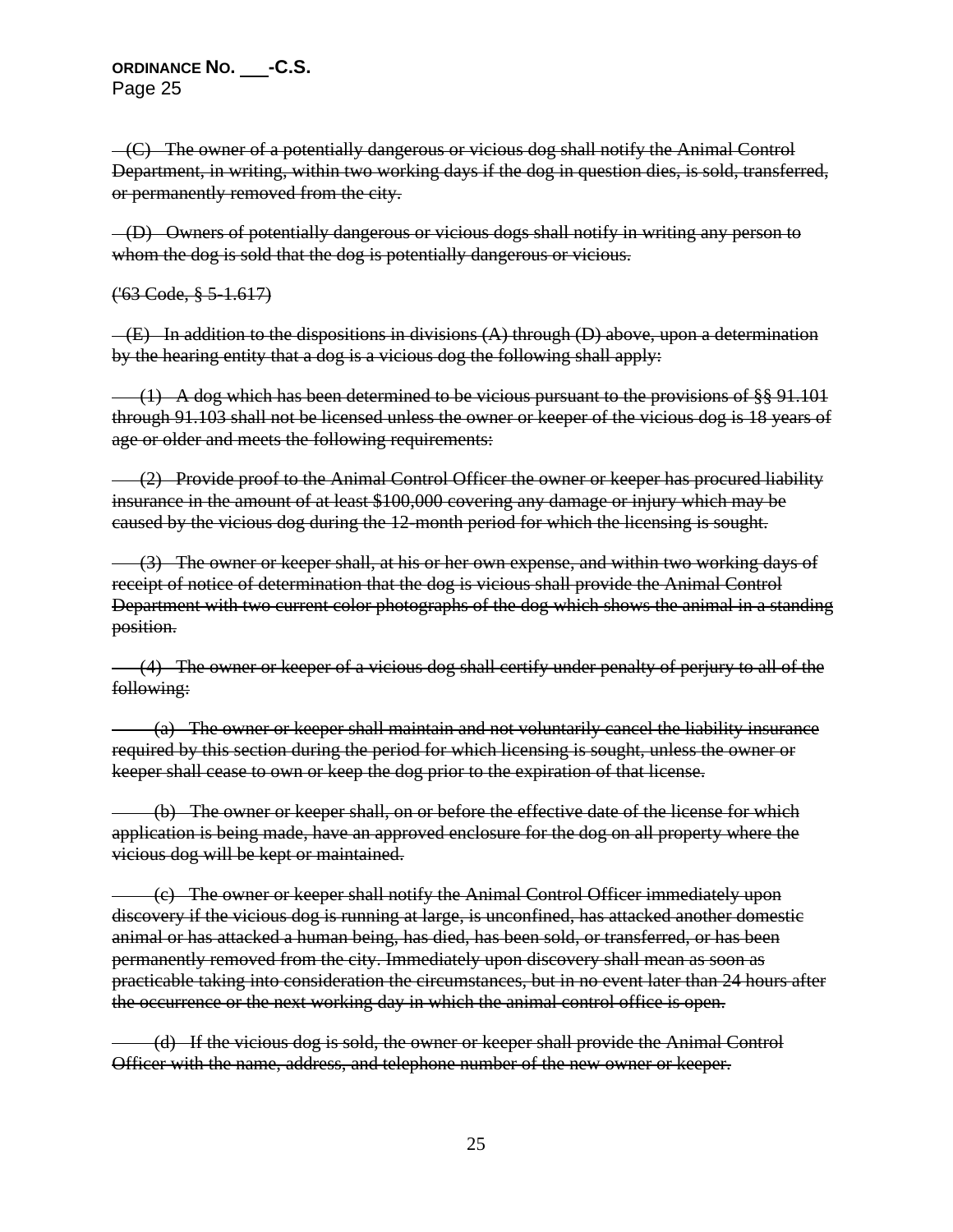~~(C) The owner of a potentially dangerous or vicious dog shall notify the Animal Control Department, in writing, within two working days if the dog in question dies, is sold, transferred, or permanently removed from the city.~~

~~(D) Owners of potentially dangerous or vicious dogs shall notify in writing any person to whom the dog is sold that the dog is potentially dangerous or vicious.~~

~~('63 Code, § 5-1.617)~~

~~(E) In addition to the dispositions in divisions (A) through (D) above, upon a determination by the hearing entity that a dog is a vicious dog the following shall apply:~~

~~(1) A dog which has been determined to be vicious pursuant to the provisions of §§ 91.101 through 91.103 shall not be licensed unless the owner or keeper of the vicious dog is 18 years of age or older and meets the following requirements:~~

~~(2) Provide proof to the Animal Control Officer the owner or keeper has procured liability insurance in the amount of at least $100,000 covering any damage or injury which may be caused by the vicious dog during the 12-month period for which the licensing is sought.~~

~~(3) The owner or keeper shall, at his or her own expense, and within two working days of receipt of notice of determination that the dog is vicious shall provide the Animal Control Department with two current color photographs of the dog which shows the animal in a standing position.~~

~~(4) The owner or keeper of a vicious dog shall certify under penalty of perjury to all of the following:~~

~~(a) The owner or keeper shall maintain and not voluntarily cancel the liability insurance required by this section during the period for which licensing is sought, unless the owner or keeper shall cease to own or keep the dog prior to the expiration of that license.~~

~~(b) The owner or keeper shall, on or before the effective date of the license for which application is being made, have an approved enclosure for the dog on all property where the vicious dog will be kept or maintained.~~

~~(c) The owner or keeper shall notify the Animal Control Officer immediately upon discovery if the vicious dog is running at large, is unconfined, has attacked another domestic animal or has attacked a human being, has died, has been sold, or transferred, or has been permanently removed from the city. Immediately upon discovery shall mean as soon as practicable taking into consideration the circumstances, but in no event later than 24 hours after the occurrence or the next working day in which the animal control office is open.~~

~~(d) If the vicious dog is sold, the owner or keeper shall provide the Animal Control Officer with the name, address, and telephone number of the new owner or keeper.~~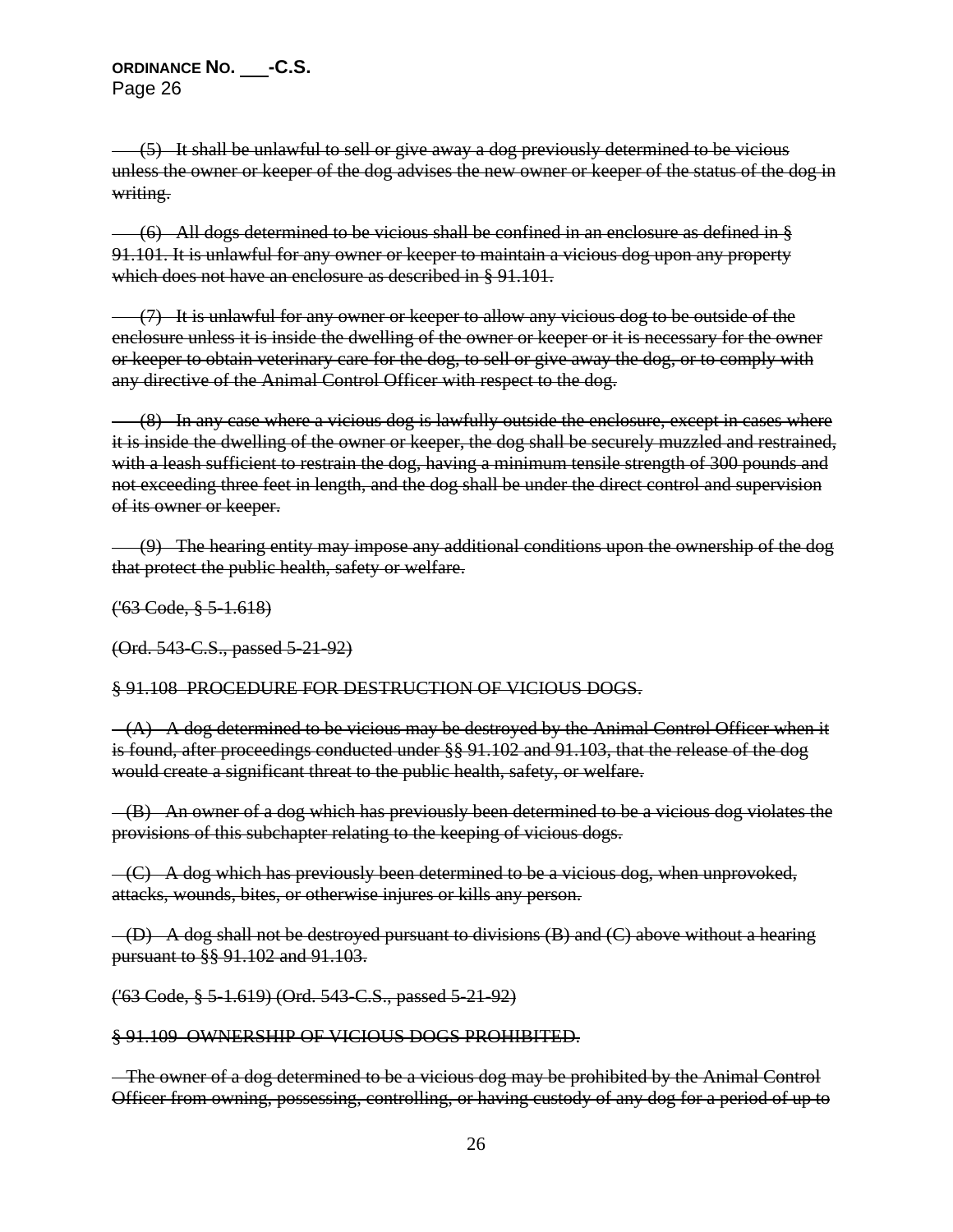~~(5) It shall be unlawful to sell or give away a dog previously determined to be vicious unless the owner or keeper of the dog advises the new owner or keeper of the status of the dog in writing.~~

~~(6) All dogs determined to be vicious shall be confined in an enclosure as defined in § 91.101. It is unlawful for any owner or keeper to maintain a vicious dog upon any property which does not have an enclosure as described in § 91.101.~~

~~(7) It is unlawful for any owner or keeper to allow any vicious dog to be outside of the enclosure unless it is inside the dwelling of the owner or keeper or it is necessary for the owner or keeper to obtain veterinary care for the dog, to sell or give away the dog, or to comply with any directive of the Animal Control Officer with respect to the dog.~~

~~(8) In any case where a vicious dog is lawfully outside the enclosure, except in cases where it is inside the dwelling of the owner or keeper, the dog shall be securely muzzled and restrained, with a leash sufficient to restrain the dog, having a minimum tensile strength of 300 pounds and not exceeding three feet in length, and the dog shall be under the direct control and supervision of its owner or keeper.~~

~~(9) The hearing entity may impose any additional conditions upon the ownership of the dog that protect the public health, safety or welfare.~~

~~('63 Code, § 5-1.618)~~

~~(Ord. 543-C.S., passed 5-21-92)~~

~~§ 91.108 PROCEDURE FOR DESTRUCTION OF VICIOUS DOGS.~~

~~(A) A dog determined to be vicious may be destroyed by the Animal Control Officer when it is found, after proceedings conducted under §§ 91.102 and 91.103, that the release of the dog would create a significant threat to the public health, safety, or welfare.~~

~~(B) An owner of a dog which has previously been determined to be a vicious dog violates the provisions of this subchapter relating to the keeping of vicious dogs.~~

~~(C) A dog which has previously been determined to be a vicious dog, when unprovoked, attacks, wounds, bites, or otherwise injures or kills any person.~~

~~(D) A dog shall not be destroyed pursuant to divisions (B) and (C) above without a hearing pursuant to §§ 91.102 and 91.103.~~

~~('63 Code, § 5-1.619) (Ord. 543-C.S., passed 5-21-92)~~

~~§ 91.109 OWNERSHIP OF VICIOUS DOGS PROHIBITED.~~

~~The owner of a dog determined to be a vicious dog may be prohibited by the Animal Control Officer from owning, possessing, controlling, or having custody of any dog for a period of up to~~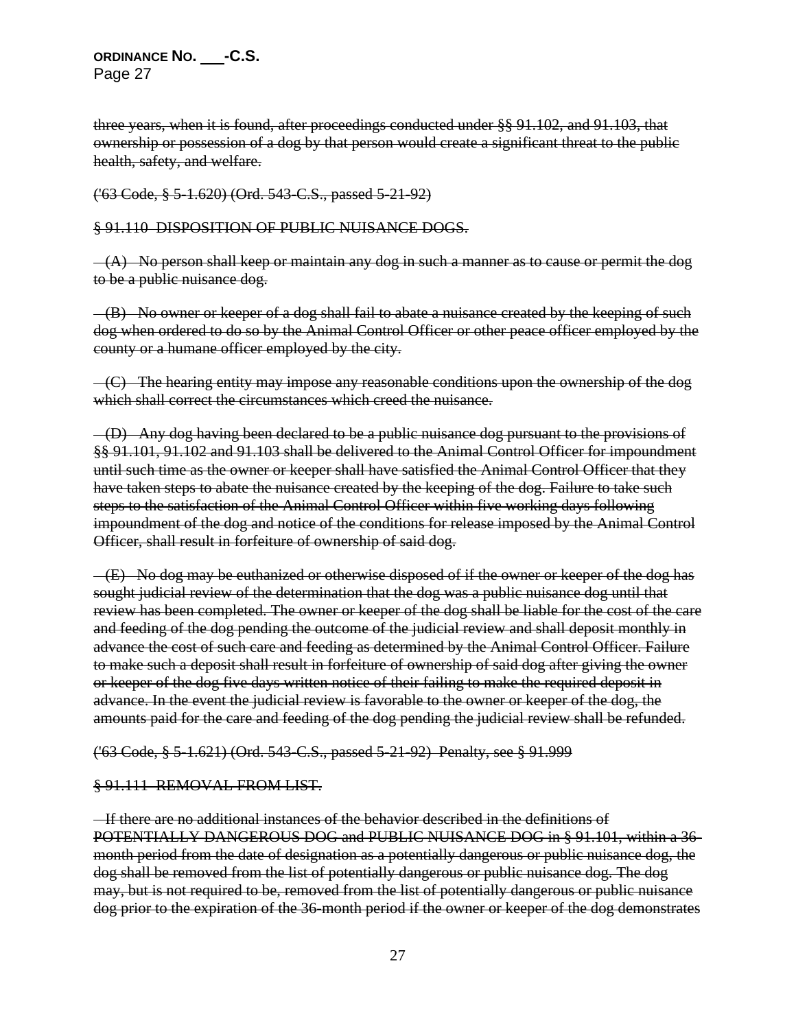~~three years, when it is found, after proceedings conducted under §§ 91.102, and 91.103, that ownership or possession of a dog by that person would create a significant threat to the public health, safety, and welfare.~~

~~('63 Code, § 5-1.620) (Ord. 543-C.S., passed 5-21-92)~~

~~§ 91.110 DISPOSITION OF PUBLIC NUISANCE DOGS.~~

~~(A) No person shall keep or maintain any dog in such a manner as to cause or permit the dog to be a public nuisance dog.~~

~~(B) No owner or keeper of a dog shall fail to abate a nuisance created by the keeping of such dog when ordered to do so by the Animal Control Officer or other peace officer employed by the county or a humane officer employed by the city.~~

~~(C) The hearing entity may impose any reasonable conditions upon the ownership of the dog which shall correct the circumstances which creed the nuisance.~~

~~(D) Any dog having been declared to be a public nuisance dog pursuant to the provisions of §§ 91.101, 91.102 and 91.103 shall be delivered to the Animal Control Officer for impoundment until such time as the owner or keeper shall have satisfied the Animal Control Officer that they have taken steps to abate the nuisance created by the keeping of the dog. Failure to take such steps to the satisfaction of the Animal Control Officer within five working days following impoundment of the dog and notice of the conditions for release imposed by the Animal Control Officer, shall result in forfeiture of ownership of said dog.~~

~~(E) No dog may be euthanized or otherwise disposed of if the owner or keeper of the dog has sought judicial review of the determination that the dog was a public nuisance dog until that review has been completed. The owner or keeper of the dog shall be liable for the cost of the care and feeding of the dog pending the outcome of the judicial review and shall deposit monthly in advance the cost of such care and feeding as determined by the Animal Control Officer. Failure to make such a deposit shall result in forfeiture of ownership of said dog after giving the owner or keeper of the dog five days written notice of their failing to make the required deposit in advance. In the event the judicial review is favorable to the owner or keeper of the dog, the amounts paid for the care and feeding of the dog pending the judicial review shall be refunded.~~

~~('63 Code, § 5-1.621) (Ord. 543-C.S., passed 5-21-92) Penalty, see § 91.999~~

~~§ 91.111 REMOVAL FROM LIST.~~

~~If there are no additional instances of the behavior described in the definitions of POTENTIALLY DANGEROUS DOG and PUBLIC NUISANCE DOG in § 91.101, within a 36-month period from the date of designation as a potentially dangerous or public nuisance dog, the dog shall be removed from the list of potentially dangerous or public nuisance dog. The dog may, but is not required to be, removed from the list of potentially dangerous or public nuisance dog prior to the expiration of the 36-month period if the owner or keeper of the dog demonstrates~~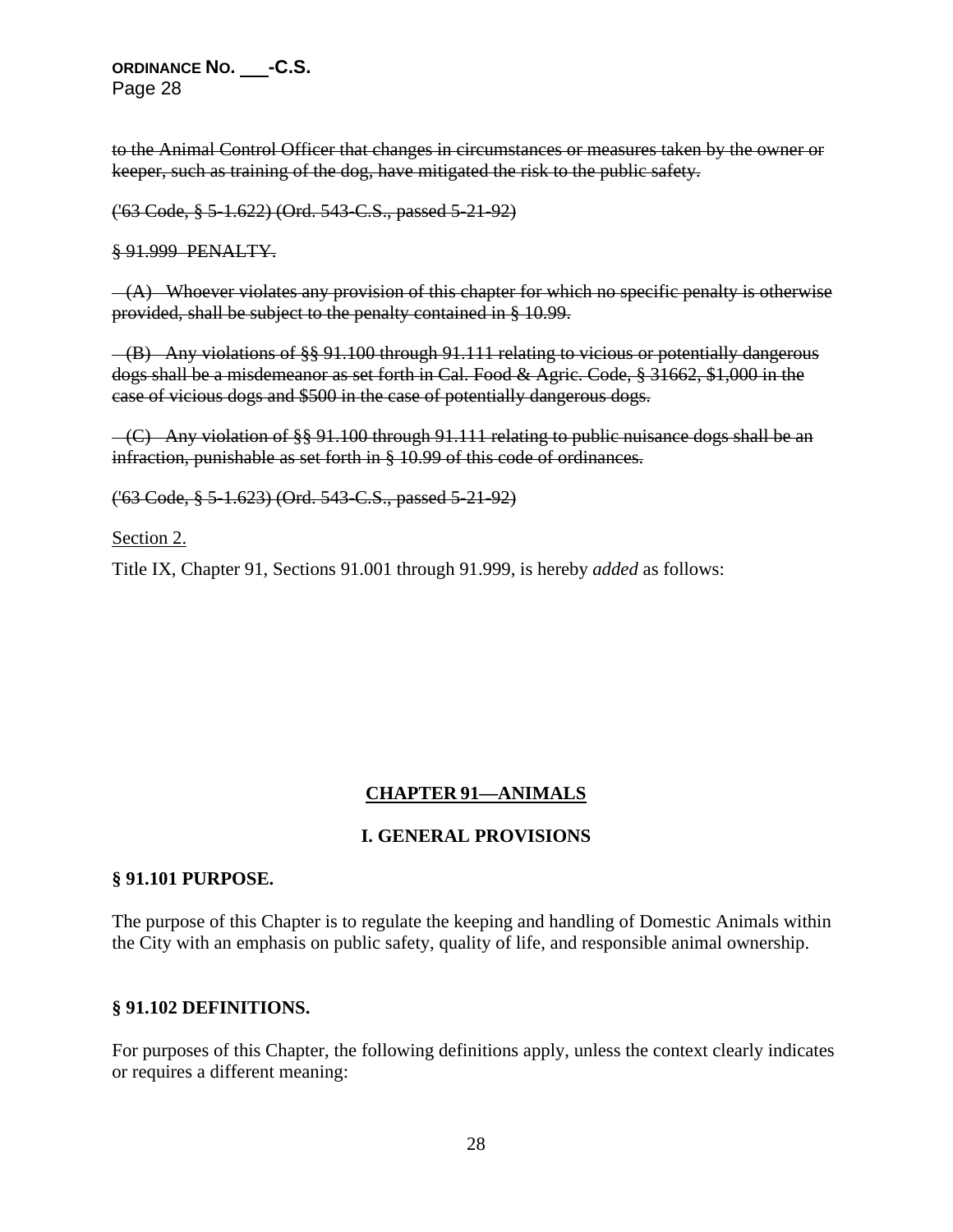~~to the Animal Control Officer that changes in circumstances or measures taken by the owner or keeper, such as training of the dog, have mitigated the risk to the public safety.~~

~~('63 Code, § 5-1.622) (Ord. 543-C.S., passed 5-21-92)~~

~~§ 91.999 PENALTY.~~

~~(A) Whoever violates any provision of this chapter for which no specific penalty is otherwise provided, shall be subject to the penalty contained in § 10.99.~~

~~(B) Any violations of §§ 91.100 through 91.111 relating to vicious or potentially dangerous dogs shall be a misdemeanor as set forth in Cal. Food & Agric. Code, § 31662, $1,000 in the case of vicious dogs and $500 in the case of potentially dangerous dogs.~~

~~(C) Any violation of §§ 91.100 through 91.111 relating to public nuisance dogs shall be an infraction, punishable as set forth in § 10.99 of this code of ordinances.~~

~~('63 Code, § 5-1.623) (Ord. 543-C.S., passed 5-21-92)~~

Section 2.

Title IX, Chapter 91, Sections 91.001 through 91.999, is hereby *added* as follows:

## CHAPTER 91—ANIMALS

### I. GENERAL PROVISIONS

**§ 91.101 PURPOSE.**

The purpose of this Chapter is to regulate the keeping and handling of Domestic Animals within the City with an emphasis on public safety, quality of life, and responsible animal ownership.

**§ 91.102 DEFINITIONS.**

For purposes of this Chapter, the following definitions apply, unless the context clearly indicates or requires a different meaning: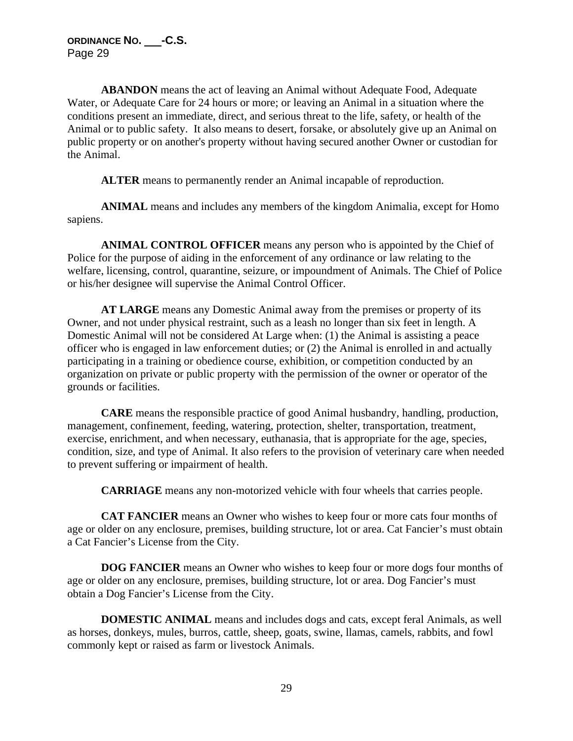**ABANDON** means the act of leaving an Animal without Adequate Food, Adequate Water, or Adequate Care for 24 hours or more; or leaving an Animal in a situation where the conditions present an immediate, direct, and serious threat to the life, safety, or health of the Animal or to public safety. It also means to desert, forsake, or absolutely give up an Animal on public property or on another's property without having secured another Owner or custodian for the Animal.

**ALTER** means to permanently render an Animal incapable of reproduction.

**ANIMAL** means and includes any members of the kingdom Animalia, except for Homo sapiens.

**ANIMAL CONTROL OFFICER** means any person who is appointed by the Chief of Police for the purpose of aiding in the enforcement of any ordinance or law relating to the welfare, licensing, control, quarantine, seizure, or impoundment of Animals. The Chief of Police or his/her designee will supervise the Animal Control Officer.

**AT LARGE** means any Domestic Animal away from the premises or property of its Owner, and not under physical restraint, such as a leash no longer than six feet in length. A Domestic Animal will not be considered At Large when: (1) the Animal is assisting a peace officer who is engaged in law enforcement duties; or (2) the Animal is enrolled in and actually participating in a training or obedience course, exhibition, or competition conducted by an organization on private or public property with the permission of the owner or operator of the grounds or facilities.

**CARE** means the responsible practice of good Animal husbandry, handling, production, management, confinement, feeding, watering, protection, shelter, transportation, treatment, exercise, enrichment, and when necessary, euthanasia, that is appropriate for the age, species, condition, size, and type of Animal. It also refers to the provision of veterinary care when needed to prevent suffering or impairment of health.

**CARRIAGE** means any non-motorized vehicle with four wheels that carries people.

**CAT FANCIER** means an Owner who wishes to keep four or more cats four months of age or older on any enclosure, premises, building structure, lot or area. Cat Fancier's must obtain a Cat Fancier's License from the City.

**DOG FANCIER** means an Owner who wishes to keep four or more dogs four months of age or older on any enclosure, premises, building structure, lot or area. Dog Fancier's must obtain a Dog Fancier's License from the City.

**DOMESTIC ANIMAL** means and includes dogs and cats, except feral Animals, as well as horses, donkeys, mules, burros, cattle, sheep, goats, swine, llamas, camels, rabbits, and fowl commonly kept or raised as farm or livestock Animals.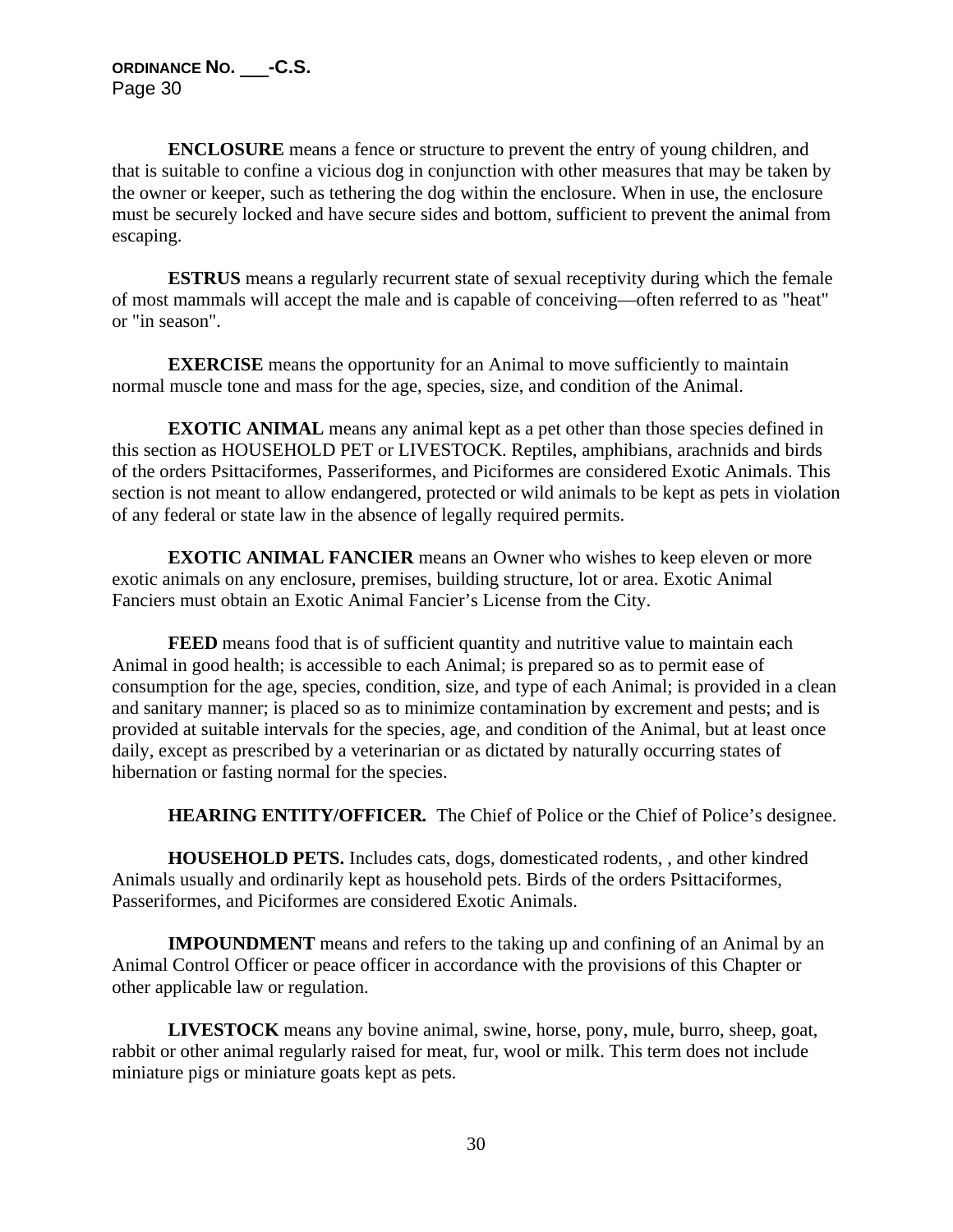**ENCLOSURE** means a fence or structure to prevent the entry of young children, and that is suitable to confine a vicious dog in conjunction with other measures that may be taken by the owner or keeper, such as tethering the dog within the enclosure. When in use, the enclosure must be securely locked and have secure sides and bottom, sufficient to prevent the animal from escaping.

**ESTRUS** means a regularly recurrent state of sexual receptivity during which the female of most mammals will accept the male and is capable of conceiving—often referred to as "heat" or "in season".

**EXERCISE** means the opportunity for an Animal to move sufficiently to maintain normal muscle tone and mass for the age, species, size, and condition of the Animal.

**EXOTIC ANIMAL** means any animal kept as a pet other than those species defined in this section as HOUSEHOLD PET or LIVESTOCK. Reptiles, amphibians, arachnids and birds of the orders Psittaciformes, Passeriformes, and Piciformes are considered Exotic Animals. This section is not meant to allow endangered, protected or wild animals to be kept as pets in violation of any federal or state law in the absence of legally required permits.

**EXOTIC ANIMAL FANCIER** means an Owner who wishes to keep eleven or more exotic animals on any enclosure, premises, building structure, lot or area. Exotic Animal Fanciers must obtain an Exotic Animal Fancier's License from the City.

**FEED** means food that is of sufficient quantity and nutritive value to maintain each Animal in good health; is accessible to each Animal; is prepared so as to permit ease of consumption for the age, species, condition, size, and type of each Animal; is provided in a clean and sanitary manner; is placed so as to minimize contamination by excrement and pests; and is provided at suitable intervals for the species, age, and condition of the Animal, but at least once daily, except as prescribed by a veterinarian or as dictated by naturally occurring states of hibernation or fasting normal for the species.

**HEARING ENTITY/OFFICER.** The Chief of Police or the Chief of Police's designee.

**HOUSEHOLD PETS.** Includes cats, dogs, domesticated rodents, , and other kindred Animals usually and ordinarily kept as household pets. Birds of the orders Psittaciformes, Passeriformes, and Piciformes are considered Exotic Animals.

**IMPOUNDMENT** means and refers to the taking up and confining of an Animal by an Animal Control Officer or peace officer in accordance with the provisions of this Chapter or other applicable law or regulation.

**LIVESTOCK** means any bovine animal, swine, horse, pony, mule, burro, sheep, goat, rabbit or other animal regularly raised for meat, fur, wool or milk. This term does not include miniature pigs or miniature goats kept as pets.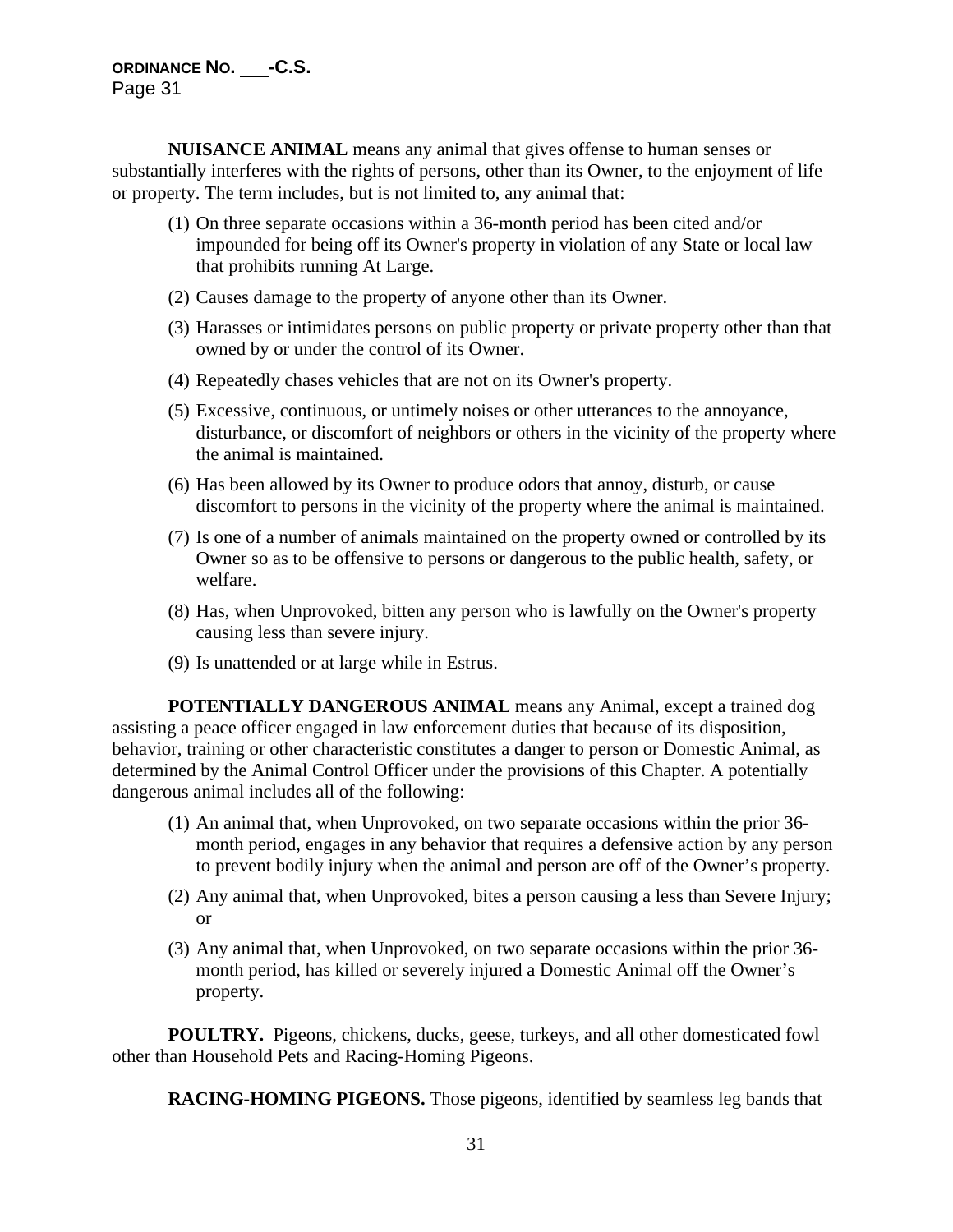**NUISANCE ANIMAL** means any animal that gives offense to human senses or substantially interferes with the rights of persons, other than its Owner, to the enjoyment of life or property. The term includes, but is not limited to, any animal that:

(1) On three separate occasions within a 36-month period has been cited and/or impounded for being off its Owner's property in violation of any State or local law that prohibits running At Large.

(2) Causes damage to the property of anyone other than its Owner.

(3) Harasses or intimidates persons on public property or private property other than that owned by or under the control of its Owner.

(4) Repeatedly chases vehicles that are not on its Owner's property.

(5) Excessive, continuous, or untimely noises or other utterances to the annoyance, disturbance, or discomfort of neighbors or others in the vicinity of the property where the animal is maintained.

(6) Has been allowed by its Owner to produce odors that annoy, disturb, or cause discomfort to persons in the vicinity of the property where the animal is maintained.

(7) Is one of a number of animals maintained on the property owned or controlled by its Owner so as to be offensive to persons or dangerous to the public health, safety, or welfare.

(8) Has, when Unprovoked, bitten any person who is lawfully on the Owner's property causing less than severe injury.

(9) Is unattended or at large while in Estrus.

**POTENTIALLY DANGEROUS ANIMAL** means any Animal, except a trained dog assisting a peace officer engaged in law enforcement duties that because of its disposition, behavior, training or other characteristic constitutes a danger to person or Domestic Animal, as determined by the Animal Control Officer under the provisions of this Chapter. A potentially dangerous animal includes all of the following:

(1) An animal that, when Unprovoked, on two separate occasions within the prior 36-month period, engages in any behavior that requires a defensive action by any person to prevent bodily injury when the animal and person are off of the Owner's property.

(2) Any animal that, when Unprovoked, bites a person causing a less than Severe Injury; or

(3) Any animal that, when Unprovoked, on two separate occasions within the prior 36-month period, has killed or severely injured a Domestic Animal off the Owner's property.

**POULTRY.** Pigeons, chickens, ducks, geese, turkeys, and all other domesticated fowl other than Household Pets and Racing-Homing Pigeons.

**RACING-HOMING PIGEONS.** Those pigeons, identified by seamless leg bands that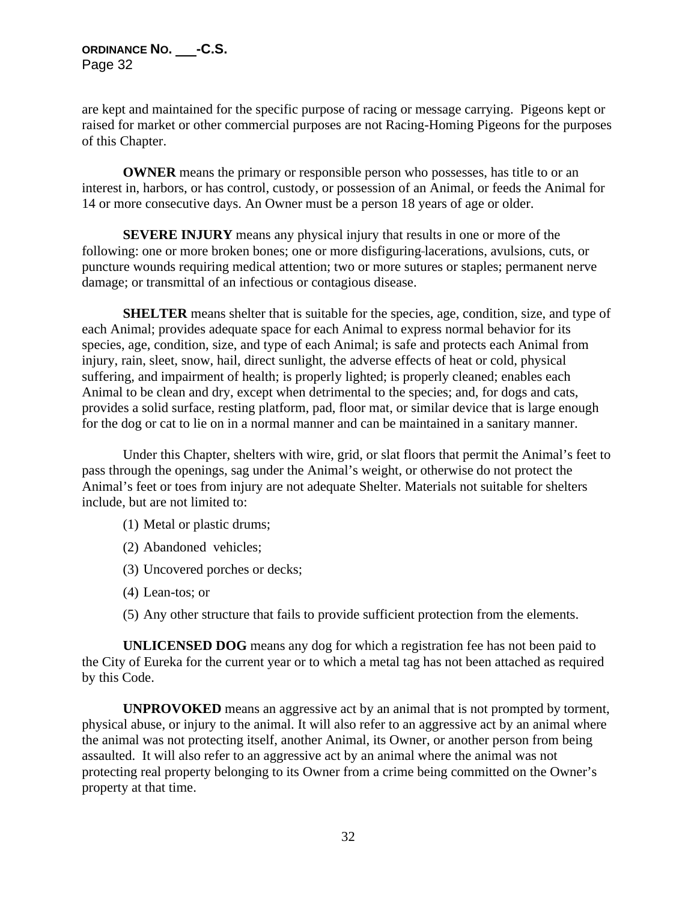are kept and maintained for the specific purpose of racing or message carrying. Pigeons kept or raised for market or other commercial purposes are not Racing-Homing Pigeons for the purposes of this Chapter.

**OWNER** means the primary or responsible person who possesses, has title to or an interest in, harbors, or has control, custody, or possession of an Animal, or feeds the Animal for 14 or more consecutive days. An Owner must be a person 18 years of age or older.

**SEVERE INJURY** means any physical injury that results in one or more of the following: one or more broken bones; one or more disfiguring lacerations, avulsions, cuts, or puncture wounds requiring medical attention; two or more sutures or staples; permanent nerve damage; or transmittal of an infectious or contagious disease.

**SHELTER** means shelter that is suitable for the species, age, condition, size, and type of each Animal; provides adequate space for each Animal to express normal behavior for its species, age, condition, size, and type of each Animal; is safe and protects each Animal from injury, rain, sleet, snow, hail, direct sunlight, the adverse effects of heat or cold, physical suffering, and impairment of health; is properly lighted; is properly cleaned; enables each Animal to be clean and dry, except when detrimental to the species; and, for dogs and cats, provides a solid surface, resting platform, pad, floor mat, or similar device that is large enough for the dog or cat to lie on in a normal manner and can be maintained in a sanitary manner.

Under this Chapter, shelters with wire, grid, or slat floors that permit the Animal's feet to pass through the openings, sag under the Animal's weight, or otherwise do not protect the Animal's feet or toes from injury are not adequate Shelter. Materials not suitable for shelters include, but are not limited to:

(1) Metal or plastic drums;

(2) Abandoned vehicles;

(3) Uncovered porches or decks;

(4) Lean-tos; or

(5) Any other structure that fails to provide sufficient protection from the elements.

**UNLICENSED DOG** means any dog for which a registration fee has not been paid to the City of Eureka for the current year or to which a metal tag has not been attached as required by this Code.

**UNPROVOKED** means an aggressive act by an animal that is not prompted by torment, physical abuse, or injury to the animal. It will also refer to an aggressive act by an animal where the animal was not protecting itself, another Animal, its Owner, or another person from being assaulted. It will also refer to an aggressive act by an animal where the animal was not protecting real property belonging to its Owner from a crime being committed on the Owner's property at that time.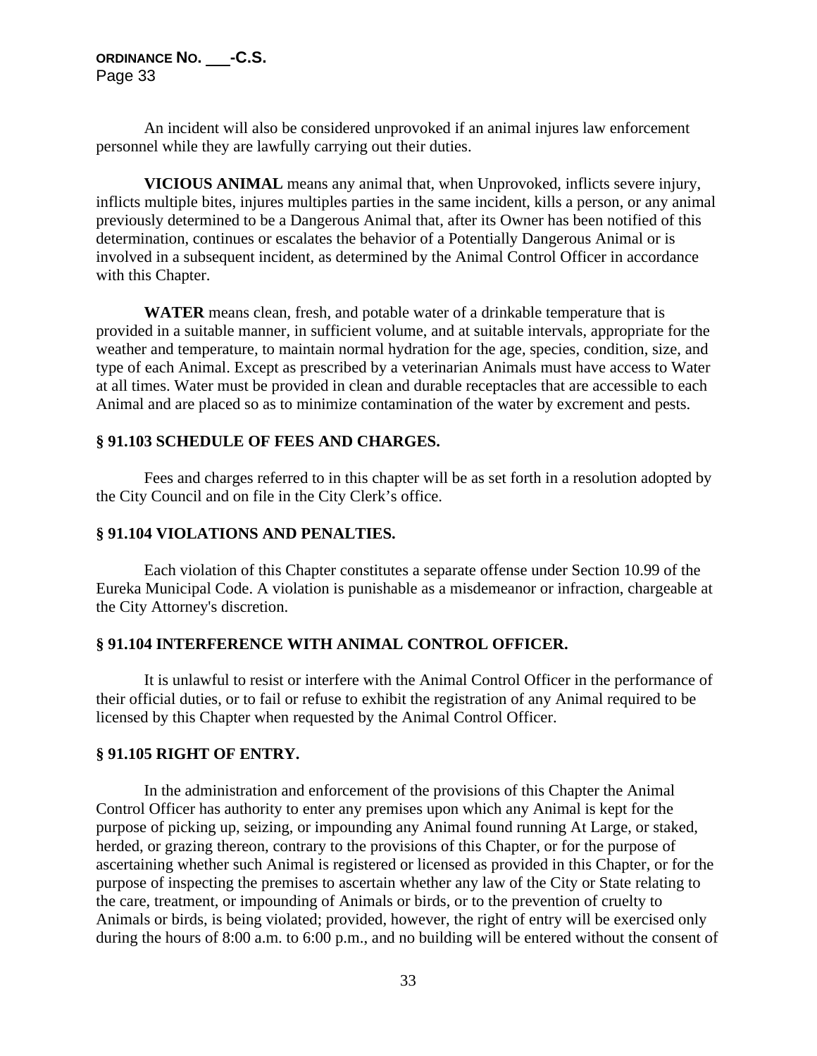An incident will also be considered unprovoked if an animal injures law enforcement personnel while they are lawfully carrying out their duties.

**VICIOUS ANIMAL** means any animal that, when Unprovoked, inflicts severe injury, inflicts multiple bites, injures multiples parties in the same incident, kills a person, or any animal previously determined to be a Dangerous Animal that, after its Owner has been notified of this determination, continues or escalates the behavior of a Potentially Dangerous Animal or is involved in a subsequent incident, as determined by the Animal Control Officer in accordance with this Chapter.

**WATER** means clean, fresh, and potable water of a drinkable temperature that is provided in a suitable manner, in sufficient volume, and at suitable intervals, appropriate for the weather and temperature, to maintain normal hydration for the age, species, condition, size, and type of each Animal. Except as prescribed by a veterinarian Animals must have access to Water at all times. Water must be provided in clean and durable receptacles that are accessible to each Animal and are placed so as to minimize contamination of the water by excrement and pests.

### § 91.103 SCHEDULE OF FEES AND CHARGES.

Fees and charges referred to in this chapter will be as set forth in a resolution adopted by the City Council and on file in the City Clerk's office.

### § 91.104 VIOLATIONS AND PENALTIES.

Each violation of this Chapter constitutes a separate offense under Section 10.99 of the Eureka Municipal Code. A violation is punishable as a misdemeanor or infraction, chargeable at the City Attorney's discretion.

### § 91.104 INTERFERENCE WITH ANIMAL CONTROL OFFICER.

It is unlawful to resist or interfere with the Animal Control Officer in the performance of their official duties, or to fail or refuse to exhibit the registration of any Animal required to be licensed by this Chapter when requested by the Animal Control Officer.

### § 91.105 RIGHT OF ENTRY.

In the administration and enforcement of the provisions of this Chapter the Animal Control Officer has authority to enter any premises upon which any Animal is kept for the purpose of picking up, seizing, or impounding any Animal found running At Large, or staked, herded, or grazing thereon, contrary to the provisions of this Chapter, or for the purpose of ascertaining whether such Animal is registered or licensed as provided in this Chapter, or for the purpose of inspecting the premises to ascertain whether any law of the City or State relating to the care, treatment, or impounding of Animals or birds, or to the prevention of cruelty to Animals or birds, is being violated; provided, however, the right of entry will be exercised only during the hours of 8:00 a.m. to 6:00 p.m., and no building will be entered without the consent of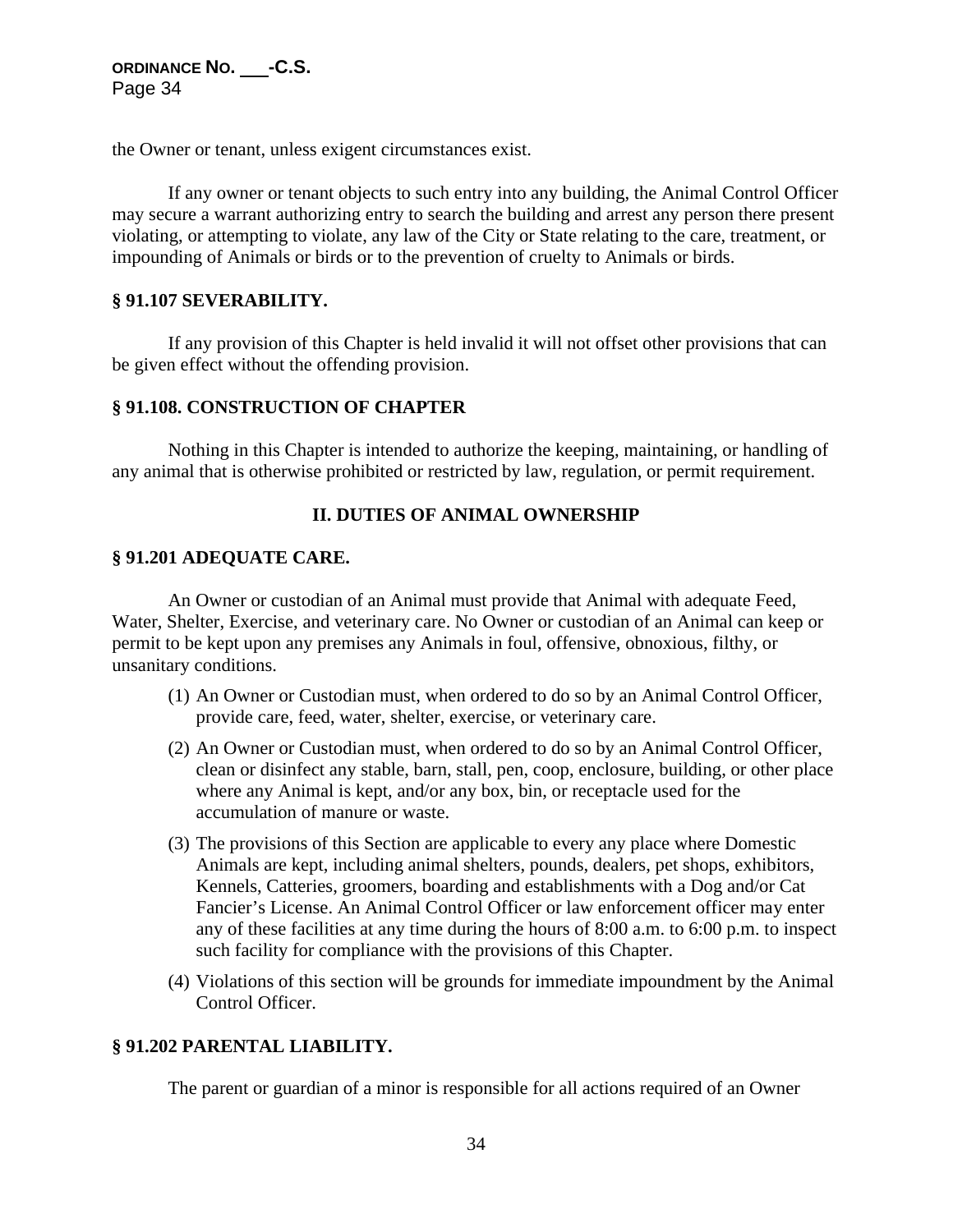the Owner or tenant, unless exigent circumstances exist.

If any owner or tenant objects to such entry into any building, the Animal Control Officer may secure a warrant authorizing entry to search the building and arrest any person there present violating, or attempting to violate, any law of the City or State relating to the care, treatment, or impounding of Animals or birds or to the prevention of cruelty to Animals or birds.

### § 91.107 SEVERABILITY.

If any provision of this Chapter is held invalid it will not offset other provisions that can be given effect without the offending provision.

### § 91.108. CONSTRUCTION OF CHAPTER

Nothing in this Chapter is intended to authorize the keeping, maintaining, or handling of any animal that is otherwise prohibited or restricted by law, regulation, or permit requirement.

## II. DUTIES OF ANIMAL OWNERSHIP

### § 91.201 ADEQUATE CARE.

An Owner or custodian of an Animal must provide that Animal with adequate Feed, Water, Shelter, Exercise, and veterinary care. No Owner or custodian of an Animal can keep or permit to be kept upon any premises any Animals in foul, offensive, obnoxious, filthy, or unsanitary conditions.

(1) An Owner or Custodian must, when ordered to do so by an Animal Control Officer, provide care, feed, water, shelter, exercise, or veterinary care.

(2) An Owner or Custodian must, when ordered to do so by an Animal Control Officer, clean or disinfect any stable, barn, stall, pen, coop, enclosure, building, or other place where any Animal is kept, and/or any box, bin, or receptacle used for the accumulation of manure or waste.

(3) The provisions of this Section are applicable to every any place where Domestic Animals are kept, including animal shelters, pounds, dealers, pet shops, exhibitors, Kennels, Catteries, groomers, boarding and establishments with a Dog and/or Cat Fancier's License. An Animal Control Officer or law enforcement officer may enter any of these facilities at any time during the hours of 8:00 a.m. to 6:00 p.m. to inspect such facility for compliance with the provisions of this Chapter.

(4) Violations of this section will be grounds for immediate impoundment by the Animal Control Officer.

### § 91.202 PARENTAL LIABILITY.

The parent or guardian of a minor is responsible for all actions required of an Owner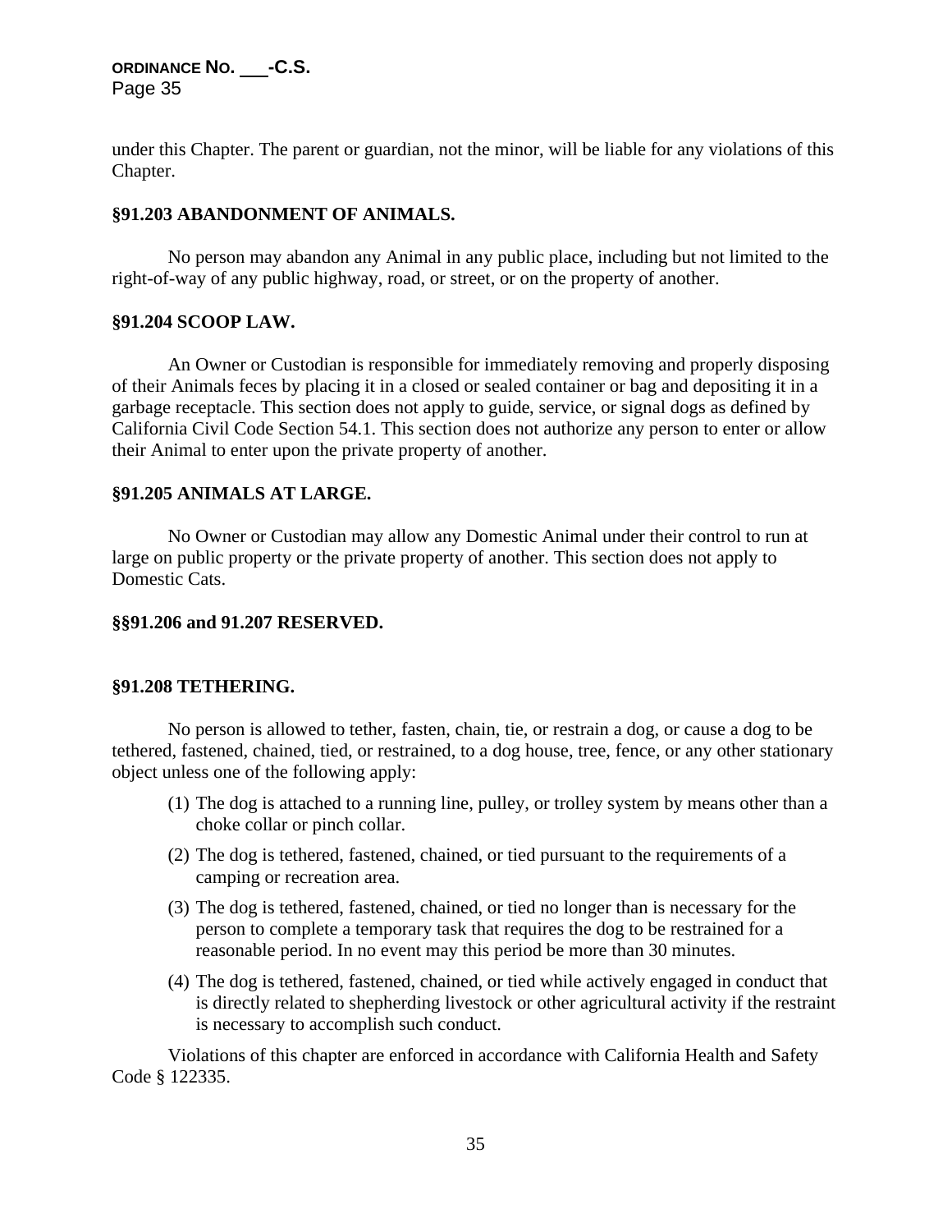under this Chapter. The parent or guardian, not the minor, will be liable for any violations of this Chapter.

**§91.203 ABANDONMENT OF ANIMALS.**

No person may abandon any Animal in any public place, including but not limited to the right-of-way of any public highway, road, or street, or on the property of another.

**§91.204 SCOOP LAW.**

An Owner or Custodian is responsible for immediately removing and properly disposing of their Animals feces by placing it in a closed or sealed container or bag and depositing it in a garbage receptacle. This section does not apply to guide, service, or signal dogs as defined by California Civil Code Section 54.1. This section does not authorize any person to enter or allow their Animal to enter upon the private property of another.

**§91.205 ANIMALS AT LARGE.**

No Owner or Custodian may allow any Domestic Animal under their control to run at large on public property or the private property of another. This section does not apply to Domestic Cats.

**§§91.206 and 91.207 RESERVED.**

**§91.208 TETHERING.**

No person is allowed to tether, fasten, chain, tie, or restrain a dog, or cause a dog to be tethered, fastened, chained, tied, or restrained, to a dog house, tree, fence, or any other stationary object unless one of the following apply:

(1) The dog is attached to a running line, pulley, or trolley system by means other than a choke collar or pinch collar.

(2) The dog is tethered, fastened, chained, or tied pursuant to the requirements of a camping or recreation area.

(3) The dog is tethered, fastened, chained, or tied no longer than is necessary for the person to complete a temporary task that requires the dog to be restrained for a reasonable period. In no event may this period be more than 30 minutes.

(4) The dog is tethered, fastened, chained, or tied while actively engaged in conduct that is directly related to shepherding livestock or other agricultural activity if the restraint is necessary to accomplish such conduct.

Violations of this chapter are enforced in accordance with California Health and Safety Code § 122335.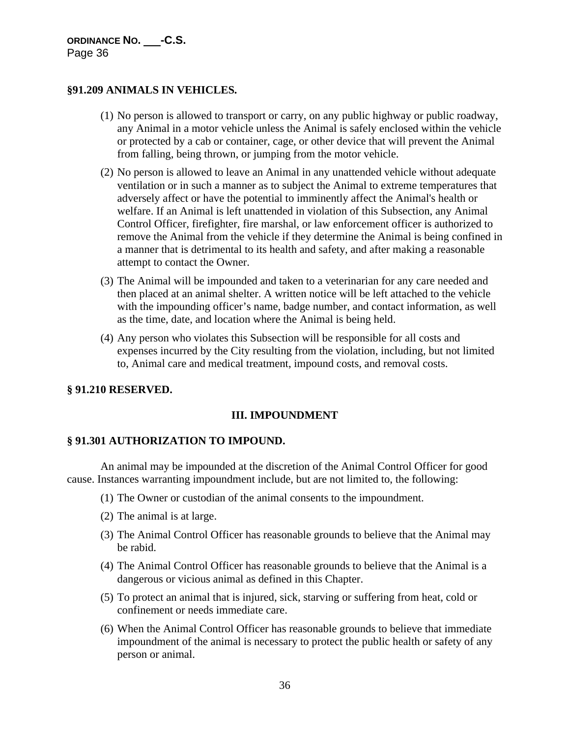### §91.209 ANIMALS IN VEHICLES.

(1) No person is allowed to transport or carry, on any public highway or public roadway, any Animal in a motor vehicle unless the Animal is safely enclosed within the vehicle or protected by a cab or container, cage, or other device that will prevent the Animal from falling, being thrown, or jumping from the motor vehicle.

(2) No person is allowed to leave an Animal in any unattended vehicle without adequate ventilation or in such a manner as to subject the Animal to extreme temperatures that adversely affect or have the potential to imminently affect the Animal's health or welfare. If an Animal is left unattended in violation of this Subsection, any Animal Control Officer, firefighter, fire marshal, or law enforcement officer is authorized to remove the Animal from the vehicle if they determine the Animal is being confined in a manner that is detrimental to its health and safety, and after making a reasonable attempt to contact the Owner.

(3) The Animal will be impounded and taken to a veterinarian for any care needed and then placed at an animal shelter. A written notice will be left attached to the vehicle with the impounding officer's name, badge number, and contact information, as well as the time, date, and location where the Animal is being held.

(4) Any person who violates this Subsection will be responsible for all costs and expenses incurred by the City resulting from the violation, including, but not limited to, Animal care and medical treatment, impound costs, and removal costs.

### § 91.210 RESERVED.

## III. IMPOUNDMENT

### § 91.301 AUTHORIZATION TO IMPOUND.

An animal may be impounded at the discretion of the Animal Control Officer for good cause. Instances warranting impoundment include, but are not limited to, the following:

(1) The Owner or custodian of the animal consents to the impoundment.

(2) The animal is at large.

(3) The Animal Control Officer has reasonable grounds to believe that the Animal may be rabid.

(4) The Animal Control Officer has reasonable grounds to believe that the Animal is a dangerous or vicious animal as defined in this Chapter.

(5) To protect an animal that is injured, sick, starving or suffering from heat, cold or confinement or needs immediate care.

(6) When the Animal Control Officer has reasonable grounds to believe that immediate impoundment of the animal is necessary to protect the public health or safety of any person or animal.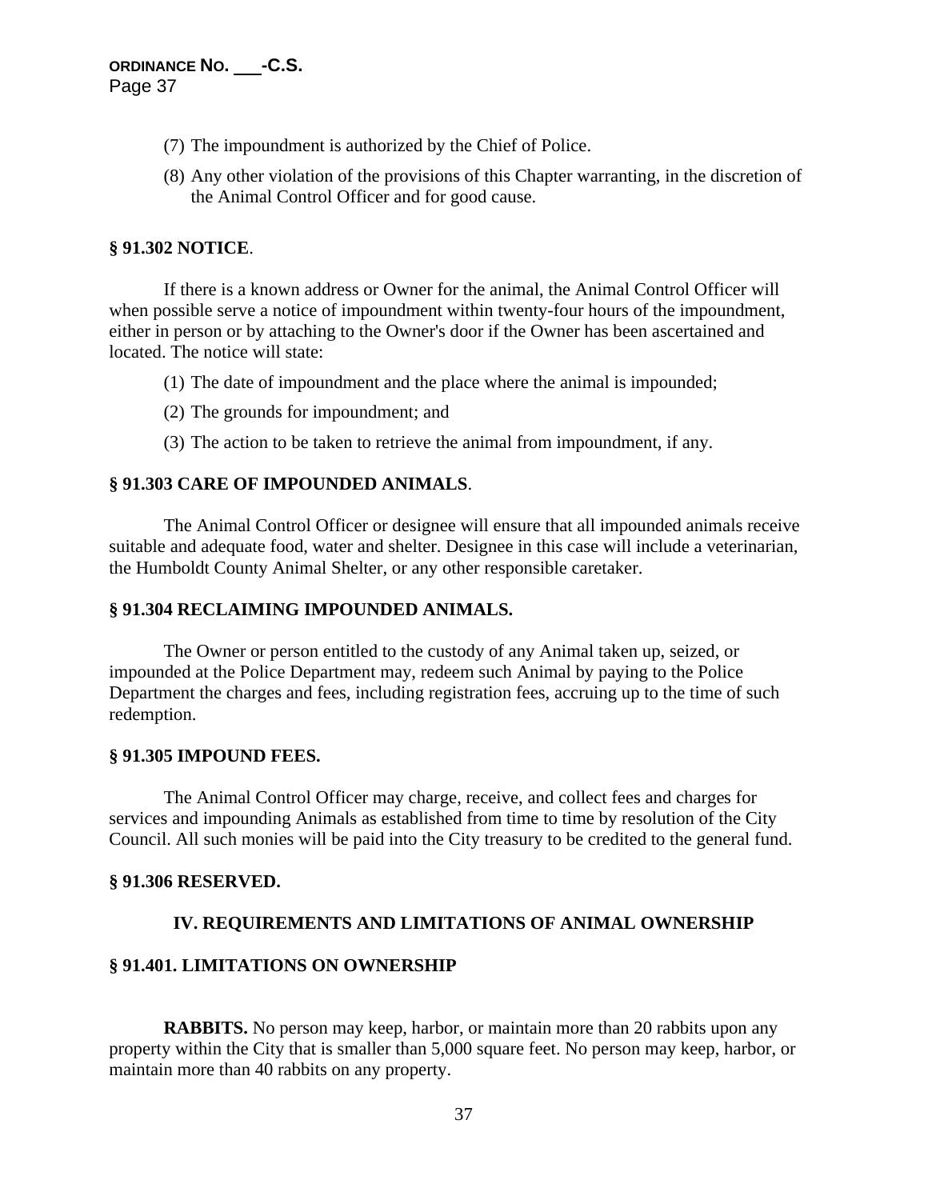(7) The impoundment is authorized by the Chief of Police.

(8) Any other violation of the provisions of this Chapter warranting, in the discretion of the Animal Control Officer and for good cause.

**§ 91.302 NOTICE**.

If there is a known address or Owner for the animal, the Animal Control Officer will when possible serve a notice of impoundment within twenty-four hours of the impoundment, either in person or by attaching to the Owner's door if the Owner has been ascertained and located. The notice will state:

(1) The date of impoundment and the place where the animal is impounded;

(2) The grounds for impoundment; and

(3) The action to be taken to retrieve the animal from impoundment, if any.

**§ 91.303 CARE OF IMPOUNDED ANIMALS**.

The Animal Control Officer or designee will ensure that all impounded animals receive suitable and adequate food, water and shelter. Designee in this case will include a veterinarian, the Humboldt County Animal Shelter, or any other responsible caretaker.

**§ 91.304 RECLAIMING IMPOUNDED ANIMALS.**

The Owner or person entitled to the custody of any Animal taken up, seized, or impounded at the Police Department may, redeem such Animal by paying to the Police Department the charges and fees, including registration fees, accruing up to the time of such redemption.

**§ 91.305 IMPOUND FEES.**

The Animal Control Officer may charge, receive, and collect fees and charges for services and impounding Animals as established from time to time by resolution of the City Council. All such monies will be paid into the City treasury to be credited to the general fund.

**§ 91.306 RESERVED.**

**IV. REQUIREMENTS AND LIMITATIONS OF ANIMAL OWNERSHIP**

**§ 91.401. LIMITATIONS ON OWNERSHIP**

**RABBITS.** No person may keep, harbor, or maintain more than 20 rabbits upon any property within the City that is smaller than 5,000 square feet. No person may keep, harbor, or maintain more than 40 rabbits on any property.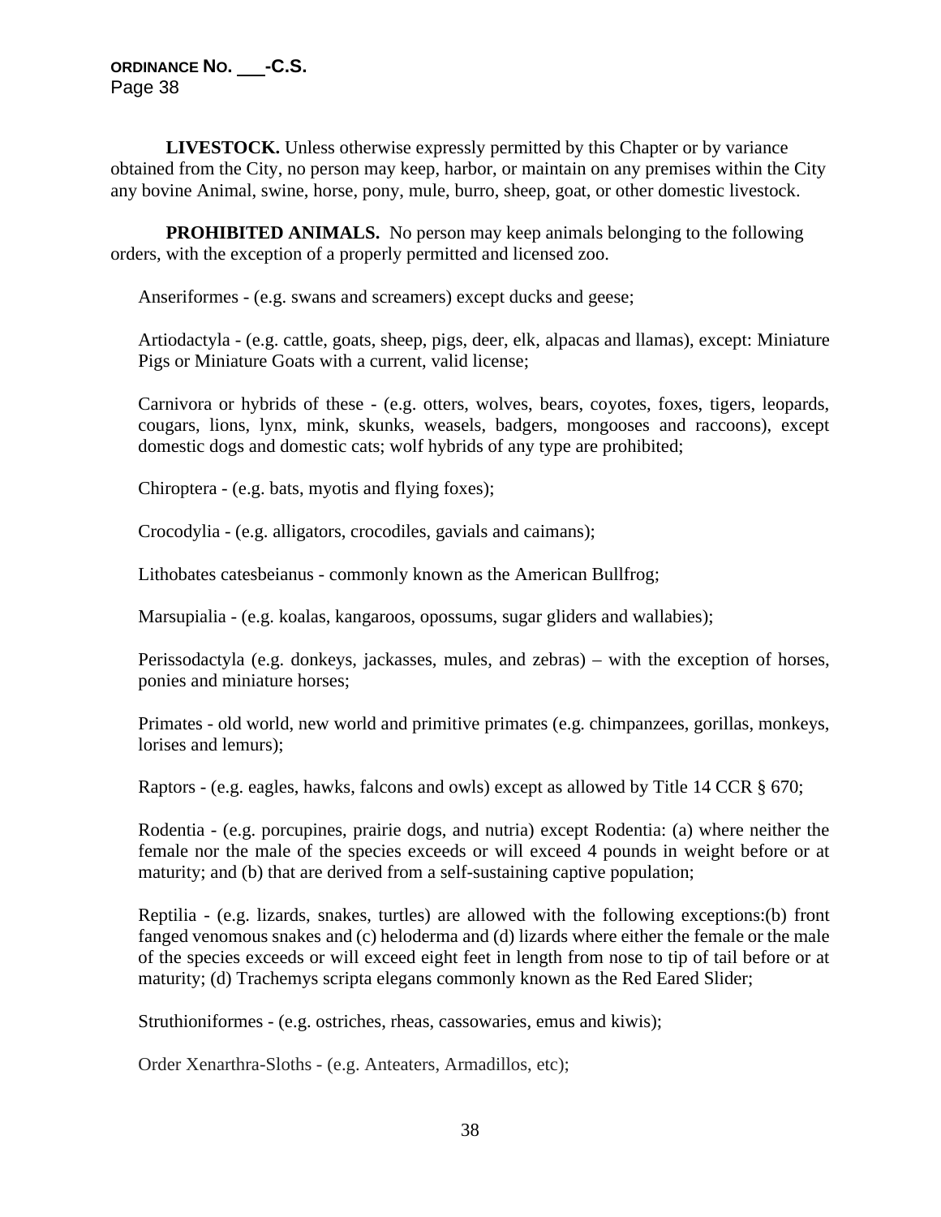**LIVESTOCK.** Unless otherwise expressly permitted by this Chapter or by variance obtained from the City, no person may keep, harbor, or maintain on any premises within the City any bovine Animal, swine, horse, pony, mule, burro, sheep, goat, or other domestic livestock.

**PROHIBITED ANIMALS.** No person may keep animals belonging to the following orders, with the exception of a properly permitted and licensed zoo.

Anseriformes - (e.g. swans and screamers) except ducks and geese;

Artiodactyla - (e.g. cattle, goats, sheep, pigs, deer, elk, alpacas and llamas), except: Miniature Pigs or Miniature Goats with a current, valid license;

Carnivora or hybrids of these - (e.g. otters, wolves, bears, coyotes, foxes, tigers, leopards, cougars, lions, lynx, mink, skunks, weasels, badgers, mongooses and raccoons), except domestic dogs and domestic cats; wolf hybrids of any type are prohibited;

Chiroptera - (e.g. bats, myotis and flying foxes);

Crocodylia - (e.g. alligators, crocodiles, gavials and caimans);

Lithobates catesbeianus - commonly known as the American Bullfrog;

Marsupialia - (e.g. koalas, kangaroos, opossums, sugar gliders and wallabies);

Perissodactyla (e.g. donkeys, jackasses, mules, and zebras) – with the exception of horses, ponies and miniature horses;

Primates - old world, new world and primitive primates (e.g. chimpanzees, gorillas, monkeys, lorises and lemurs);

Raptors - (e.g. eagles, hawks, falcons and owls) except as allowed by Title 14 CCR § 670;

Rodentia - (e.g. porcupines, prairie dogs, and nutria) except Rodentia: (a) where neither the female nor the male of the species exceeds or will exceed 4 pounds in weight before or at maturity; and (b) that are derived from a self-sustaining captive population;

Reptilia - (e.g. lizards, snakes, turtles) are allowed with the following exceptions:(b) front fanged venomous snakes and (c) heloderma and (d) lizards where either the female or the male of the species exceeds or will exceed eight feet in length from nose to tip of tail before or at maturity; (d) Trachemys scripta elegans commonly known as the Red Eared Slider;

Struthioniformes - (e.g. ostriches, rheas, cassowaries, emus and kiwis);

Order Xenarthra-Sloths - (e.g. Anteaters, Armadillos, etc);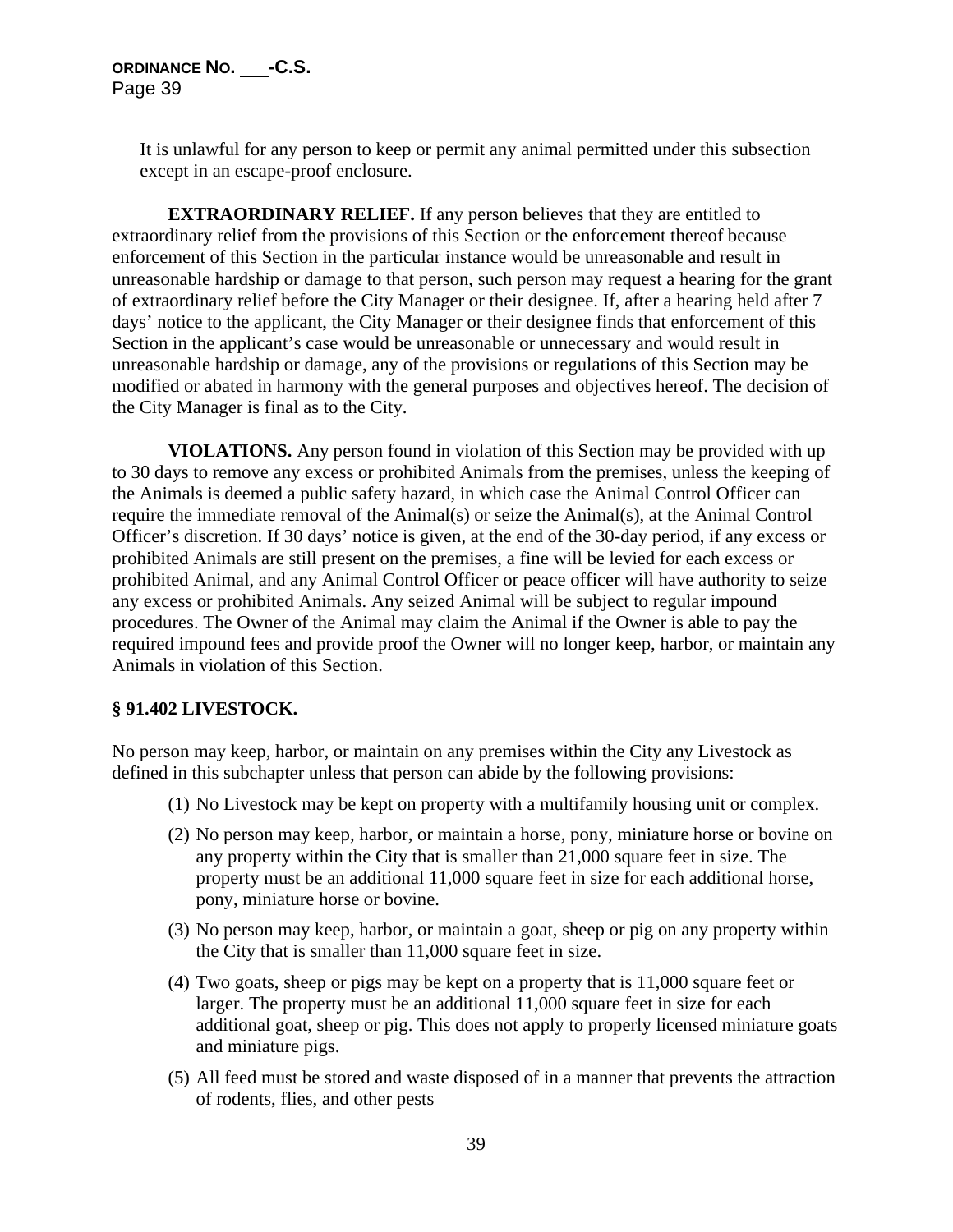It is unlawful for any person to keep or permit any animal permitted under this subsection except in an escape-proof enclosure.

**EXTRAORDINARY RELIEF.** If any person believes that they are entitled to extraordinary relief from the provisions of this Section or the enforcement thereof because enforcement of this Section in the particular instance would be unreasonable and result in unreasonable hardship or damage to that person, such person may request a hearing for the grant of extraordinary relief before the City Manager or their designee. If, after a hearing held after 7 days' notice to the applicant, the City Manager or their designee finds that enforcement of this Section in the applicant's case would be unreasonable or unnecessary and would result in unreasonable hardship or damage, any of the provisions or regulations of this Section may be modified or abated in harmony with the general purposes and objectives hereof. The decision of the City Manager is final as to the City.

**VIOLATIONS.** Any person found in violation of this Section may be provided with up to 30 days to remove any excess or prohibited Animals from the premises, unless the keeping of the Animals is deemed a public safety hazard, in which case the Animal Control Officer can require the immediate removal of the Animal(s) or seize the Animal(s), at the Animal Control Officer's discretion. If 30 days' notice is given, at the end of the 30-day period, if any excess or prohibited Animals are still present on the premises, a fine will be levied for each excess or prohibited Animal, and any Animal Control Officer or peace officer will have authority to seize any excess or prohibited Animals. Any seized Animal will be subject to regular impound procedures. The Owner of the Animal may claim the Animal if the Owner is able to pay the required impound fees and provide proof the Owner will no longer keep, harbor, or maintain any Animals in violation of this Section.

### § 91.402 LIVESTOCK.

No person may keep, harbor, or maintain on any premises within the City any Livestock as defined in this subchapter unless that person can abide by the following provisions:

(1) No Livestock may be kept on property with a multifamily housing unit or complex.

(2) No person may keep, harbor, or maintain a horse, pony, miniature horse or bovine on any property within the City that is smaller than 21,000 square feet in size. The property must be an additional 11,000 square feet in size for each additional horse, pony, miniature horse or bovine.

(3) No person may keep, harbor, or maintain a goat, sheep or pig on any property within the City that is smaller than 11,000 square feet in size.

(4) Two goats, sheep or pigs may be kept on a property that is 11,000 square feet or larger. The property must be an additional 11,000 square feet in size for each additional goat, sheep or pig. This does not apply to properly licensed miniature goats and miniature pigs.

(5) All feed must be stored and waste disposed of in a manner that prevents the attraction of rodents, flies, and other pests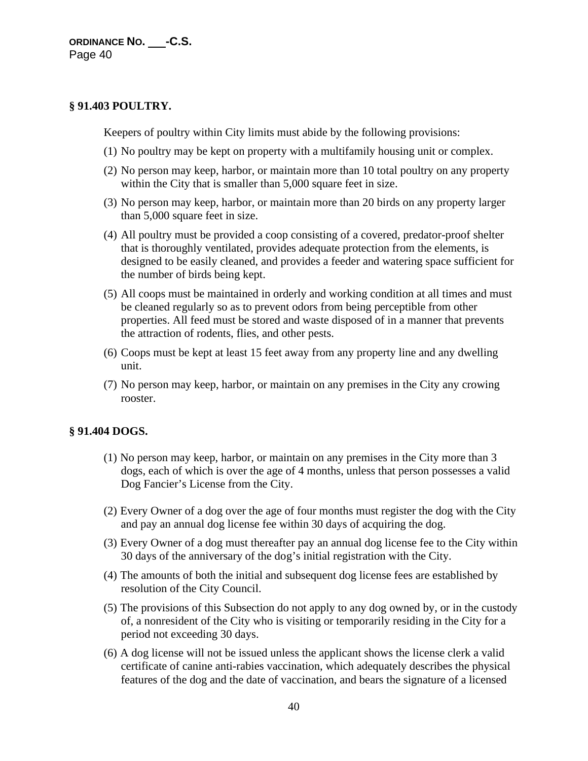## § 91.403 POULTRY.

Keepers of poultry within City limits must abide by the following provisions:

(1) No poultry may be kept on property with a multifamily housing unit or complex.

(2) No person may keep, harbor, or maintain more than 10 total poultry on any property within the City that is smaller than 5,000 square feet in size.

(3) No person may keep, harbor, or maintain more than 20 birds on any property larger than 5,000 square feet in size.

(4) All poultry must be provided a coop consisting of a covered, predator-proof shelter that is thoroughly ventilated, provides adequate protection from the elements, is designed to be easily cleaned, and provides a feeder and watering space sufficient for the number of birds being kept.

(5) All coops must be maintained in orderly and working condition at all times and must be cleaned regularly so as to prevent odors from being perceptible from other properties. All feed must be stored and waste disposed of in a manner that prevents the attraction of rodents, flies, and other pests.

(6) Coops must be kept at least 15 feet away from any property line and any dwelling unit.

(7) No person may keep, harbor, or maintain on any premises in the City any crowing rooster.

## § 91.404 DOGS.

(1) No person may keep, harbor, or maintain on any premises in the City more than 3 dogs, each of which is over the age of 4 months, unless that person possesses a valid Dog Fancier's License from the City.

(2) Every Owner of a dog over the age of four months must register the dog with the City and pay an annual dog license fee within 30 days of acquiring the dog.

(3) Every Owner of a dog must thereafter pay an annual dog license fee to the City within 30 days of the anniversary of the dog's initial registration with the City.

(4) The amounts of both the initial and subsequent dog license fees are established by resolution of the City Council.

(5) The provisions of this Subsection do not apply to any dog owned by, or in the custody of, a nonresident of the City who is visiting or temporarily residing in the City for a period not exceeding 30 days.

(6) A dog license will not be issued unless the applicant shows the license clerk a valid certificate of canine anti-rabies vaccination, which adequately describes the physical features of the dog and the date of vaccination, and bears the signature of a licensed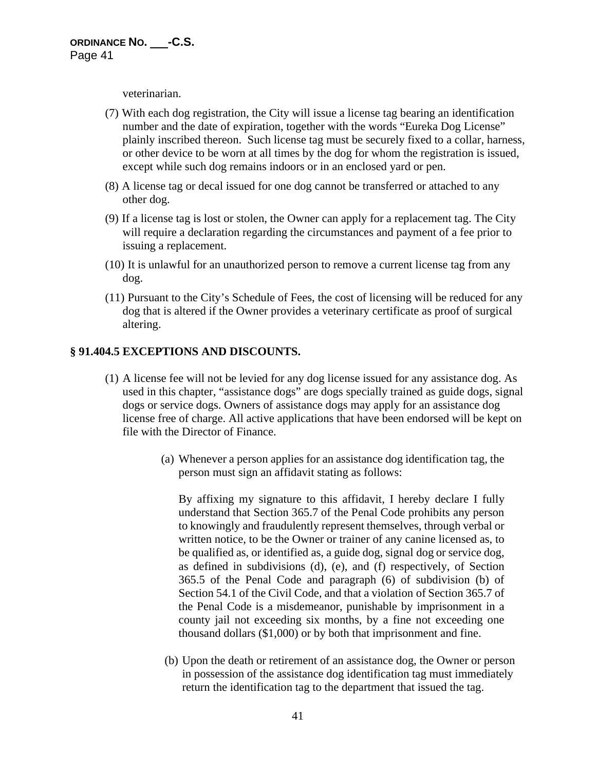veterinarian.

(7) With each dog registration, the City will issue a license tag bearing an identification number and the date of expiration, together with the words "Eureka Dog License" plainly inscribed thereon. Such license tag must be securely fixed to a collar, harness, or other device to be worn at all times by the dog for whom the registration is issued, except while such dog remains indoors or in an enclosed yard or pen.

(8) A license tag or decal issued for one dog cannot be transferred or attached to any other dog.

(9) If a license tag is lost or stolen, the Owner can apply for a replacement tag. The City will require a declaration regarding the circumstances and payment of a fee prior to issuing a replacement.

(10) It is unlawful for an unauthorized person to remove a current license tag from any dog.

(11) Pursuant to the City's Schedule of Fees, the cost of licensing will be reduced for any dog that is altered if the Owner provides a veterinary certificate as proof of surgical altering.

## § 91.404.5 EXCEPTIONS AND DISCOUNTS.

(1) A license fee will not be levied for any dog license issued for any assistance dog. As used in this chapter, "assistance dogs" are dogs specially trained as guide dogs, signal dogs or service dogs. Owners of assistance dogs may apply for an assistance dog license free of charge. All active applications that have been endorsed will be kept on file with the Director of Finance.

(a) Whenever a person applies for an assistance dog identification tag, the person must sign an affidavit stating as follows:

By affixing my signature to this affidavit, I hereby declare I fully understand that Section 365.7 of the Penal Code prohibits any person to knowingly and fraudulently represent themselves, through verbal or written notice, to be the Owner or trainer of any canine licensed as, to be qualified as, or identified as, a guide dog, signal dog or service dog, as defined in subdivisions (d), (e), and (f) respectively, of Section 365.5 of the Penal Code and paragraph (6) of subdivision (b) of Section 54.1 of the Civil Code, and that a violation of Section 365.7 of the Penal Code is a misdemeanor, punishable by imprisonment in a county jail not exceeding six months, by a fine not exceeding one thousand dollars ($1,000) or by both that imprisonment and fine.

(b) Upon the death or retirement of an assistance dog, the Owner or person in possession of the assistance dog identification tag must immediately return the identification tag to the department that issued the tag.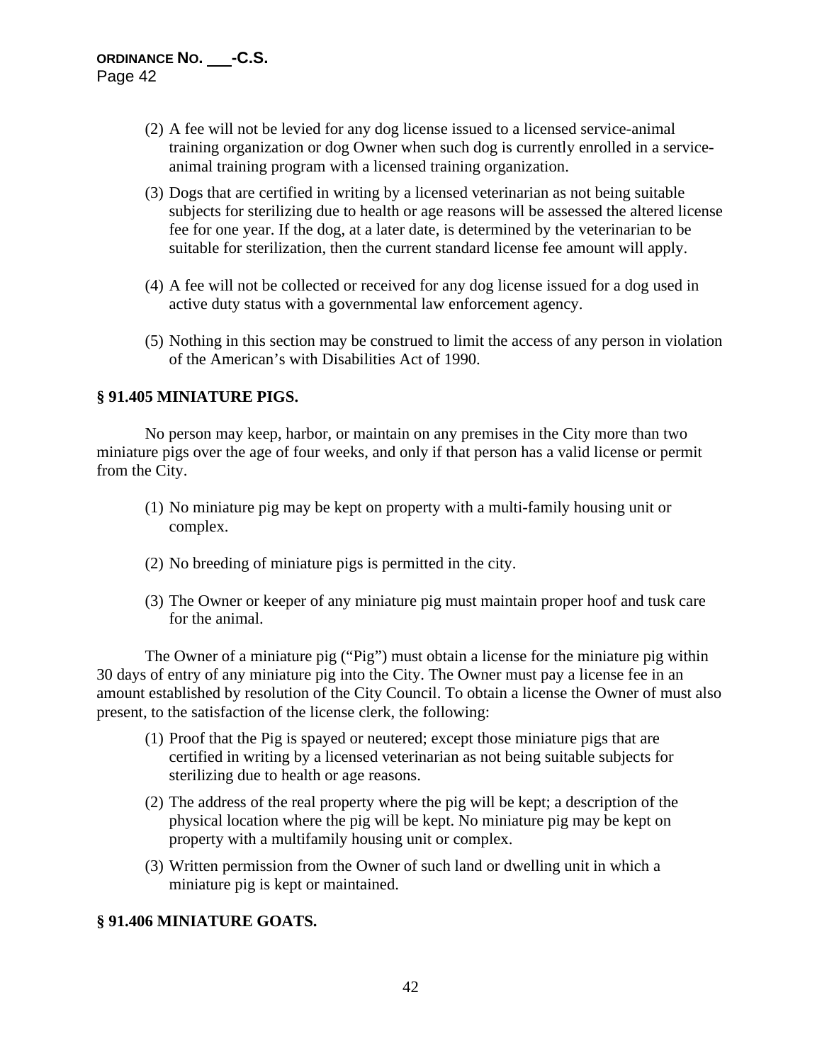(2) A fee will not be levied for any dog license issued to a licensed service-animal training organization or dog Owner when such dog is currently enrolled in a service-animal training program with a licensed training organization.

(3) Dogs that are certified in writing by a licensed veterinarian as not being suitable subjects for sterilizing due to health or age reasons will be assessed the altered license fee for one year. If the dog, at a later date, is determined by the veterinarian to be suitable for sterilization, then the current standard license fee amount will apply.

(4) A fee will not be collected or received for any dog license issued for a dog used in active duty status with a governmental law enforcement agency.

(5) Nothing in this section may be construed to limit the access of any person in violation of the American's with Disabilities Act of 1990.

**§ 91.405 MINIATURE PIGS.**

No person may keep, harbor, or maintain on any premises in the City more than two miniature pigs over the age of four weeks, and only if that person has a valid license or permit from the City.

(1) No miniature pig may be kept on property with a multi-family housing unit or complex.

(2) No breeding of miniature pigs is permitted in the city.

(3) The Owner or keeper of any miniature pig must maintain proper hoof and tusk care for the animal.

The Owner of a miniature pig ("Pig") must obtain a license for the miniature pig within 30 days of entry of any miniature pig into the City. The Owner must pay a license fee in an amount established by resolution of the City Council. To obtain a license the Owner of must also present, to the satisfaction of the license clerk, the following:

(1) Proof that the Pig is spayed or neutered; except those miniature pigs that are certified in writing by a licensed veterinarian as not being suitable subjects for sterilizing due to health or age reasons.

(2) The address of the real property where the pig will be kept; a description of the physical location where the pig will be kept. No miniature pig may be kept on property with a multifamily housing unit or complex.

(3) Written permission from the Owner of such land or dwelling unit in which a miniature pig is kept or maintained.

**§ 91.406 MINIATURE GOATS.**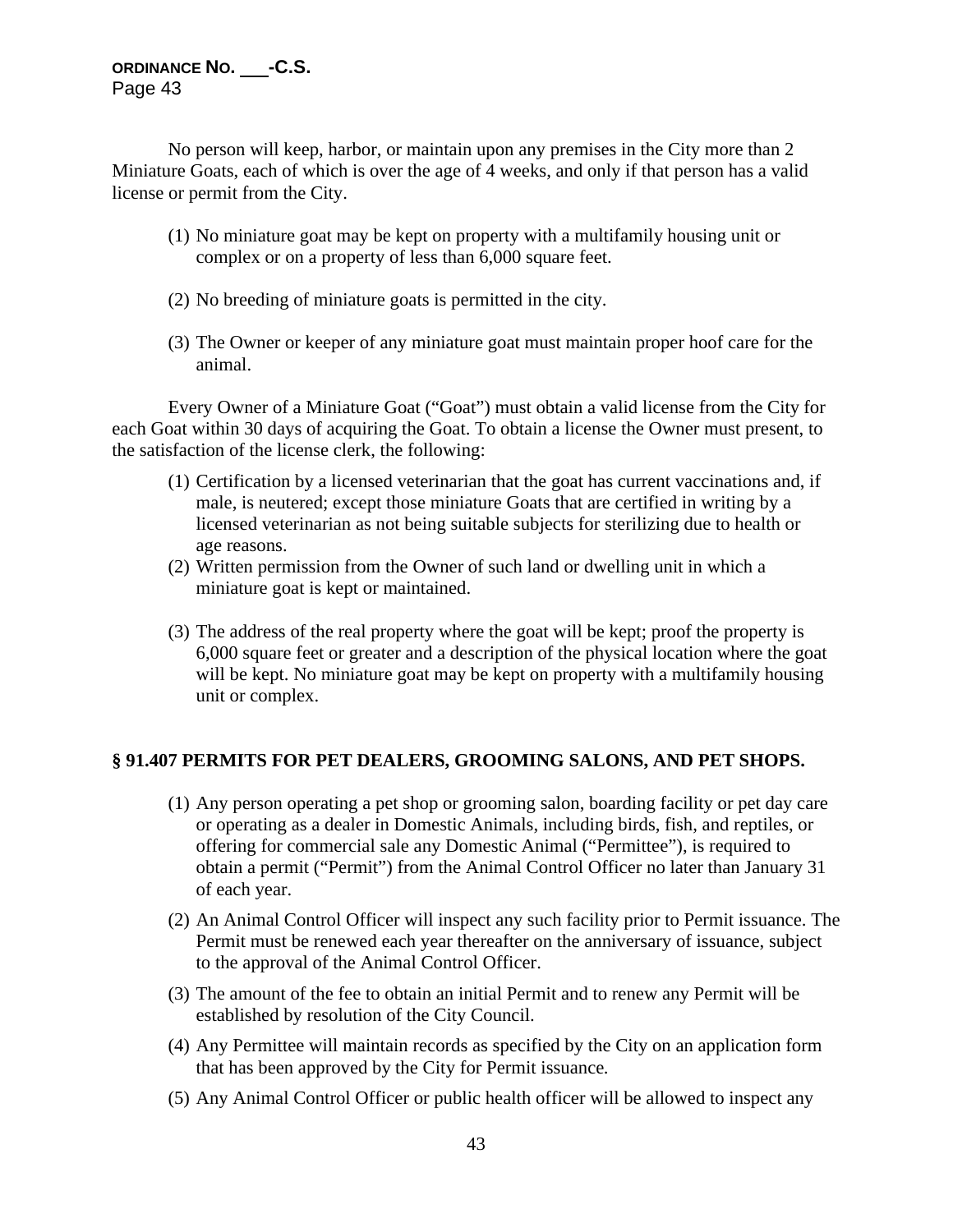No person will keep, harbor, or maintain upon any premises in the City more than 2 Miniature Goats, each of which is over the age of 4 weeks, and only if that person has a valid license or permit from the City.

(1) No miniature goat may be kept on property with a multifamily housing unit or complex or on a property of less than 6,000 square feet.

(2) No breeding of miniature goats is permitted in the city.

(3) The Owner or keeper of any miniature goat must maintain proper hoof care for the animal.

Every Owner of a Miniature Goat ("Goat") must obtain a valid license from the City for each Goat within 30 days of acquiring the Goat. To obtain a license the Owner must present, to the satisfaction of the license clerk, the following:

(1) Certification by a licensed veterinarian that the goat has current vaccinations and, if male, is neutered; except those miniature Goats that are certified in writing by a licensed veterinarian as not being suitable subjects for sterilizing due to health or age reasons.
(2) Written permission from the Owner of such land or dwelling unit in which a miniature goat is kept or maintained.

(3) The address of the real property where the goat will be kept; proof the property is 6,000 square feet or greater and a description of the physical location where the goat will be kept. No miniature goat may be kept on property with a multifamily housing unit or complex.

## § 91.407 PERMITS FOR PET DEALERS, GROOMING SALONS, AND PET SHOPS.

(1) Any person operating a pet shop or grooming salon, boarding facility or pet day care or operating as a dealer in Domestic Animals, including birds, fish, and reptiles, or offering for commercial sale any Domestic Animal ("Permittee"), is required to obtain a permit ("Permit") from the Animal Control Officer no later than January 31 of each year.
(2) An Animal Control Officer will inspect any such facility prior to Permit issuance. The Permit must be renewed each year thereafter on the anniversary of issuance, subject to the approval of the Animal Control Officer.
(3) The amount of the fee to obtain an initial Permit and to renew any Permit will be established by resolution of the City Council.
(4) Any Permittee will maintain records as specified by the City on an application form that has been approved by the City for Permit issuance.
(5) Any Animal Control Officer or public health officer will be allowed to inspect any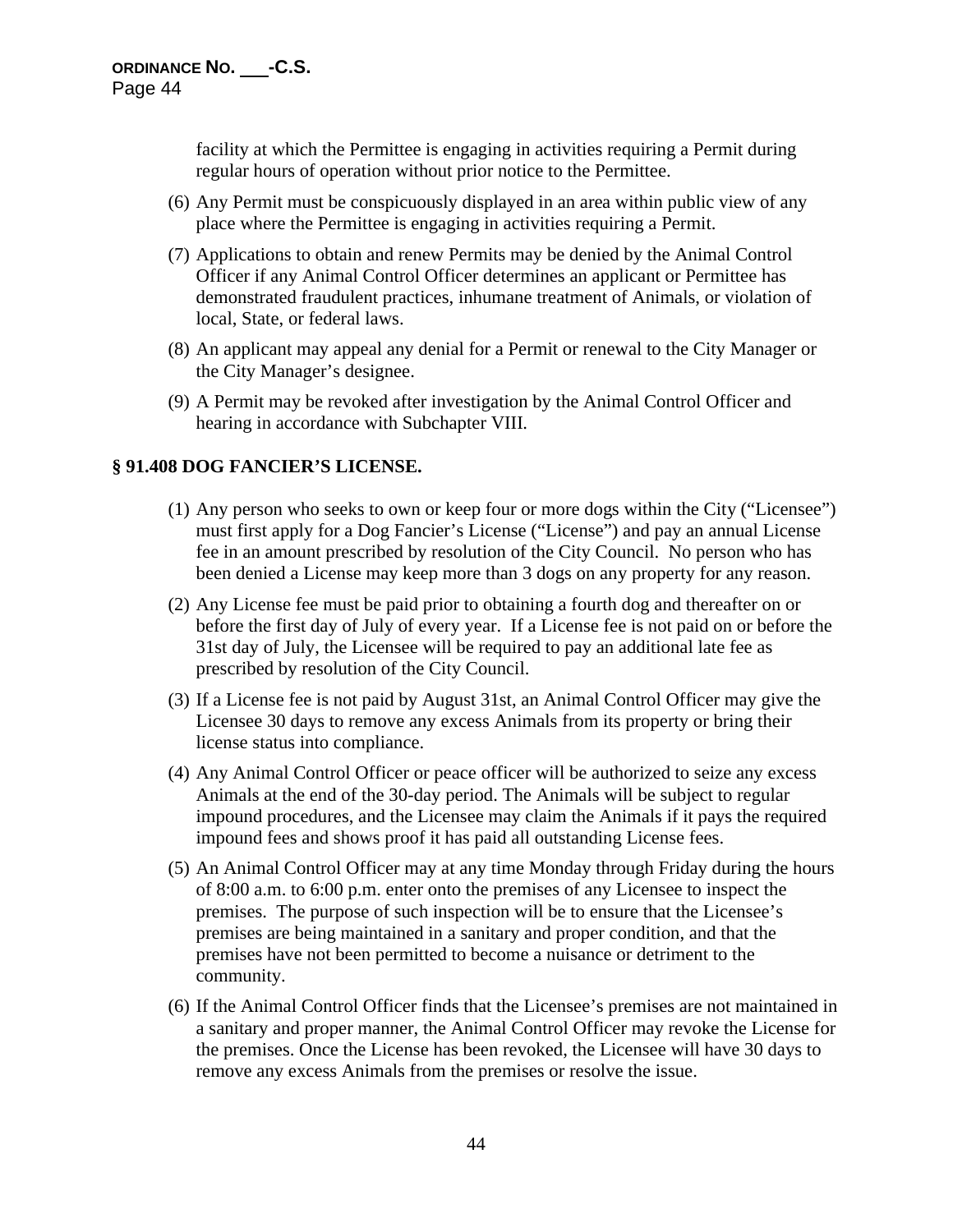facility at which the Permittee is engaging in activities requiring a Permit during regular hours of operation without prior notice to the Permittee.

(6) Any Permit must be conspicuously displayed in an area within public view of any place where the Permittee is engaging in activities requiring a Permit.

(7) Applications to obtain and renew Permits may be denied by the Animal Control Officer if any Animal Control Officer determines an applicant or Permittee has demonstrated fraudulent practices, inhumane treatment of Animals, or violation of local, State, or federal laws.

(8) An applicant may appeal any denial for a Permit or renewal to the City Manager or the City Manager's designee.

(9) A Permit may be revoked after investigation by the Animal Control Officer and hearing in accordance with Subchapter VIII.

## § 91.408 DOG FANCIER'S LICENSE.

(1) Any person who seeks to own or keep four or more dogs within the City ("Licensee") must first apply for a Dog Fancier's License ("License") and pay an annual License fee in an amount prescribed by resolution of the City Council. No person who has been denied a License may keep more than 3 dogs on any property for any reason.

(2) Any License fee must be paid prior to obtaining a fourth dog and thereafter on or before the first day of July of every year. If a License fee is not paid on or before the 31st day of July, the Licensee will be required to pay an additional late fee as prescribed by resolution of the City Council.

(3) If a License fee is not paid by August 31st, an Animal Control Officer may give the Licensee 30 days to remove any excess Animals from its property or bring their license status into compliance.

(4) Any Animal Control Officer or peace officer will be authorized to seize any excess Animals at the end of the 30-day period. The Animals will be subject to regular impound procedures, and the Licensee may claim the Animals if it pays the required impound fees and shows proof it has paid all outstanding License fees.

(5) An Animal Control Officer may at any time Monday through Friday during the hours of 8:00 a.m. to 6:00 p.m. enter onto the premises of any Licensee to inspect the premises. The purpose of such inspection will be to ensure that the Licensee's premises are being maintained in a sanitary and proper condition, and that the premises have not been permitted to become a nuisance or detriment to the community.

(6) If the Animal Control Officer finds that the Licensee's premises are not maintained in a sanitary and proper manner, the Animal Control Officer may revoke the License for the premises. Once the License has been revoked, the Licensee will have 30 days to remove any excess Animals from the premises or resolve the issue.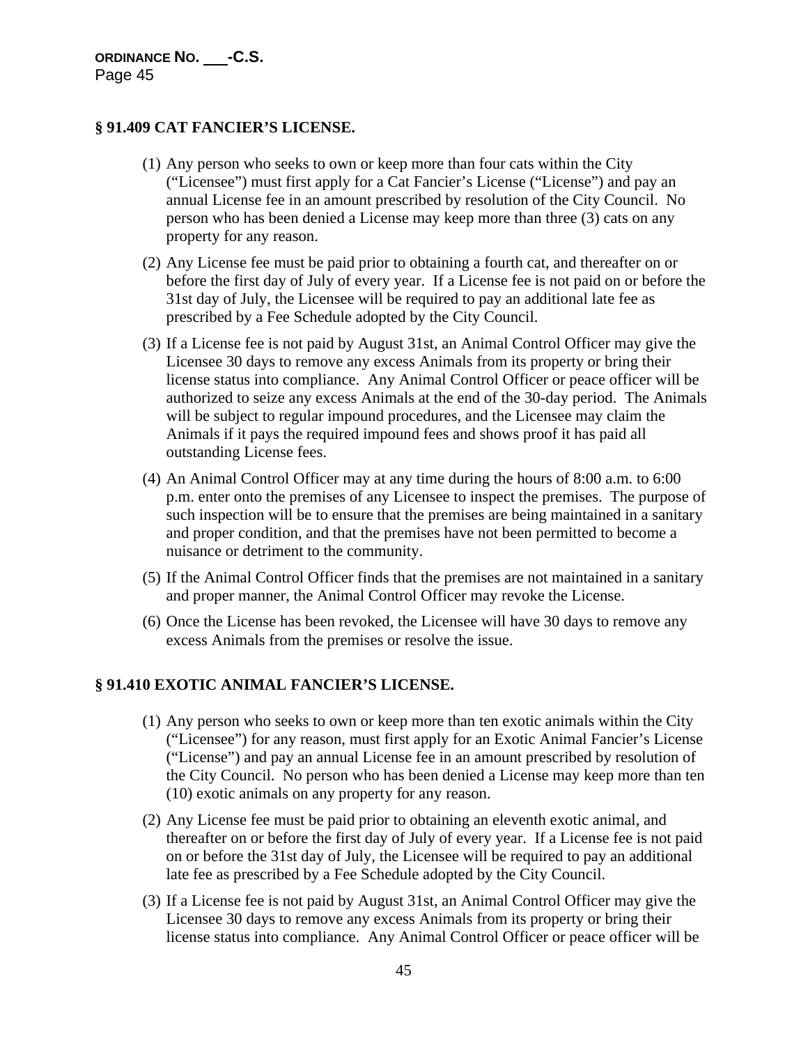## § 91.409 CAT FANCIER'S LICENSE.

(1) Any person who seeks to own or keep more than four cats within the City ("Licensee") must first apply for a Cat Fancier's License ("License") and pay an annual License fee in an amount prescribed by resolution of the City Council. No person who has been denied a License may keep more than three (3) cats on any property for any reason.

(2) Any License fee must be paid prior to obtaining a fourth cat, and thereafter on or before the first day of July of every year. If a License fee is not paid on or before the 31st day of July, the Licensee will be required to pay an additional late fee as prescribed by a Fee Schedule adopted by the City Council.

(3) If a License fee is not paid by August 31st, an Animal Control Officer may give the Licensee 30 days to remove any excess Animals from its property or bring their license status into compliance. Any Animal Control Officer or peace officer will be authorized to seize any excess Animals at the end of the 30-day period. The Animals will be subject to regular impound procedures, and the Licensee may claim the Animals if it pays the required impound fees and shows proof it has paid all outstanding License fees.

(4) An Animal Control Officer may at any time during the hours of 8:00 a.m. to 6:00 p.m. enter onto the premises of any Licensee to inspect the premises. The purpose of such inspection will be to ensure that the premises are being maintained in a sanitary and proper condition, and that the premises have not been permitted to become a nuisance or detriment to the community.

(5) If the Animal Control Officer finds that the premises are not maintained in a sanitary and proper manner, the Animal Control Officer may revoke the License.

(6) Once the License has been revoked, the Licensee will have 30 days to remove any excess Animals from the premises or resolve the issue.

## § 91.410 EXOTIC ANIMAL FANCIER'S LICENSE.

(1) Any person who seeks to own or keep more than ten exotic animals within the City ("Licensee") for any reason, must first apply for an Exotic Animal Fancier's License ("License") and pay an annual License fee in an amount prescribed by resolution of the City Council. No person who has been denied a License may keep more than ten (10) exotic animals on any property for any reason.

(2) Any License fee must be paid prior to obtaining an eleventh exotic animal, and thereafter on or before the first day of July of every year. If a License fee is not paid on or before the 31st day of July, the Licensee will be required to pay an additional late fee as prescribed by a Fee Schedule adopted by the City Council.

(3) If a License fee is not paid by August 31st, an Animal Control Officer may give the Licensee 30 days to remove any excess Animals from its property or bring their license status into compliance. Any Animal Control Officer or peace officer will be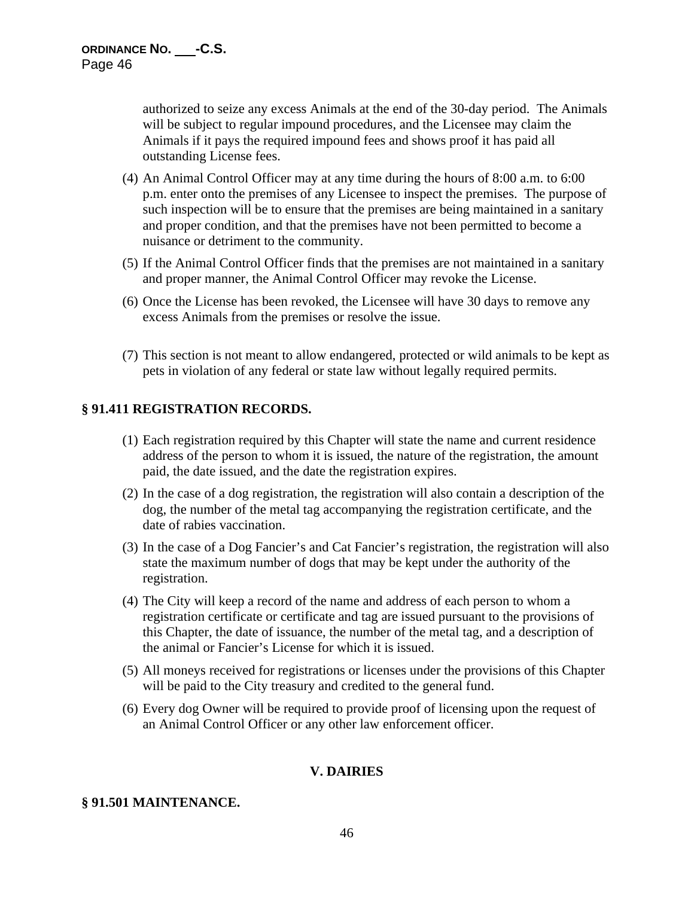authorized to seize any excess Animals at the end of the 30-day period. The Animals will be subject to regular impound procedures, and the Licensee may claim the Animals if it pays the required impound fees and shows proof it has paid all outstanding License fees.

(4) An Animal Control Officer may at any time during the hours of 8:00 a.m. to 6:00 p.m. enter onto the premises of any Licensee to inspect the premises. The purpose of such inspection will be to ensure that the premises are being maintained in a sanitary and proper condition, and that the premises have not been permitted to become a nuisance or detriment to the community.

(5) If the Animal Control Officer finds that the premises are not maintained in a sanitary and proper manner, the Animal Control Officer may revoke the License.

(6) Once the License has been revoked, the Licensee will have 30 days to remove any excess Animals from the premises or resolve the issue.

(7) This section is not meant to allow endangered, protected or wild animals to be kept as pets in violation of any federal or state law without legally required permits.

### § 91.411 REGISTRATION RECORDS.

(1) Each registration required by this Chapter will state the name and current residence address of the person to whom it is issued, the nature of the registration, the amount paid, the date issued, and the date the registration expires.

(2) In the case of a dog registration, the registration will also contain a description of the dog, the number of the metal tag accompanying the registration certificate, and the date of rabies vaccination.

(3) In the case of a Dog Fancier's and Cat Fancier's registration, the registration will also state the maximum number of dogs that may be kept under the authority of the registration.

(4) The City will keep a record of the name and address of each person to whom a registration certificate or certificate and tag are issued pursuant to the provisions of this Chapter, the date of issuance, the number of the metal tag, and a description of the animal or Fancier's License for which it is issued.

(5) All moneys received for registrations or licenses under the provisions of this Chapter will be paid to the City treasury and credited to the general fund.

(6) Every dog Owner will be required to provide proof of licensing upon the request of an Animal Control Officer or any other law enforcement officer.

## V. DAIRIES

### § 91.501 MAINTENANCE.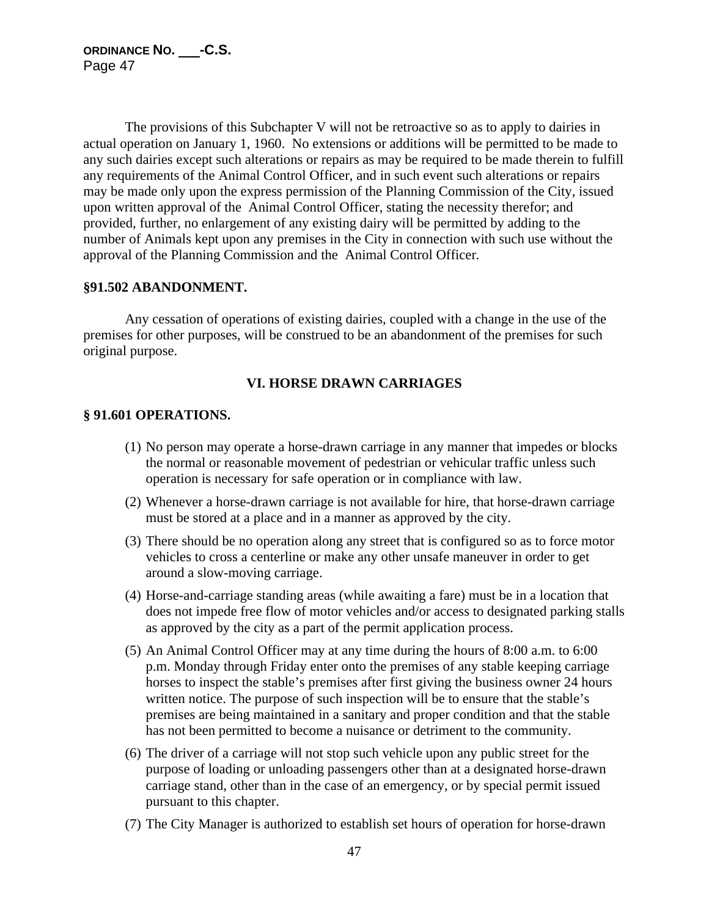The provisions of this Subchapter V will not be retroactive so as to apply to dairies in actual operation on January 1, 1960. No extensions or additions will be permitted to be made to any such dairies except such alterations or repairs as may be required to be made therein to fulfill any requirements of the Animal Control Officer, and in such event such alterations or repairs may be made only upon the express permission of the Planning Commission of the City, issued upon written approval of the Animal Control Officer, stating the necessity therefor; and provided, further, no enlargement of any existing dairy will be permitted by adding to the number of Animals kept upon any premises in the City in connection with such use without the approval of the Planning Commission and the Animal Control Officer.

**§91.502 ABANDONMENT.**

Any cessation of operations of existing dairies, coupled with a change in the use of the premises for other purposes, will be construed to be an abandonment of the premises for such original purpose.

## VI. HORSE DRAWN CARRIAGES

**§ 91.601 OPERATIONS.**

(1) No person may operate a horse-drawn carriage in any manner that impedes or blocks the normal or reasonable movement of pedestrian or vehicular traffic unless such operation is necessary for safe operation or in compliance with law.

(2) Whenever a horse-drawn carriage is not available for hire, that horse-drawn carriage must be stored at a place and in a manner as approved by the city.

(3) There should be no operation along any street that is configured so as to force motor vehicles to cross a centerline or make any other unsafe maneuver in order to get around a slow-moving carriage.

(4) Horse-and-carriage standing areas (while awaiting a fare) must be in a location that does not impede free flow of motor vehicles and/or access to designated parking stalls as approved by the city as a part of the permit application process.

(5) An Animal Control Officer may at any time during the hours of 8:00 a.m. to 6:00 p.m. Monday through Friday enter onto the premises of any stable keeping carriage horses to inspect the stable's premises after first giving the business owner 24 hours written notice. The purpose of such inspection will be to ensure that the stable's premises are being maintained in a sanitary and proper condition and that the stable has not been permitted to become a nuisance or detriment to the community.

(6) The driver of a carriage will not stop such vehicle upon any public street for the purpose of loading or unloading passengers other than at a designated horse-drawn carriage stand, other than in the case of an emergency, or by special permit issued pursuant to this chapter.

(7) The City Manager is authorized to establish set hours of operation for horse-drawn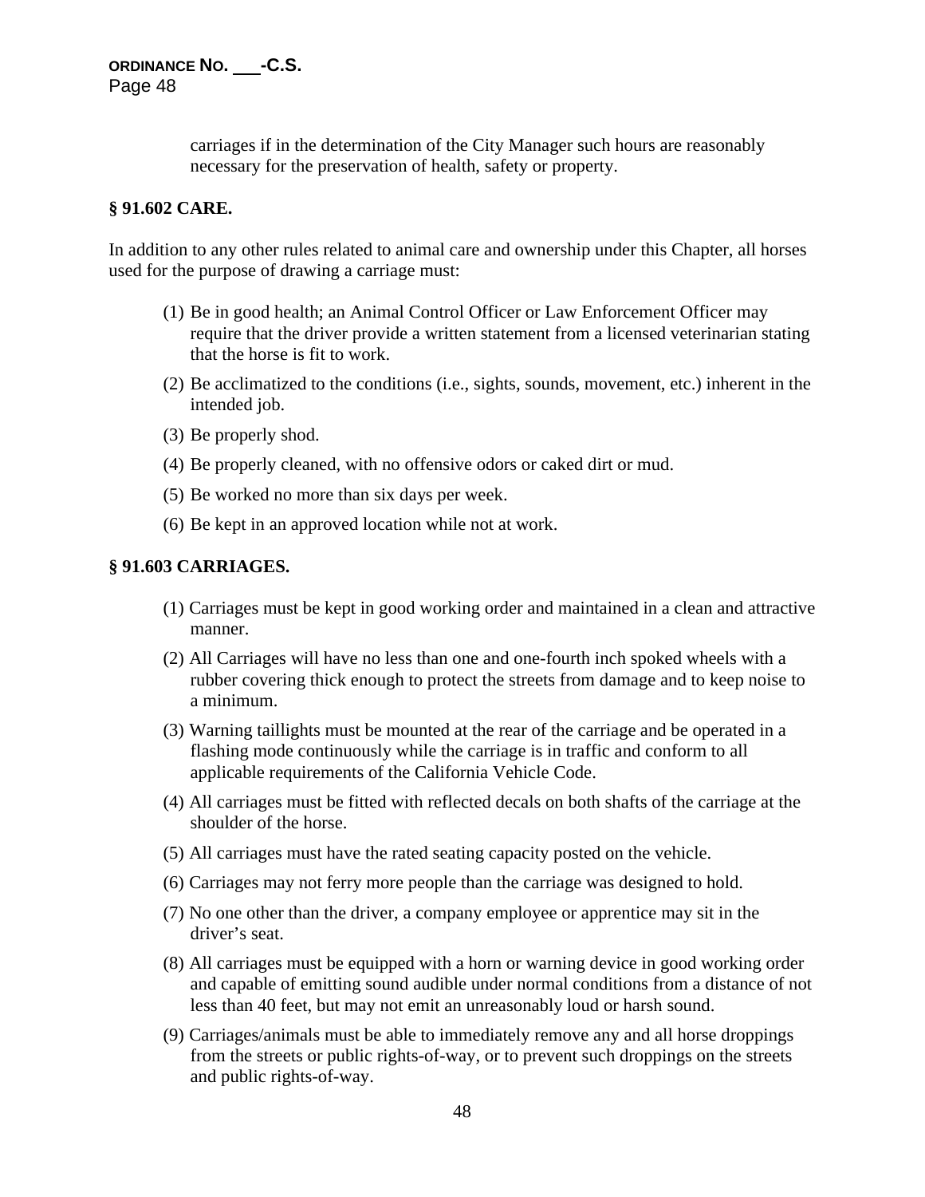carriages if in the determination of the City Manager such hours are reasonably necessary for the preservation of health, safety or property.

**§ 91.602 CARE.**

In addition to any other rules related to animal care and ownership under this Chapter, all horses used for the purpose of drawing a carriage must:

(1) Be in good health; an Animal Control Officer or Law Enforcement Officer may require that the driver provide a written statement from a licensed veterinarian stating that the horse is fit to work.

(2) Be acclimatized to the conditions (i.e., sights, sounds, movement, etc.) inherent in the intended job.

(3) Be properly shod.

(4) Be properly cleaned, with no offensive odors or caked dirt or mud.

(5) Be worked no more than six days per week.

(6) Be kept in an approved location while not at work.

**§ 91.603 CARRIAGES.**

(1) Carriages must be kept in good working order and maintained in a clean and attractive manner.

(2) All Carriages will have no less than one and one-fourth inch spoked wheels with a rubber covering thick enough to protect the streets from damage and to keep noise to a minimum.

(3) Warning taillights must be mounted at the rear of the carriage and be operated in a flashing mode continuously while the carriage is in traffic and conform to all applicable requirements of the California Vehicle Code.

(4) All carriages must be fitted with reflected decals on both shafts of the carriage at the shoulder of the horse.

(5) All carriages must have the rated seating capacity posted on the vehicle.

(6) Carriages may not ferry more people than the carriage was designed to hold.

(7) No one other than the driver, a company employee or apprentice may sit in the driver's seat.

(8) All carriages must be equipped with a horn or warning device in good working order and capable of emitting sound audible under normal conditions from a distance of not less than 40 feet, but may not emit an unreasonably loud or harsh sound.

(9) Carriages/animals must be able to immediately remove any and all horse droppings from the streets or public rights-of-way, or to prevent such droppings on the streets and public rights-of-way.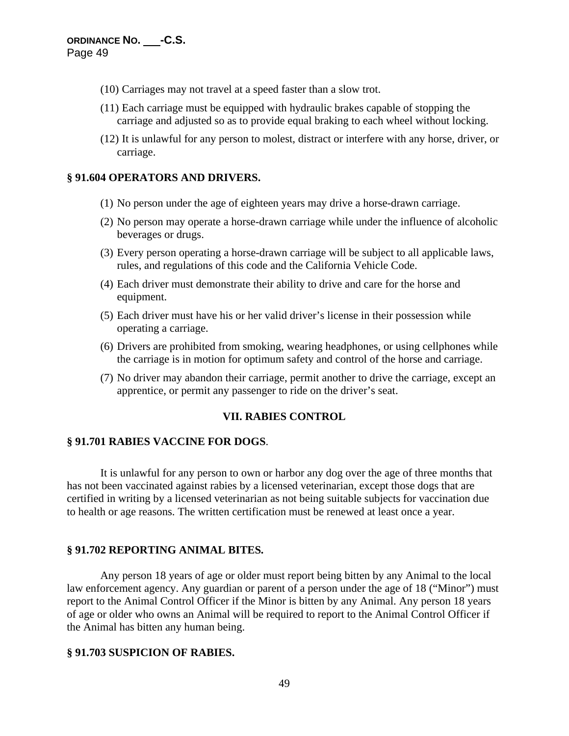(10) Carriages may not travel at a speed faster than a slow trot.

(11) Each carriage must be equipped with hydraulic brakes capable of stopping the carriage and adjusted so as to provide equal braking to each wheel without locking.

(12) It is unlawful for any person to molest, distract or interfere with any horse, driver, or carriage.

**§ 91.604 OPERATORS AND DRIVERS.**

(1) No person under the age of eighteen years may drive a horse-drawn carriage.

(2) No person may operate a horse-drawn carriage while under the influence of alcoholic beverages or drugs.

(3) Every person operating a horse-drawn carriage will be subject to all applicable laws, rules, and regulations of this code and the California Vehicle Code.

(4) Each driver must demonstrate their ability to drive and care for the horse and equipment.

(5) Each driver must have his or her valid driver's license in their possession while operating a carriage.

(6) Drivers are prohibited from smoking, wearing headphones, or using cellphones while the carriage is in motion for optimum safety and control of the horse and carriage.

(7) No driver may abandon their carriage, permit another to drive the carriage, except an apprentice, or permit any passenger to ride on the driver's seat.

## VII. RABIES CONTROL

**§ 91.701 RABIES VACCINE FOR DOGS**.

It is unlawful for any person to own or harbor any dog over the age of three months that has not been vaccinated against rabies by a licensed veterinarian, except those dogs that are certified in writing by a licensed veterinarian as not being suitable subjects for vaccination due to health or age reasons. The written certification must be renewed at least once a year.

**§ 91.702 REPORTING ANIMAL BITES.**

Any person 18 years of age or older must report being bitten by any Animal to the local law enforcement agency. Any guardian or parent of a person under the age of 18 ("Minor") must report to the Animal Control Officer if the Minor is bitten by any Animal. Any person 18 years of age or older who owns an Animal will be required to report to the Animal Control Officer if the Animal has bitten any human being.

**§ 91.703 SUSPICION OF RABIES.**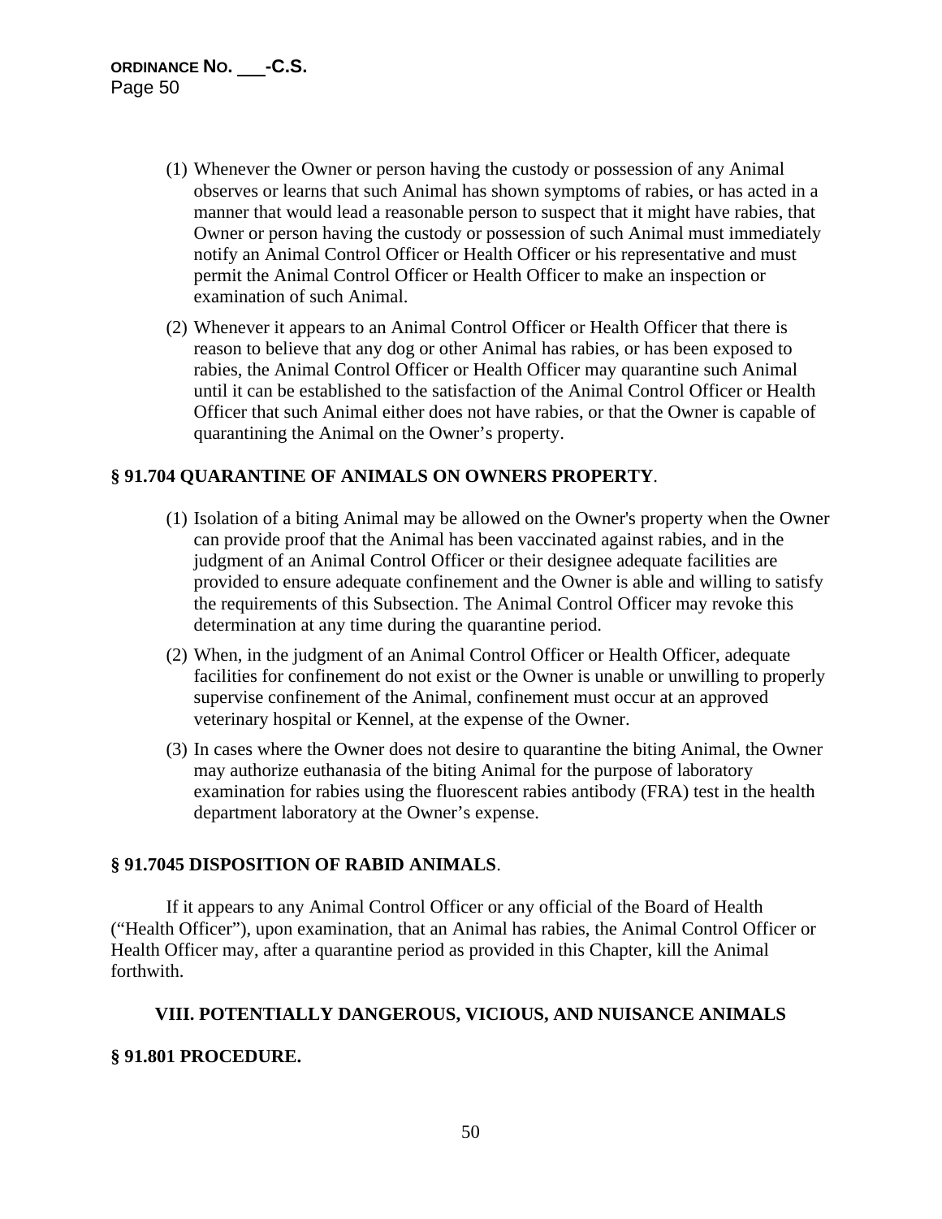(1) Whenever the Owner or person having the custody or possession of any Animal observes or learns that such Animal has shown symptoms of rabies, or has acted in a manner that would lead a reasonable person to suspect that it might have rabies, that Owner or person having the custody or possession of such Animal must immediately notify an Animal Control Officer or Health Officer or his representative and must permit the Animal Control Officer or Health Officer to make an inspection or examination of such Animal.

(2) Whenever it appears to an Animal Control Officer or Health Officer that there is reason to believe that any dog or other Animal has rabies, or has been exposed to rabies, the Animal Control Officer or Health Officer may quarantine such Animal until it can be established to the satisfaction of the Animal Control Officer or Health Officer that such Animal either does not have rabies, or that the Owner is capable of quarantining the Animal on the Owner's property.

**§ 91.704 QUARANTINE OF ANIMALS ON OWNERS PROPERTY**.

(1) Isolation of a biting Animal may be allowed on the Owner's property when the Owner can provide proof that the Animal has been vaccinated against rabies, and in the judgment of an Animal Control Officer or their designee adequate facilities are provided to ensure adequate confinement and the Owner is able and willing to satisfy the requirements of this Subsection. The Animal Control Officer may revoke this determination at any time during the quarantine period.

(2) When, in the judgment of an Animal Control Officer or Health Officer, adequate facilities for confinement do not exist or the Owner is unable or unwilling to properly supervise confinement of the Animal, confinement must occur at an approved veterinary hospital or Kennel, at the expense of the Owner.

(3) In cases where the Owner does not desire to quarantine the biting Animal, the Owner may authorize euthanasia of the biting Animal for the purpose of laboratory examination for rabies using the fluorescent rabies antibody (FRA) test in the health department laboratory at the Owner's expense.

**§ 91.7045 DISPOSITION OF RABID ANIMALS**.

If it appears to any Animal Control Officer or any official of the Board of Health ("Health Officer"), upon examination, that an Animal has rabies, the Animal Control Officer or Health Officer may, after a quarantine period as provided in this Chapter, kill the Animal forthwith.

## VIII. POTENTIALLY DANGEROUS, VICIOUS, AND NUISANCE ANIMALS

**§ 91.801 PROCEDURE.**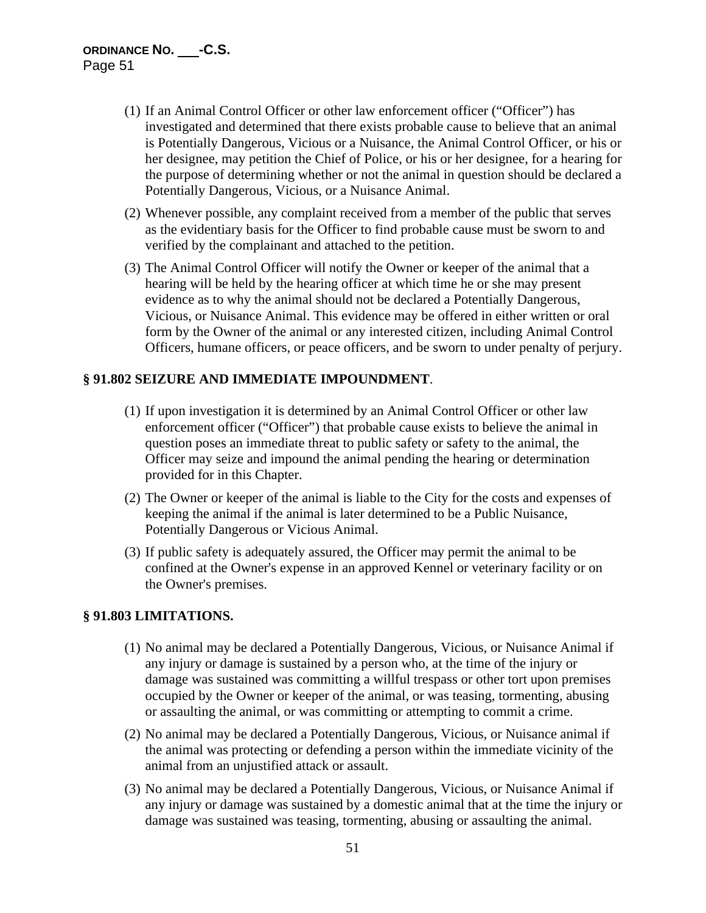(1) If an Animal Control Officer or other law enforcement officer ("Officer") has investigated and determined that there exists probable cause to believe that an animal is Potentially Dangerous, Vicious or a Nuisance, the Animal Control Officer, or his or her designee, may petition the Chief of Police, or his or her designee, for a hearing for the purpose of determining whether or not the animal in question should be declared a Potentially Dangerous, Vicious, or a Nuisance Animal.

(2) Whenever possible, any complaint received from a member of the public that serves as the evidentiary basis for the Officer to find probable cause must be sworn to and verified by the complainant and attached to the petition.

(3) The Animal Control Officer will notify the Owner or keeper of the animal that a hearing will be held by the hearing officer at which time he or she may present evidence as to why the animal should not be declared a Potentially Dangerous, Vicious, or Nuisance Animal. This evidence may be offered in either written or oral form by the Owner of the animal or any interested citizen, including Animal Control Officers, humane officers, or peace officers, and be sworn to under penalty of perjury.

**§ 91.802 SEIZURE AND IMMEDIATE IMPOUNDMENT**.

(1) If upon investigation it is determined by an Animal Control Officer or other law enforcement officer ("Officer") that probable cause exists to believe the animal in question poses an immediate threat to public safety or safety to the animal, the Officer may seize and impound the animal pending the hearing or determination provided for in this Chapter.

(2) The Owner or keeper of the animal is liable to the City for the costs and expenses of keeping the animal if the animal is later determined to be a Public Nuisance, Potentially Dangerous or Vicious Animal.

(3) If public safety is adequately assured, the Officer may permit the animal to be confined at the Owner's expense in an approved Kennel or veterinary facility or on the Owner's premises.

**§ 91.803 LIMITATIONS.**

(1) No animal may be declared a Potentially Dangerous, Vicious, or Nuisance Animal if any injury or damage is sustained by a person who, at the time of the injury or damage was sustained was committing a willful trespass or other tort upon premises occupied by the Owner or keeper of the animal, or was teasing, tormenting, abusing or assaulting the animal, or was committing or attempting to commit a crime.

(2) No animal may be declared a Potentially Dangerous, Vicious, or Nuisance animal if the animal was protecting or defending a person within the immediate vicinity of the animal from an unjustified attack or assault.

(3) No animal may be declared a Potentially Dangerous, Vicious, or Nuisance Animal if any injury or damage was sustained by a domestic animal that at the time the injury or damage was sustained was teasing, tormenting, abusing or assaulting the animal.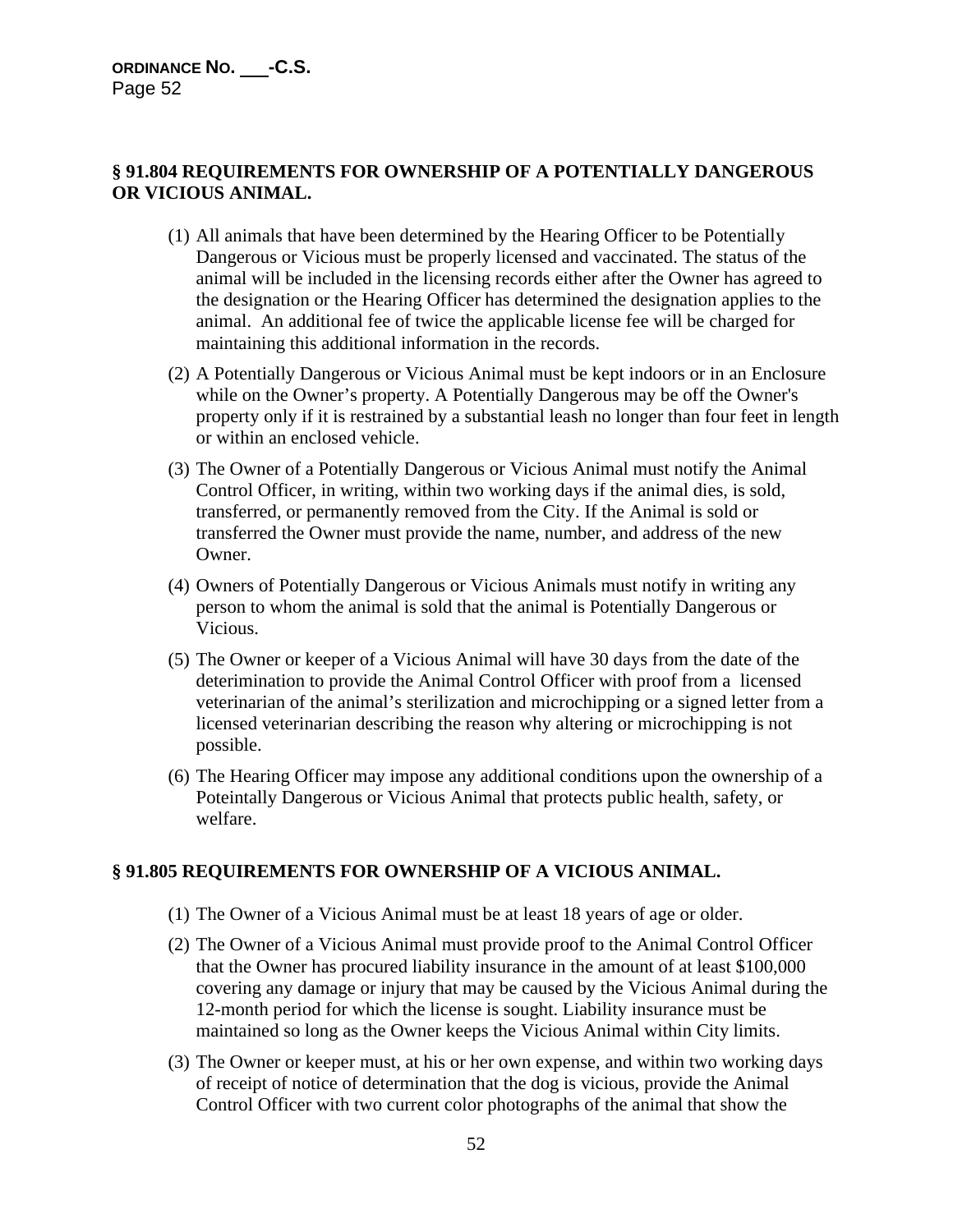## § 91.804 REQUIREMENTS FOR OWNERSHIP OF A POTENTIALLY DANGEROUS OR VICIOUS ANIMAL.

(1) All animals that have been determined by the Hearing Officer to be Potentially Dangerous or Vicious must be properly licensed and vaccinated. The status of the animal will be included in the licensing records either after the Owner has agreed to the designation or the Hearing Officer has determined the designation applies to the animal. An additional fee of twice the applicable license fee will be charged for maintaining this additional information in the records.

(2) A Potentially Dangerous or Vicious Animal must be kept indoors or in an Enclosure while on the Owner's property. A Potentially Dangerous may be off the Owner's property only if it is restrained by a substantial leash no longer than four feet in length or within an enclosed vehicle.

(3) The Owner of a Potentially Dangerous or Vicious Animal must notify the Animal Control Officer, in writing, within two working days if the animal dies, is sold, transferred, or permanently removed from the City. If the Animal is sold or transferred the Owner must provide the name, number, and address of the new Owner.

(4) Owners of Potentially Dangerous or Vicious Animals must notify in writing any person to whom the animal is sold that the animal is Potentially Dangerous or Vicious.

(5) The Owner or keeper of a Vicious Animal will have 30 days from the date of the deterimination to provide the Animal Control Officer with proof from a licensed veterinarian of the animal's sterilization and microchipping or a signed letter from a licensed veterinarian describing the reason why altering or microchipping is not possible.

(6) The Hearing Officer may impose any additional conditions upon the ownership of a Poteintally Dangerous or Vicious Animal that protects public health, safety, or welfare.

## § 91.805 REQUIREMENTS FOR OWNERSHIP OF A VICIOUS ANIMAL.

(1) The Owner of a Vicious Animal must be at least 18 years of age or older.

(2) The Owner of a Vicious Animal must provide proof to the Animal Control Officer that the Owner has procured liability insurance in the amount of at least $100,000 covering any damage or injury that may be caused by the Vicious Animal during the 12-month period for which the license is sought. Liability insurance must be maintained so long as the Owner keeps the Vicious Animal within City limits.

(3) The Owner or keeper must, at his or her own expense, and within two working days of receipt of notice of determination that the dog is vicious, provide the Animal Control Officer with two current color photographs of the animal that show the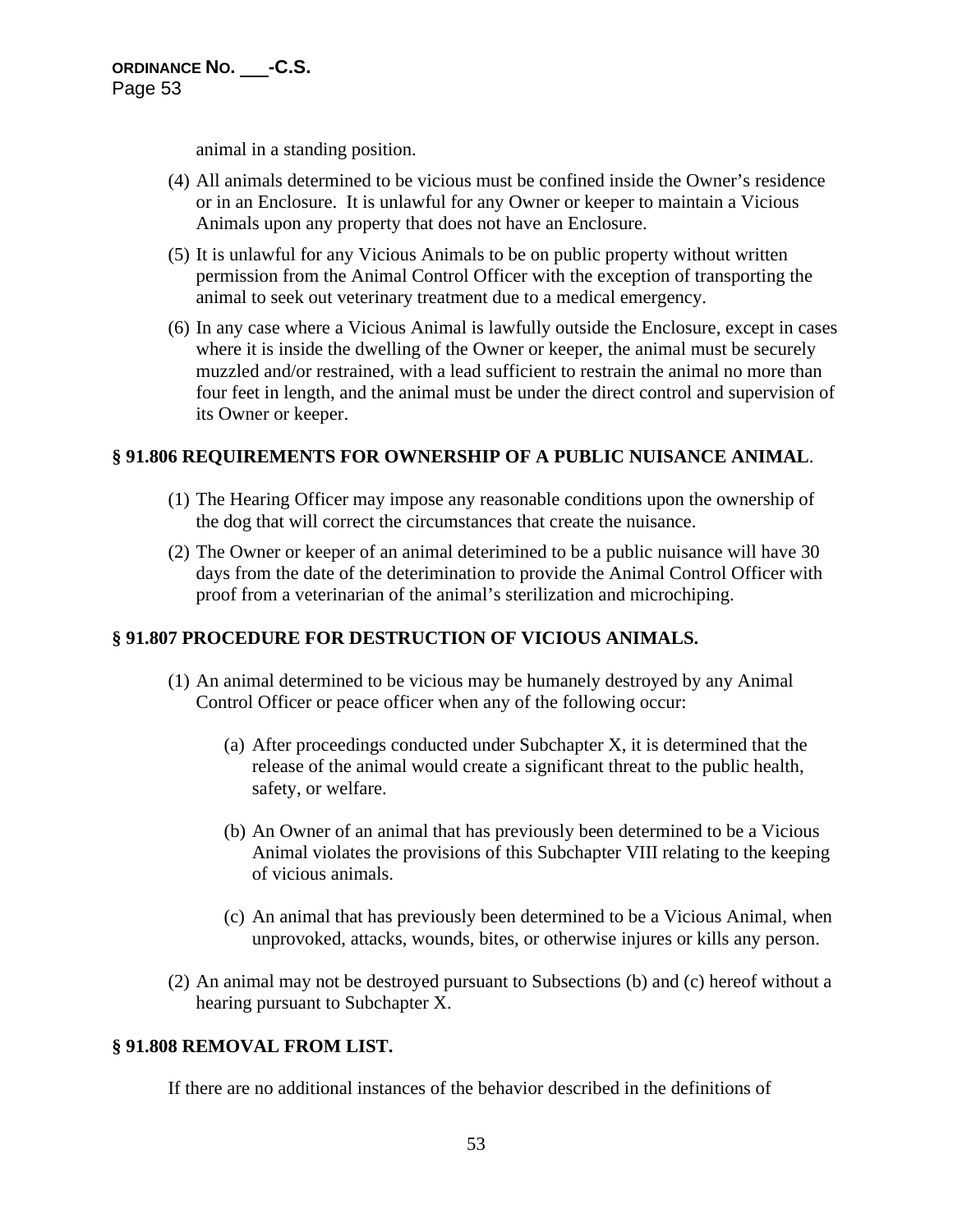animal in a standing position.

(4) All animals determined to be vicious must be confined inside the Owner's residence or in an Enclosure. It is unlawful for any Owner or keeper to maintain a Vicious Animals upon any property that does not have an Enclosure.

(5) It is unlawful for any Vicious Animals to be on public property without written permission from the Animal Control Officer with the exception of transporting the animal to seek out veterinary treatment due to a medical emergency.

(6) In any case where a Vicious Animal is lawfully outside the Enclosure, except in cases where it is inside the dwelling of the Owner or keeper, the animal must be securely muzzled and/or restrained, with a lead sufficient to restrain the animal no more than four feet in length, and the animal must be under the direct control and supervision of its Owner or keeper.

**§ 91.806 REQUIREMENTS FOR OWNERSHIP OF A PUBLIC NUISANCE ANIMAL**.

(1) The Hearing Officer may impose any reasonable conditions upon the ownership of the dog that will correct the circumstances that create the nuisance.

(2) The Owner or keeper of an animal deterimined to be a public nuisance will have 30 days from the date of the deterimination to provide the Animal Control Officer with proof from a veterinarian of the animal's sterilization and microchiping.

**§ 91.807 PROCEDURE FOR DESTRUCTION OF VICIOUS ANIMALS.**

(1) An animal determined to be vicious may be humanely destroyed by any Animal Control Officer or peace officer when any of the following occur:

(a) After proceedings conducted under Subchapter X, it is determined that the release of the animal would create a significant threat to the public health, safety, or welfare.

(b) An Owner of an animal that has previously been determined to be a Vicious Animal violates the provisions of this Subchapter VIII relating to the keeping of vicious animals.

(c) An animal that has previously been determined to be a Vicious Animal, when unprovoked, attacks, wounds, bites, or otherwise injures or kills any person.

(2) An animal may not be destroyed pursuant to Subsections (b) and (c) hereof without a hearing pursuant to Subchapter X.

**§ 91.808 REMOVAL FROM LIST.**

If there are no additional instances of the behavior described in the definitions of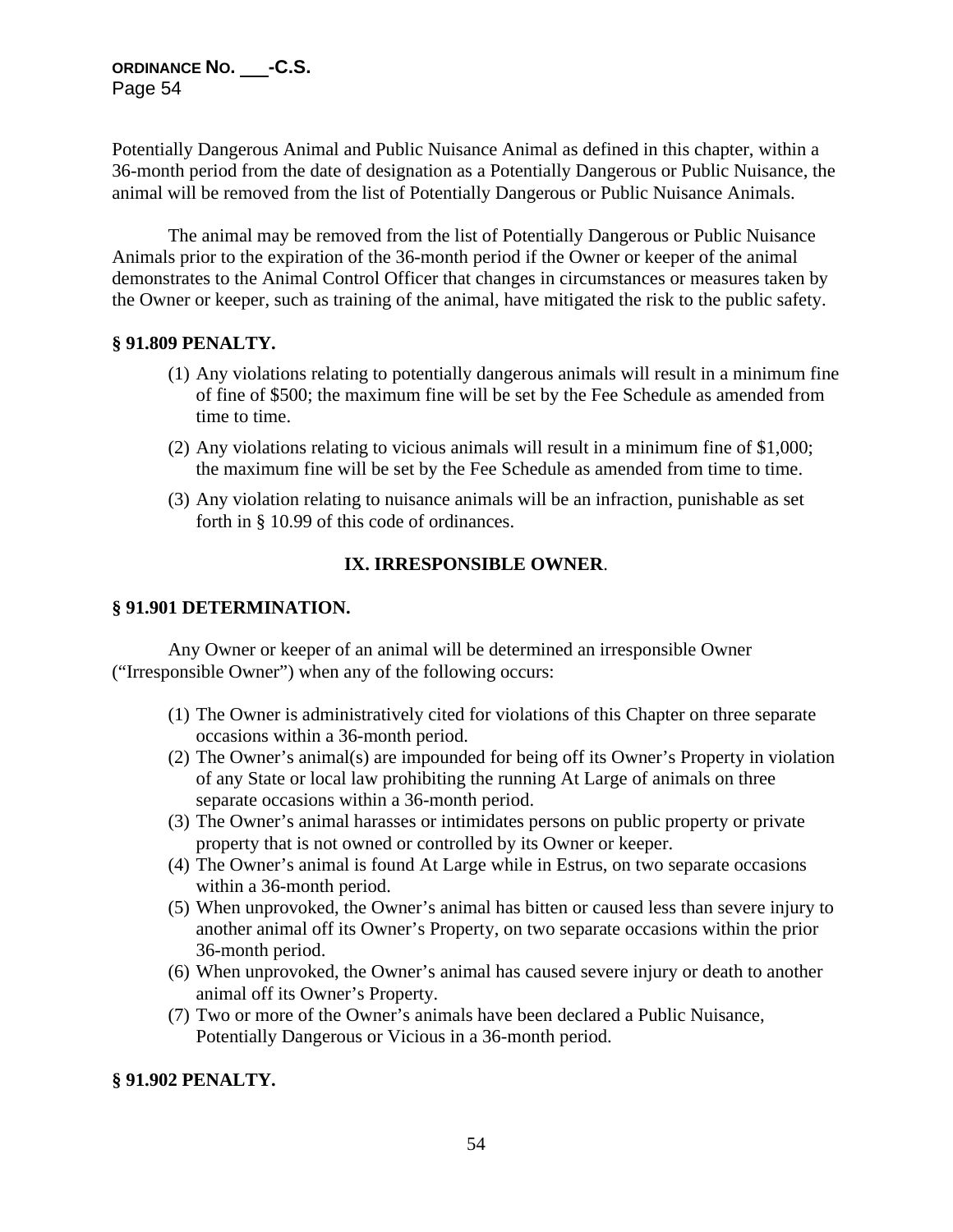Potentially Dangerous Animal and Public Nuisance Animal as defined in this chapter, within a 36-month period from the date of designation as a Potentially Dangerous or Public Nuisance, the animal will be removed from the list of Potentially Dangerous or Public Nuisance Animals.

The animal may be removed from the list of Potentially Dangerous or Public Nuisance Animals prior to the expiration of the 36-month period if the Owner or keeper of the animal demonstrates to the Animal Control Officer that changes in circumstances or measures taken by the Owner or keeper, such as training of the animal, have mitigated the risk to the public safety.

**§ 91.809 PENALTY.**

(1) Any violations relating to potentially dangerous animals will result in a minimum fine of fine of $500; the maximum fine will be set by the Fee Schedule as amended from time to time.

(2) Any violations relating to vicious animals will result in a minimum fine of $1,000; the maximum fine will be set by the Fee Schedule as amended from time to time.

(3) Any violation relating to nuisance animals will be an infraction, punishable as set forth in § 10.99 of this code of ordinances.

## IX. IRRESPONSIBLE OWNER.

**§ 91.901 DETERMINATION.**

Any Owner or keeper of an animal will be determined an irresponsible Owner ("Irresponsible Owner") when any of the following occurs:

(1) The Owner is administratively cited for violations of this Chapter on three separate occasions within a 36-month period.
(2) The Owner's animal(s) are impounded for being off its Owner's Property in violation of any State or local law prohibiting the running At Large of animals on three separate occasions within a 36-month period.
(3) The Owner's animal harasses or intimidates persons on public property or private property that is not owned or controlled by its Owner or keeper.
(4) The Owner's animal is found At Large while in Estrus, on two separate occasions within a 36-month period.
(5) When unprovoked, the Owner's animal has bitten or caused less than severe injury to another animal off its Owner's Property, on two separate occasions within the prior 36-month period.
(6) When unprovoked, the Owner's animal has caused severe injury or death to another animal off its Owner's Property.
(7) Two or more of the Owner's animals have been declared a Public Nuisance, Potentially Dangerous or Vicious in a 36-month period.

**§ 91.902 PENALTY.**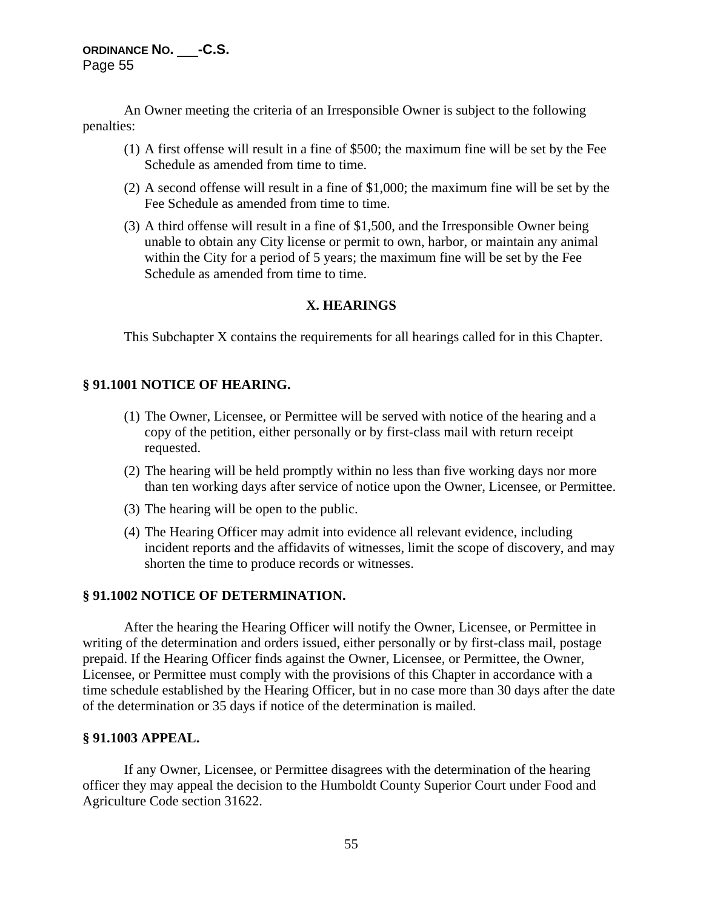An Owner meeting the criteria of an Irresponsible Owner is subject to the following penalties:

(1) A first offense will result in a fine of $500; the maximum fine will be set by the Fee Schedule as amended from time to time.

(2) A second offense will result in a fine of $1,000; the maximum fine will be set by the Fee Schedule as amended from time to time.

(3) A third offense will result in a fine of $1,500, and the Irresponsible Owner being unable to obtain any City license or permit to own, harbor, or maintain any animal within the City for a period of 5 years; the maximum fine will be set by the Fee Schedule as amended from time to time.

## X. HEARINGS

This Subchapter X contains the requirements for all hearings called for in this Chapter.

### § 91.1001 NOTICE OF HEARING.

(1) The Owner, Licensee, or Permittee will be served with notice of the hearing and a copy of the petition, either personally or by first-class mail with return receipt requested.

(2) The hearing will be held promptly within no less than five working days nor more than ten working days after service of notice upon the Owner, Licensee, or Permittee.

(3) The hearing will be open to the public.

(4) The Hearing Officer may admit into evidence all relevant evidence, including incident reports and the affidavits of witnesses, limit the scope of discovery, and may shorten the time to produce records or witnesses.

### § 91.1002 NOTICE OF DETERMINATION.

After the hearing the Hearing Officer will notify the Owner, Licensee, or Permittee in writing of the determination and orders issued, either personally or by first-class mail, postage prepaid. If the Hearing Officer finds against the Owner, Licensee, or Permittee, the Owner, Licensee, or Permittee must comply with the provisions of this Chapter in accordance with a time schedule established by the Hearing Officer, but in no case more than 30 days after the date of the determination or 35 days if notice of the determination is mailed.

### § 91.1003 APPEAL.

If any Owner, Licensee, or Permittee disagrees with the determination of the hearing officer they may appeal the decision to the Humboldt County Superior Court under Food and Agriculture Code section 31622.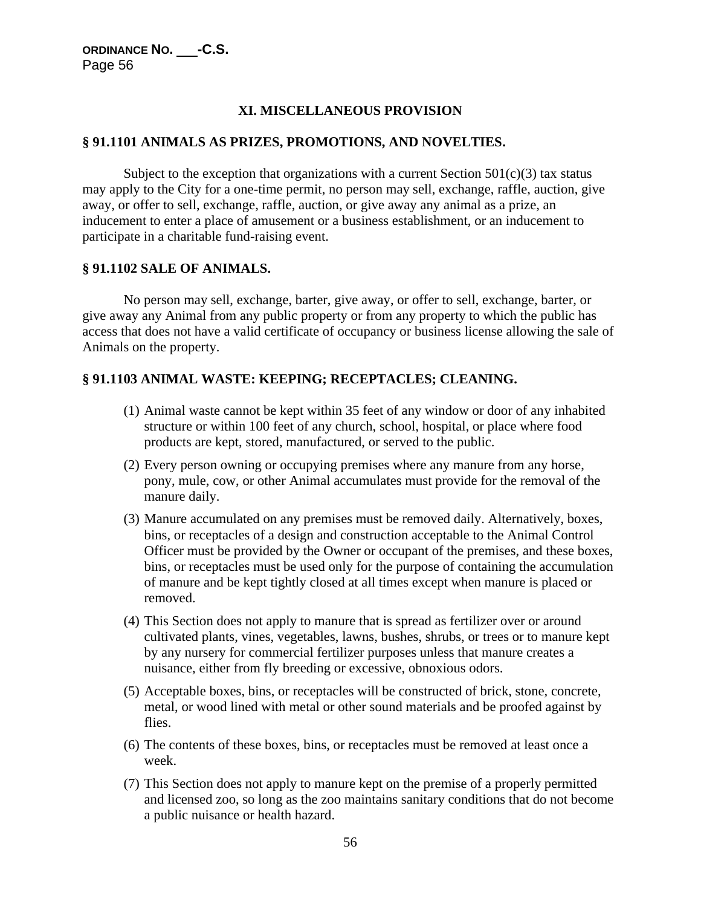## XI. MISCELLANEOUS PROVISION

### § 91.1101 ANIMALS AS PRIZES, PROMOTIONS, AND NOVELTIES.

Subject to the exception that organizations with a current Section 501(c)(3) tax status may apply to the City for a one-time permit, no person may sell, exchange, raffle, auction, give away, or offer to sell, exchange, raffle, auction, or give away any animal as a prize, an inducement to enter a place of amusement or a business establishment, or an inducement to participate in a charitable fund-raising event.

### § 91.1102 SALE OF ANIMALS.

No person may sell, exchange, barter, give away, or offer to sell, exchange, barter, or give away any Animal from any public property or from any property to which the public has access that does not have a valid certificate of occupancy or business license allowing the sale of Animals on the property.

### § 91.1103 ANIMAL WASTE: KEEPING; RECEPTACLES; CLEANING.

(1) Animal waste cannot be kept within 35 feet of any window or door of any inhabited structure or within 100 feet of any church, school, hospital, or place where food products are kept, stored, manufactured, or served to the public.

(2) Every person owning or occupying premises where any manure from any horse, pony, mule, cow, or other Animal accumulates must provide for the removal of the manure daily.

(3) Manure accumulated on any premises must be removed daily. Alternatively, boxes, bins, or receptacles of a design and construction acceptable to the Animal Control Officer must be provided by the Owner or occupant of the premises, and these boxes, bins, or receptacles must be used only for the purpose of containing the accumulation of manure and be kept tightly closed at all times except when manure is placed or removed.

(4) This Section does not apply to manure that is spread as fertilizer over or around cultivated plants, vines, vegetables, lawns, bushes, shrubs, or trees or to manure kept by any nursery for commercial fertilizer purposes unless that manure creates a nuisance, either from fly breeding or excessive, obnoxious odors.

(5) Acceptable boxes, bins, or receptacles will be constructed of brick, stone, concrete, metal, or wood lined with metal or other sound materials and be proofed against by flies.

(6) The contents of these boxes, bins, or receptacles must be removed at least once a week.

(7) This Section does not apply to manure kept on the premise of a properly permitted and licensed zoo, so long as the zoo maintains sanitary conditions that do not become a public nuisance or health hazard.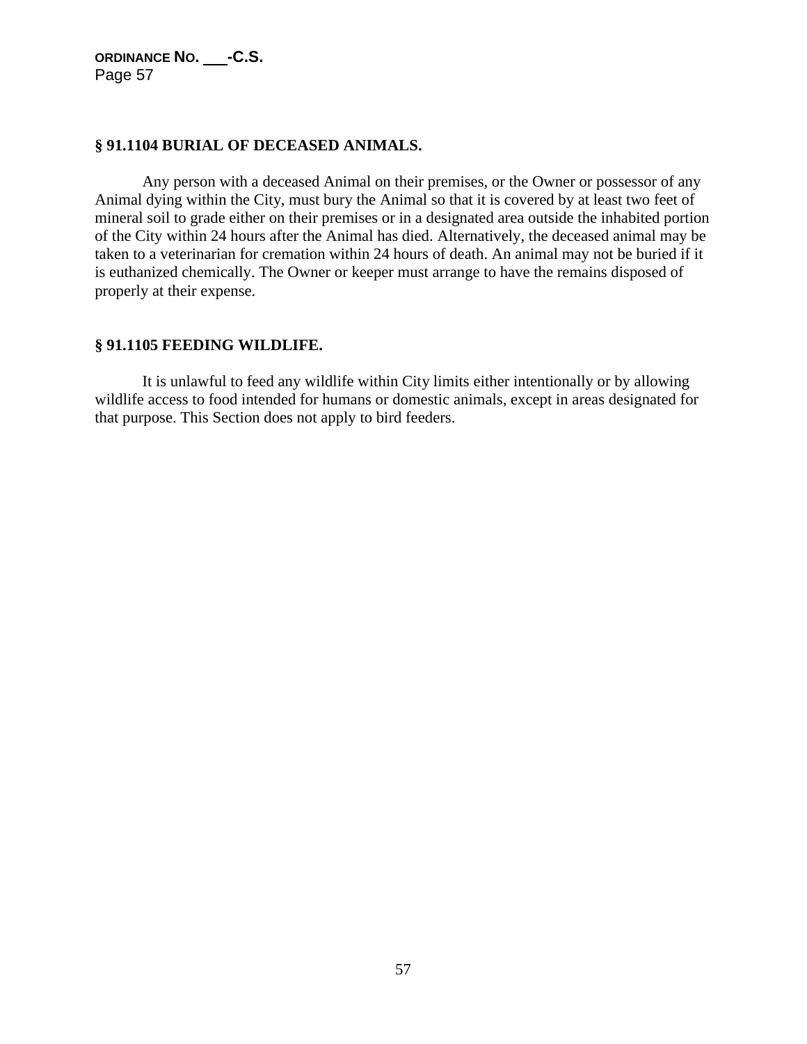**§ 91.1104 BURIAL OF DECEASED ANIMALS.**

Any person with a deceased Animal on their premises, or the Owner or possessor of any Animal dying within the City, must bury the Animal so that it is covered by at least two feet of mineral soil to grade either on their premises or in a designated area outside the inhabited portion of the City within 24 hours after the Animal has died. Alternatively, the deceased animal may be taken to a veterinarian for cremation within 24 hours of death. An animal may not be buried if it is euthanized chemically. The Owner or keeper must arrange to have the remains disposed of properly at their expense.

**§ 91.1105 FEEDING WILDLIFE.**

It is unlawful to feed any wildlife within City limits either intentionally or by allowing wildlife access to food intended for humans or domestic animals, except in areas designated for that purpose. This Section does not apply to bird feeders.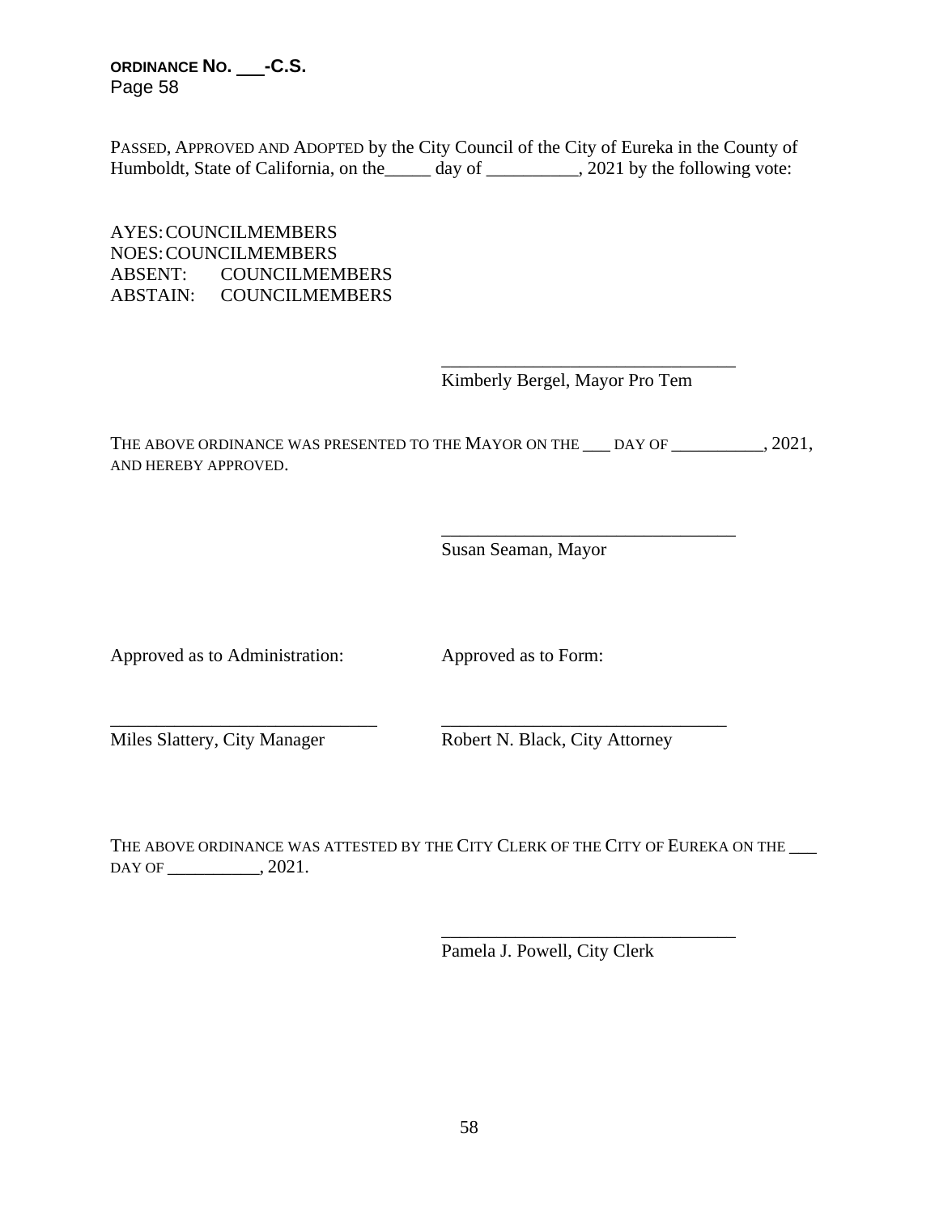PASSED, APPROVED AND ADOPTED by the City Council of the City of Eureka in the County of Humboldt, State of California, on the_____ day of __________, 2021 by the following vote:

AYES: COUNCILMEMBERS
NOES: COUNCILMEMBERS
ABSENT: COUNCILMEMBERS
ABSTAIN: COUNCILMEMBERS

________________________________
Kimberly Bergel, Mayor Pro Tem

THE ABOVE ORDINANCE WAS PRESENTED TO THE MAYOR ON THE ___ DAY OF __________, 2021, AND HEREBY APPROVED.

________________________________
Susan Seaman, Mayor

Approved as to Administration:

_____________________________
Miles Slattery, City Manager

Approved as to Form:

_______________________________
Robert N. Black, City Attorney

THE ABOVE ORDINANCE WAS ATTESTED BY THE CITY CLERK OF THE CITY OF EUREKA ON THE ___ DAY OF __________, 2021.

________________________________
Pamela J. Powell, City Clerk